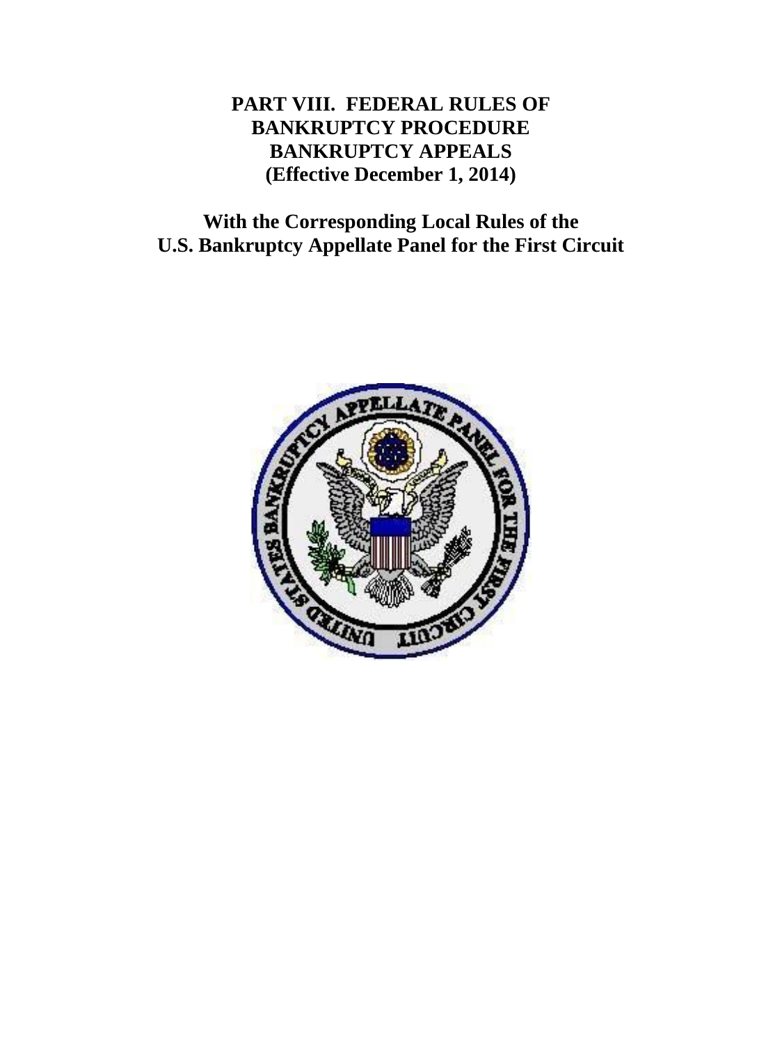# PART VIII. FEDERAL RULES OF BANKRUPTCY PROCEDURE BANKRUPTCY APPEALS (Effective December 1, 2014)

## With the Corresponding Local Rules of the U.S. Bankruptcy Appellate Panel for the First Circuit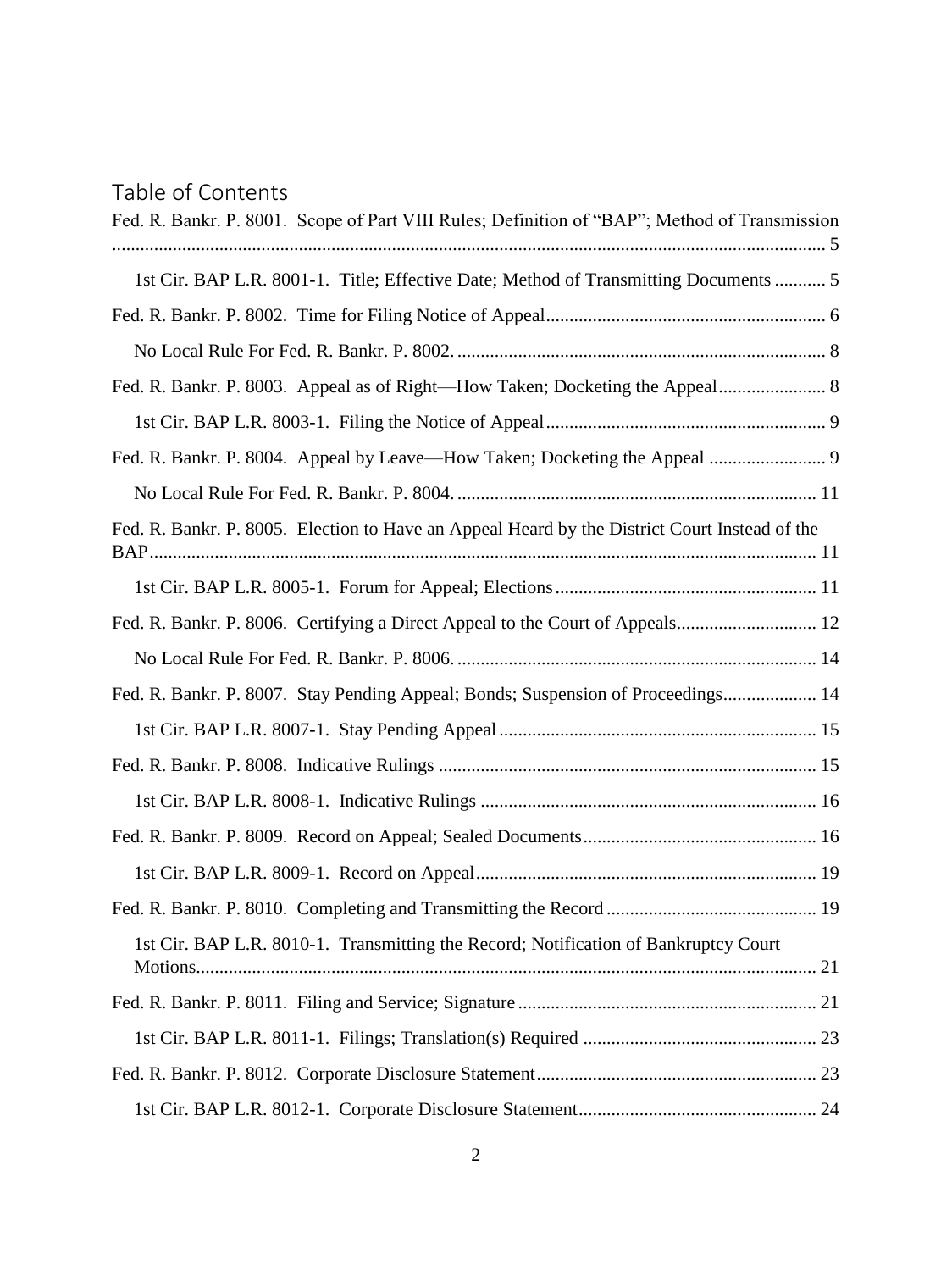## Table of Contents

Fed. R. Bankr. P. 8001. Scope of Part VIII Rules; Definition of "BAP"; Method of Transmission ........................................................................................................................................ 5

- 1st Cir. BAP L.R. 8001-1. Title; Effective Date; Method of Transmitting Documents ........... 5

Fed. R. Bankr. P. 8002. Time for Filing Notice of Appeal............................................................ 6

- No Local Rule For Fed. R. Bankr. P. 8002. ............................................................................... 8

Fed. R. Bankr. P. 8003. Appeal as of Right—How Taken; Docketing the Appeal....................... 8

- 1st Cir. BAP L.R. 8003-1. Filing the Notice of Appeal............................................................ 9

Fed. R. Bankr. P. 8004. Appeal by Leave—How Taken; Docketing the Appeal ......................... 9

- No Local Rule For Fed. R. Bankr. P. 8004. ............................................................................. 11

Fed. R. Bankr. P. 8005. Election to Have an Appeal Heard by the District Court Instead of the BAP.............................................................................................................................................. 11

- 1st Cir. BAP L.R. 8005-1. Forum for Appeal; Elections........................................................ 11

Fed. R. Bankr. P. 8006. Certifying a Direct Appeal to the Court of Appeals.............................. 12

- No Local Rule For Fed. R. Bankr. P. 8006. ............................................................................. 14

Fed. R. Bankr. P. 8007. Stay Pending Appeal; Bonds; Suspension of Proceedings.................... 14

- 1st Cir. BAP L.R. 8007-1. Stay Pending Appeal.................................................................... 15

Fed. R. Bankr. P. 8008. Indicative Rulings ................................................................................. 15

- 1st Cir. BAP L.R. 8008-1. Indicative Rulings ........................................................................ 16

Fed. R. Bankr. P. 8009. Record on Appeal; Sealed Documents.................................................. 16

- 1st Cir. BAP L.R. 8009-1. Record on Appeal......................................................................... 19

Fed. R. Bankr. P. 8010. Completing and Transmitting the Record ............................................. 19

- 1st Cir. BAP L.R. 8010-1. Transmitting the Record; Notification of Bankruptcy Court Motions..................................................................................................................................... 21

Fed. R. Bankr. P. 8011. Filing and Service; Signature ................................................................ 21

- 1st Cir. BAP L.R. 8011-1. Filings; Translation(s) Required .................................................. 23

Fed. R. Bankr. P. 8012. Corporate Disclosure Statement............................................................ 23

- 1st Cir. BAP L.R. 8012-1. Corporate Disclosure Statement................................................... 24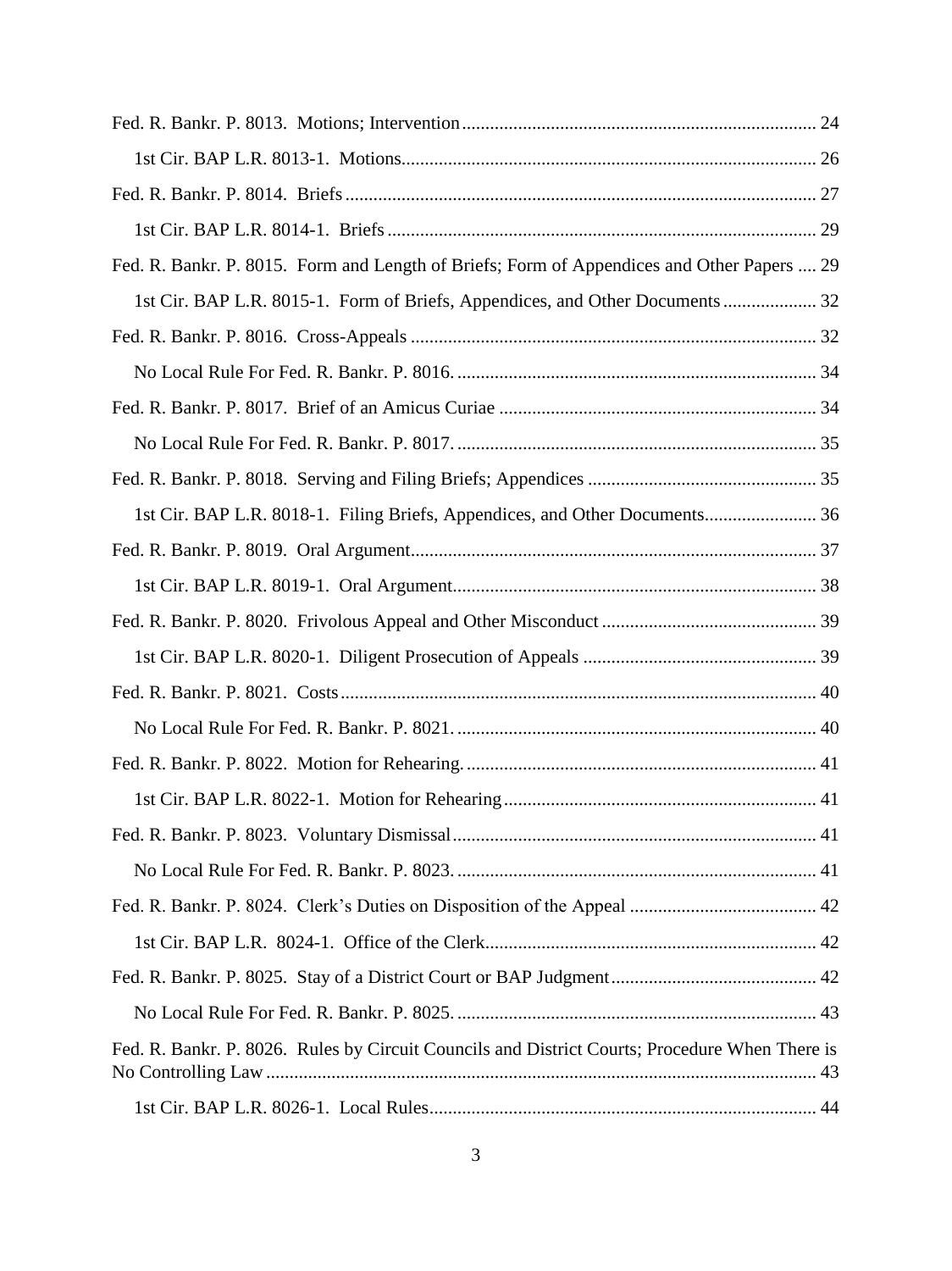Fed. R. Bankr. P. 8013. Motions; Intervention ........................................................................... 24

1st Cir. BAP L.R. 8013-1. Motions ........................................................................................ 26

Fed. R. Bankr. P. 8014. Briefs .................................................................................................... 27

1st Cir. BAP L.R. 8014-1. Briefs ............................................................................................ 29

Fed. R. Bankr. P. 8015. Form and Length of Briefs; Form of Appendices and Other Papers .... 29

1st Cir. BAP L.R. 8015-1. Form of Briefs, Appendices, and Other Documents .................... 32

Fed. R. Bankr. P. 8016. Cross-Appeals ...................................................................................... 32

No Local Rule For Fed. R. Bankr. P. 8016. ............................................................................ 34

Fed. R. Bankr. P. 8017. Brief of an Amicus Curiae ................................................................... 34

No Local Rule For Fed. R. Bankr. P. 8017. ............................................................................ 35

Fed. R. Bankr. P. 8018. Serving and Filing Briefs; Appendices ................................................ 35

1st Cir. BAP L.R. 8018-1. Filing Briefs, Appendices, and Other Documents ........................ 36

Fed. R. Bankr. P. 8019. Oral Argument ...................................................................................... 37

1st Cir. BAP L.R. 8019-1. Oral Argument ............................................................................. 38

Fed. R. Bankr. P. 8020. Frivolous Appeal and Other Misconduct ............................................. 39

1st Cir. BAP L.R. 8020-1. Diligent Prosecution of Appeals .................................................. 39

Fed. R. Bankr. P. 8021. Costs ..................................................................................................... 40

No Local Rule For Fed. R. Bankr. P. 8021. ............................................................................ 40

Fed. R. Bankr. P. 8022. Motion for Rehearing. .......................................................................... 41

1st Cir. BAP L.R. 8022-1. Motion for Rehearing .................................................................. 41

Fed. R. Bankr. P. 8023. Voluntary Dismissal ............................................................................. 41

No Local Rule For Fed. R. Bankr. P. 8023. ............................................................................ 41

Fed. R. Bankr. P. 8024. Clerk's Duties on Disposition of the Appeal ........................................ 42

1st Cir. BAP L.R. 8024-1. Office of the Clerk ...................................................................... 42

Fed. R. Bankr. P. 8025. Stay of a District Court or BAP Judgment ........................................... 42

No Local Rule For Fed. R. Bankr. P. 8025. ............................................................................ 43

Fed. R. Bankr. P. 8026. Rules by Circuit Councils and District Courts; Procedure When There is No Controlling Law ..................................................................................................................... 43

1st Cir. BAP L.R. 8026-1. Local Rules .................................................................................. 44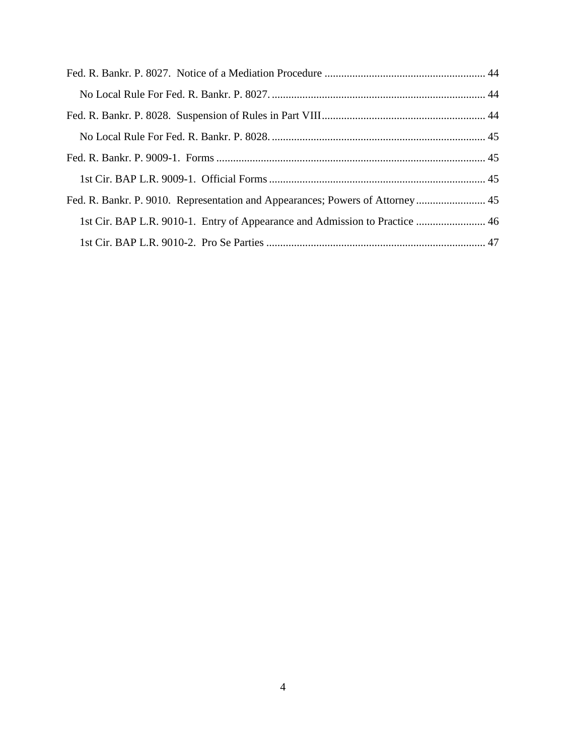Fed. R. Bankr. P. 8027. Notice of a Mediation Procedure .......................................................... 44

  No Local Rule For Fed. R. Bankr. P. 8027. ............................................................................. 44

Fed. R. Bankr. P. 8028. Suspension of Rules in Part VIII........................................................... 44

  No Local Rule For Fed. R. Bankr. P. 8028. ............................................................................. 45

Fed. R. Bankr. P. 9009-1. Forms ................................................................................................. 45

  1st Cir. BAP L.R. 9009-1. Official Forms .............................................................................. 45

Fed. R. Bankr. P. 9010. Representation and Appearances; Powers of Attorney ......................... 45

  1st Cir. BAP L.R. 9010-1. Entry of Appearance and Admission to Practice ......................... 46

  1st Cir. BAP L.R. 9010-2. Pro Se Parties ............................................................................... 47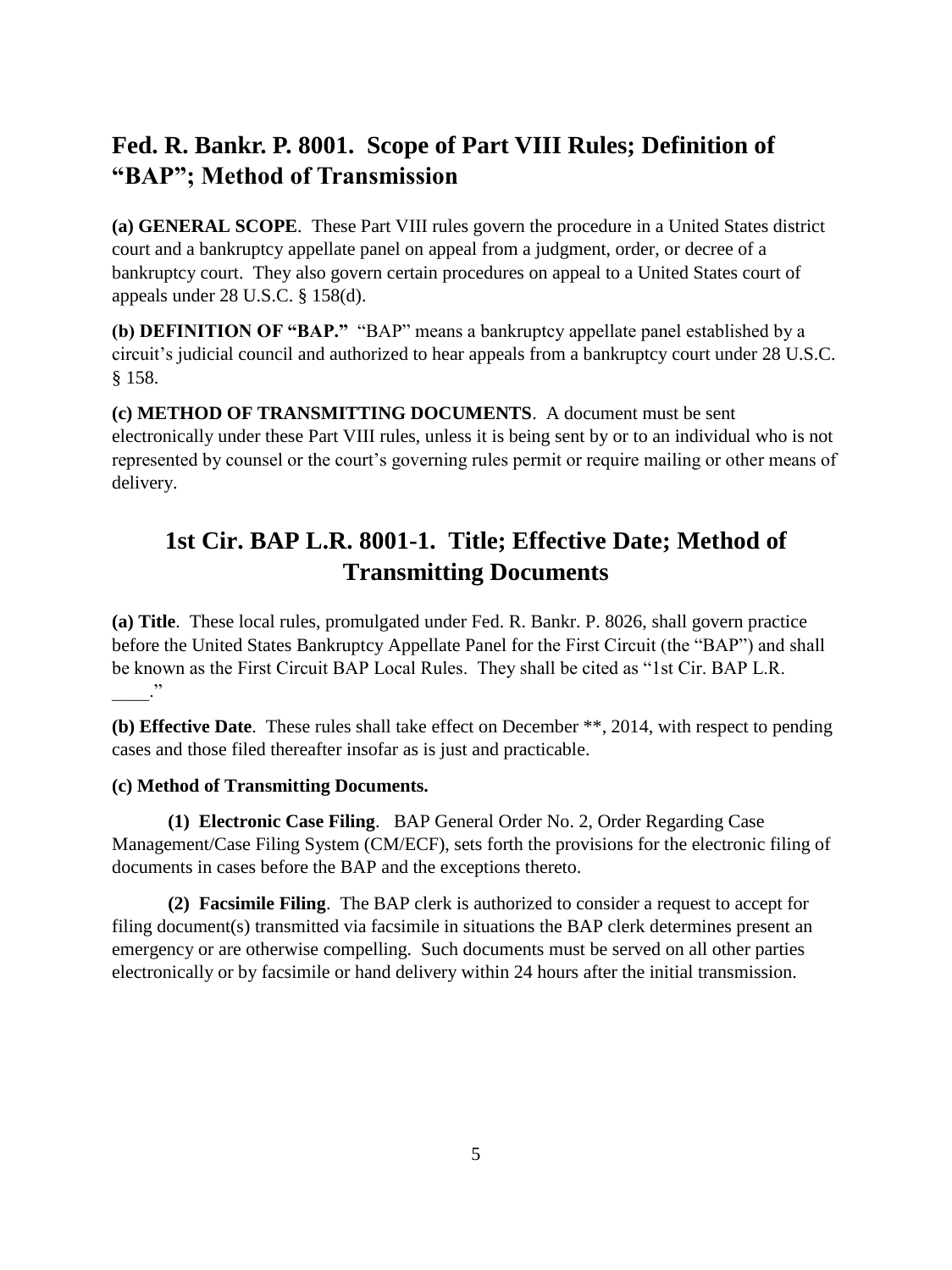## Fed. R. Bankr. P. 8001. Scope of Part VIII Rules; Definition of "BAP"; Method of Transmission

**(a) GENERAL SCOPE**. These Part VIII rules govern the procedure in a United States district court and a bankruptcy appellate panel on appeal from a judgment, order, or decree of a bankruptcy court. They also govern certain procedures on appeal to a United States court of appeals under 28 U.S.C. § 158(d).

**(b) DEFINITION OF "BAP."** "BAP" means a bankruptcy appellate panel established by a circuit's judicial council and authorized to hear appeals from a bankruptcy court under 28 U.S.C. § 158.

**(c) METHOD OF TRANSMITTING DOCUMENTS**. A document must be sent electronically under these Part VIII rules, unless it is being sent by or to an individual who is not represented by counsel or the court's governing rules permit or require mailing or other means of delivery.

## 1st Cir. BAP L.R. 8001-1. Title; Effective Date; Method of Transmitting Documents

**(a) Title**. These local rules, promulgated under Fed. R. Bankr. P. 8026, shall govern practice before the United States Bankruptcy Appellate Panel for the First Circuit (the "BAP") and shall be known as the First Circuit BAP Local Rules. They shall be cited as "1st Cir. BAP L.R. ____."

**(b) Effective Date**. These rules shall take effect on December **, 2014, with respect to pending cases and those filed thereafter insofar as is just and practicable.

**(c) Method of Transmitting Documents.**

**(1) Electronic Case Filing**. BAP General Order No. 2, Order Regarding Case Management/Case Filing System (CM/ECF), sets forth the provisions for the electronic filing of documents in cases before the BAP and the exceptions thereto.

**(2) Facsimile Filing**. The BAP clerk is authorized to consider a request to accept for filing document(s) transmitted via facsimile in situations the BAP clerk determines present an emergency or are otherwise compelling. Such documents must be served on all other parties electronically or by facsimile or hand delivery within 24 hours after the initial transmission.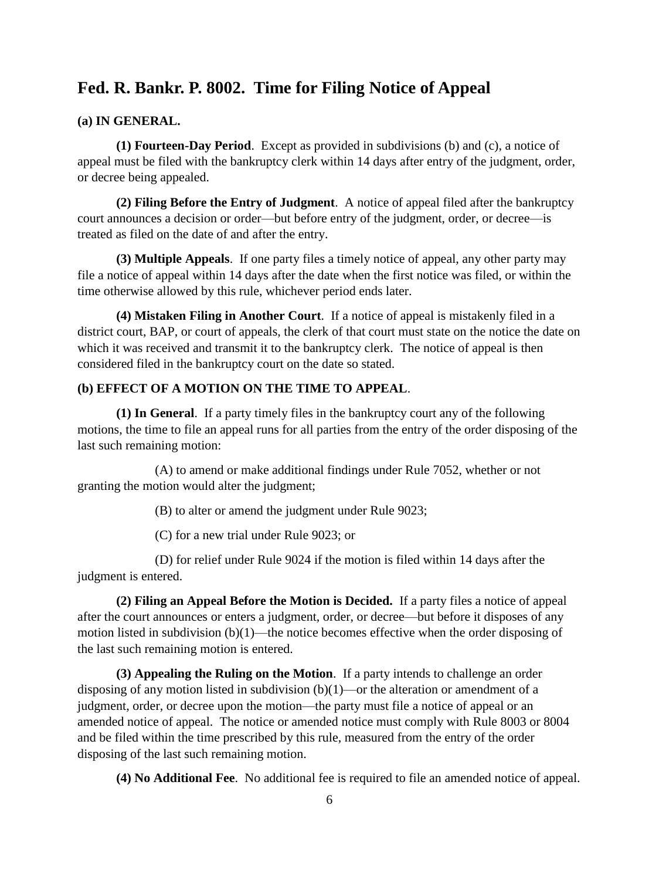## Fed. R. Bankr. P. 8002. Time for Filing Notice of Appeal

**(a) IN GENERAL.**

**(1) Fourteen-Day Period**. Except as provided in subdivisions (b) and (c), a notice of appeal must be filed with the bankruptcy clerk within 14 days after entry of the judgment, order, or decree being appealed.

**(2) Filing Before the Entry of Judgment**. A notice of appeal filed after the bankruptcy court announces a decision or order—but before entry of the judgment, order, or decree—is treated as filed on the date of and after the entry.

**(3) Multiple Appeals**. If one party files a timely notice of appeal, any other party may file a notice of appeal within 14 days after the date when the first notice was filed, or within the time otherwise allowed by this rule, whichever period ends later.

**(4) Mistaken Filing in Another Court**. If a notice of appeal is mistakenly filed in a district court, BAP, or court of appeals, the clerk of that court must state on the notice the date on which it was received and transmit it to the bankruptcy clerk. The notice of appeal is then considered filed in the bankruptcy court on the date so stated.

**(b) EFFECT OF A MOTION ON THE TIME TO APPEAL**.

**(1) In General**. If a party timely files in the bankruptcy court any of the following motions, the time to file an appeal runs for all parties from the entry of the order disposing of the last such remaining motion:

(A) to amend or make additional findings under Rule 7052, whether or not granting the motion would alter the judgment;

(B) to alter or amend the judgment under Rule 9023;

(C) for a new trial under Rule 9023; or

(D) for relief under Rule 9024 if the motion is filed within 14 days after the judgment is entered.

**(2) Filing an Appeal Before the Motion is Decided.** If a party files a notice of appeal after the court announces or enters a judgment, order, or decree—but before it disposes of any motion listed in subdivision (b)(1)—the notice becomes effective when the order disposing of the last such remaining motion is entered.

**(3) Appealing the Ruling on the Motion**. If a party intends to challenge an order disposing of any motion listed in subdivision (b)(1)—or the alteration or amendment of a judgment, order, or decree upon the motion—the party must file a notice of appeal or an amended notice of appeal. The notice or amended notice must comply with Rule 8003 or 8004 and be filed within the time prescribed by this rule, measured from the entry of the order disposing of the last such remaining motion.

**(4) No Additional Fee**. No additional fee is required to file an amended notice of appeal.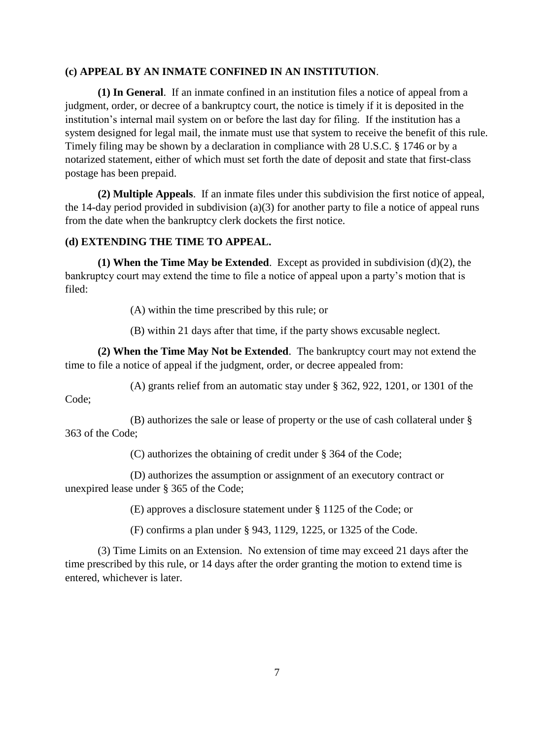**(c) APPEAL BY AN INMATE CONFINED IN AN INSTITUTION**.

**(1) In General**. If an inmate confined in an institution files a notice of appeal from a judgment, order, or decree of a bankruptcy court, the notice is timely if it is deposited in the institution's internal mail system on or before the last day for filing. If the institution has a system designed for legal mail, the inmate must use that system to receive the benefit of this rule. Timely filing may be shown by a declaration in compliance with 28 U.S.C. § 1746 or by a notarized statement, either of which must set forth the date of deposit and state that first-class postage has been prepaid.

**(2) Multiple Appeals**. If an inmate files under this subdivision the first notice of appeal, the 14-day period provided in subdivision (a)(3) for another party to file a notice of appeal runs from the date when the bankruptcy clerk dockets the first notice.

**(d) EXTENDING THE TIME TO APPEAL.**

**(1) When the Time May be Extended**. Except as provided in subdivision (d)(2), the bankruptcy court may extend the time to file a notice of appeal upon a party's motion that is filed:

(A) within the time prescribed by this rule; or

(B) within 21 days after that time, if the party shows excusable neglect.

**(2) When the Time May Not be Extended**. The bankruptcy court may not extend the time to file a notice of appeal if the judgment, order, or decree appealed from:

(A) grants relief from an automatic stay under § 362, 922, 1201, or 1301 of the Code;

(B) authorizes the sale or lease of property or the use of cash collateral under § 363 of the Code;

(C) authorizes the obtaining of credit under § 364 of the Code;

(D) authorizes the assumption or assignment of an executory contract or unexpired lease under § 365 of the Code;

(E) approves a disclosure statement under § 1125 of the Code; or

(F) confirms a plan under § 943, 1129, 1225, or 1325 of the Code.

(3) Time Limits on an Extension. No extension of time may exceed 21 days after the time prescribed by this rule, or 14 days after the order granting the motion to extend time is entered, whichever is later.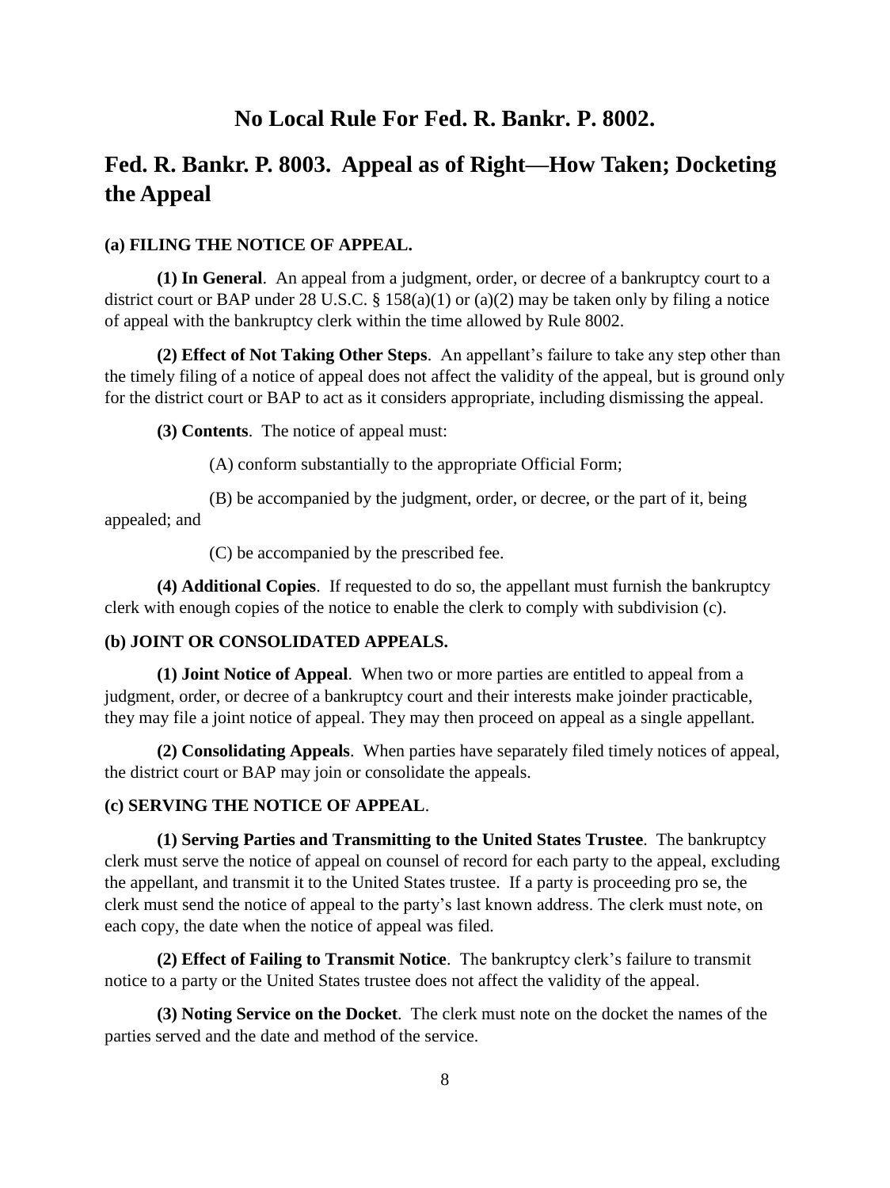## No Local Rule For Fed. R. Bankr. P. 8002.

## Fed. R. Bankr. P. 8003. Appeal as of Right—How Taken; Docketing the Appeal

**(a) FILING THE NOTICE OF APPEAL.**

**(1) In General**. An appeal from a judgment, order, or decree of a bankruptcy court to a district court or BAP under 28 U.S.C. § 158(a)(1) or (a)(2) may be taken only by filing a notice of appeal with the bankruptcy clerk within the time allowed by Rule 8002.

**(2) Effect of Not Taking Other Steps**. An appellant's failure to take any step other than the timely filing of a notice of appeal does not affect the validity of the appeal, but is ground only for the district court or BAP to act as it considers appropriate, including dismissing the appeal.

**(3) Contents**. The notice of appeal must:

(A) conform substantially to the appropriate Official Form;

(B) be accompanied by the judgment, order, or decree, or the part of it, being appealed; and

(C) be accompanied by the prescribed fee.

**(4) Additional Copies**. If requested to do so, the appellant must furnish the bankruptcy clerk with enough copies of the notice to enable the clerk to comply with subdivision (c).

**(b) JOINT OR CONSOLIDATED APPEALS.**

**(1) Joint Notice of Appeal**. When two or more parties are entitled to appeal from a judgment, order, or decree of a bankruptcy court and their interests make joinder practicable, they may file a joint notice of appeal. They may then proceed on appeal as a single appellant.

**(2) Consolidating Appeals**. When parties have separately filed timely notices of appeal, the district court or BAP may join or consolidate the appeals.

**(c) SERVING THE NOTICE OF APPEAL**.

**(1) Serving Parties and Transmitting to the United States Trustee**. The bankruptcy clerk must serve the notice of appeal on counsel of record for each party to the appeal, excluding the appellant, and transmit it to the United States trustee. If a party is proceeding pro se, the clerk must send the notice of appeal to the party's last known address. The clerk must note, on each copy, the date when the notice of appeal was filed.

**(2) Effect of Failing to Transmit Notice**. The bankruptcy clerk's failure to transmit notice to a party or the United States trustee does not affect the validity of the appeal.

**(3) Noting Service on the Docket**. The clerk must note on the docket the names of the parties served and the date and method of the service.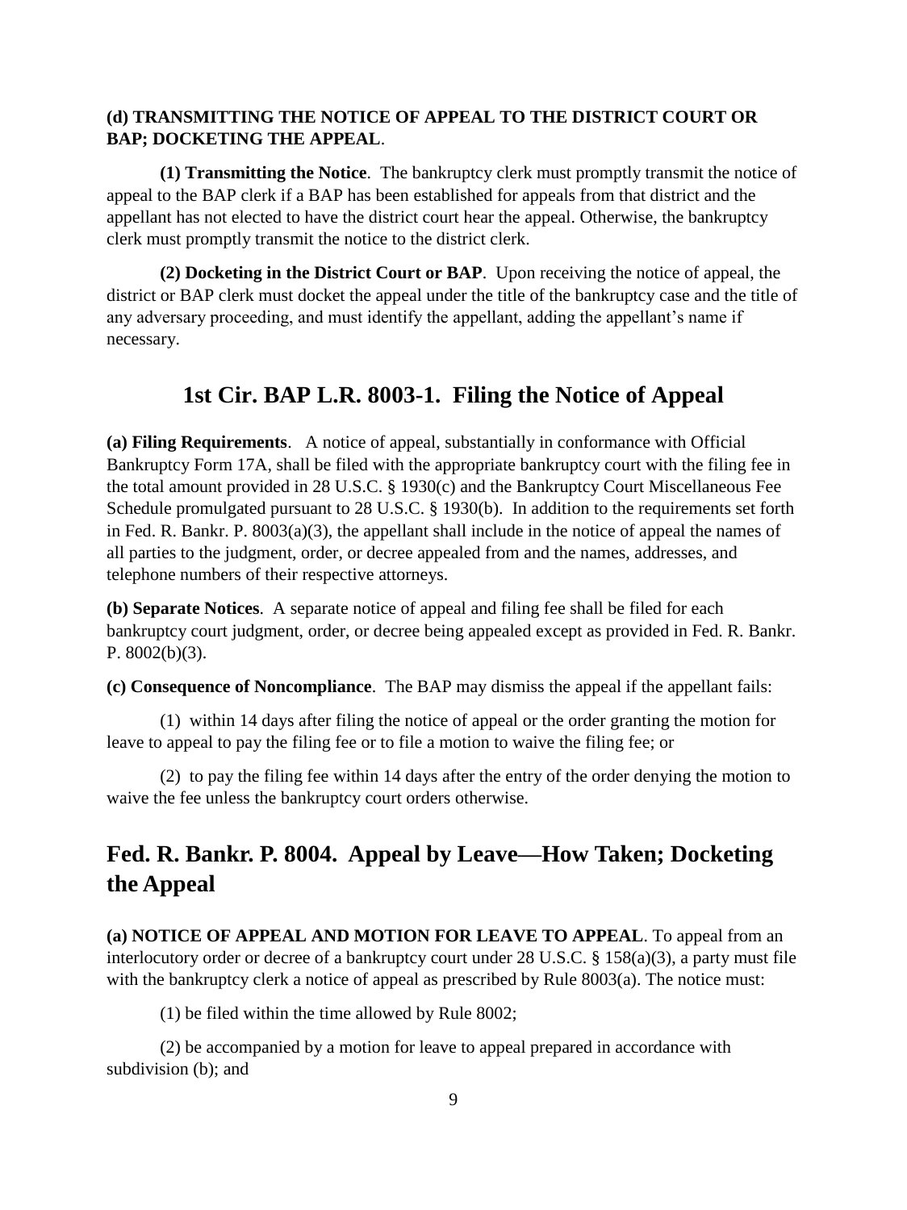**(d) TRANSMITTING THE NOTICE OF APPEAL TO THE DISTRICT COURT OR BAP; DOCKETING THE APPEAL**.

**(1) Transmitting the Notice**. The bankruptcy clerk must promptly transmit the notice of appeal to the BAP clerk if a BAP has been established for appeals from that district and the appellant has not elected to have the district court hear the appeal. Otherwise, the bankruptcy clerk must promptly transmit the notice to the district clerk.

**(2) Docketing in the District Court or BAP**. Upon receiving the notice of appeal, the district or BAP clerk must docket the appeal under the title of the bankruptcy case and the title of any adversary proceeding, and must identify the appellant, adding the appellant's name if necessary.

## 1st Cir. BAP L.R. 8003-1. Filing the Notice of Appeal

**(a) Filing Requirements**. A notice of appeal, substantially in conformance with Official Bankruptcy Form 17A, shall be filed with the appropriate bankruptcy court with the filing fee in the total amount provided in 28 U.S.C. § 1930(c) and the Bankruptcy Court Miscellaneous Fee Schedule promulgated pursuant to 28 U.S.C. § 1930(b). In addition to the requirements set forth in Fed. R. Bankr. P. 8003(a)(3), the appellant shall include in the notice of appeal the names of all parties to the judgment, order, or decree appealed from and the names, addresses, and telephone numbers of their respective attorneys.

**(b) Separate Notices**. A separate notice of appeal and filing fee shall be filed for each bankruptcy court judgment, order, or decree being appealed except as provided in Fed. R. Bankr. P. 8002(b)(3).

**(c) Consequence of Noncompliance**. The BAP may dismiss the appeal if the appellant fails:

(1) within 14 days after filing the notice of appeal or the order granting the motion for leave to appeal to pay the filing fee or to file a motion to waive the filing fee; or

(2) to pay the filing fee within 14 days after the entry of the order denying the motion to waive the fee unless the bankruptcy court orders otherwise.

## Fed. R. Bankr. P. 8004. Appeal by Leave—How Taken; Docketing the Appeal

**(a) NOTICE OF APPEAL AND MOTION FOR LEAVE TO APPEAL**. To appeal from an interlocutory order or decree of a bankruptcy court under 28 U.S.C. § 158(a)(3), a party must file with the bankruptcy clerk a notice of appeal as prescribed by Rule 8003(a). The notice must:

(1) be filed within the time allowed by Rule 8002;

(2) be accompanied by a motion for leave to appeal prepared in accordance with subdivision (b); and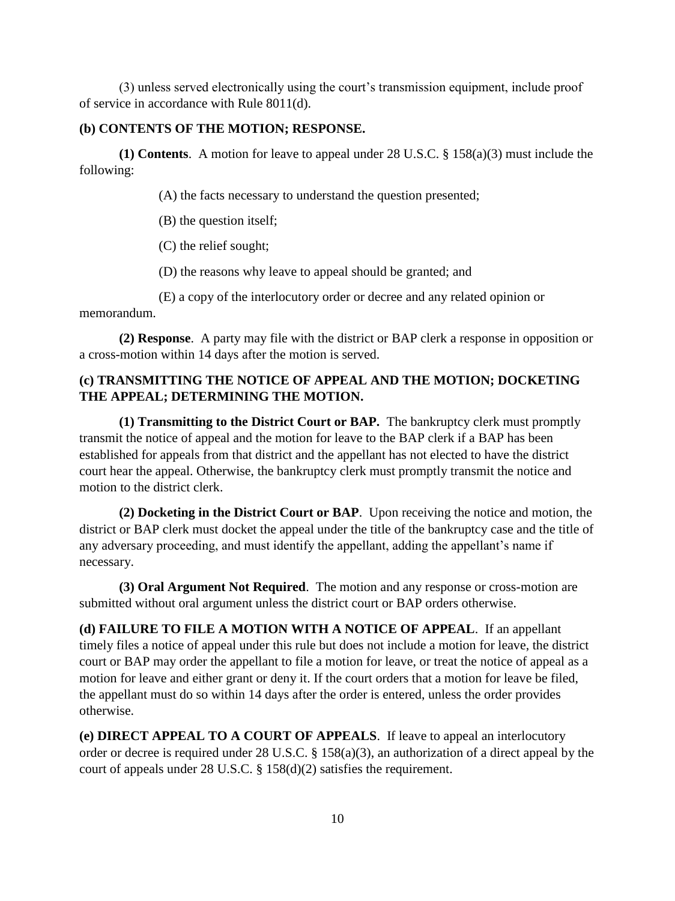(3) unless served electronically using the court's transmission equipment, include proof of service in accordance with Rule 8011(d).

**(b) CONTENTS OF THE MOTION; RESPONSE.**

**(1) Contents**. A motion for leave to appeal under 28 U.S.C. § 158(a)(3) must include the following:

(A) the facts necessary to understand the question presented;

(B) the question itself;

(C) the relief sought;

(D) the reasons why leave to appeal should be granted; and

(E) a copy of the interlocutory order or decree and any related opinion or memorandum.

**(2) Response**. A party may file with the district or BAP clerk a response in opposition or a cross-motion within 14 days after the motion is served.

**(c) TRANSMITTING THE NOTICE OF APPEAL AND THE MOTION; DOCKETING THE APPEAL; DETERMINING THE MOTION.**

**(1) Transmitting to the District Court or BAP.** The bankruptcy clerk must promptly transmit the notice of appeal and the motion for leave to the BAP clerk if a BAP has been established for appeals from that district and the appellant has not elected to have the district court hear the appeal. Otherwise, the bankruptcy clerk must promptly transmit the notice and motion to the district clerk.

**(2) Docketing in the District Court or BAP**. Upon receiving the notice and motion, the district or BAP clerk must docket the appeal under the title of the bankruptcy case and the title of any adversary proceeding, and must identify the appellant, adding the appellant's name if necessary.

**(3) Oral Argument Not Required**. The motion and any response or cross-motion are submitted without oral argument unless the district court or BAP orders otherwise.

**(d) FAILURE TO FILE A MOTION WITH A NOTICE OF APPEAL**. If an appellant timely files a notice of appeal under this rule but does not include a motion for leave, the district court or BAP may order the appellant to file a motion for leave, or treat the notice of appeal as a motion for leave and either grant or deny it. If the court orders that a motion for leave be filed, the appellant must do so within 14 days after the order is entered, unless the order provides otherwise.

**(e) DIRECT APPEAL TO A COURT OF APPEALS**. If leave to appeal an interlocutory order or decree is required under 28 U.S.C. § 158(a)(3), an authorization of a direct appeal by the court of appeals under 28 U.S.C. § 158(d)(2) satisfies the requirement.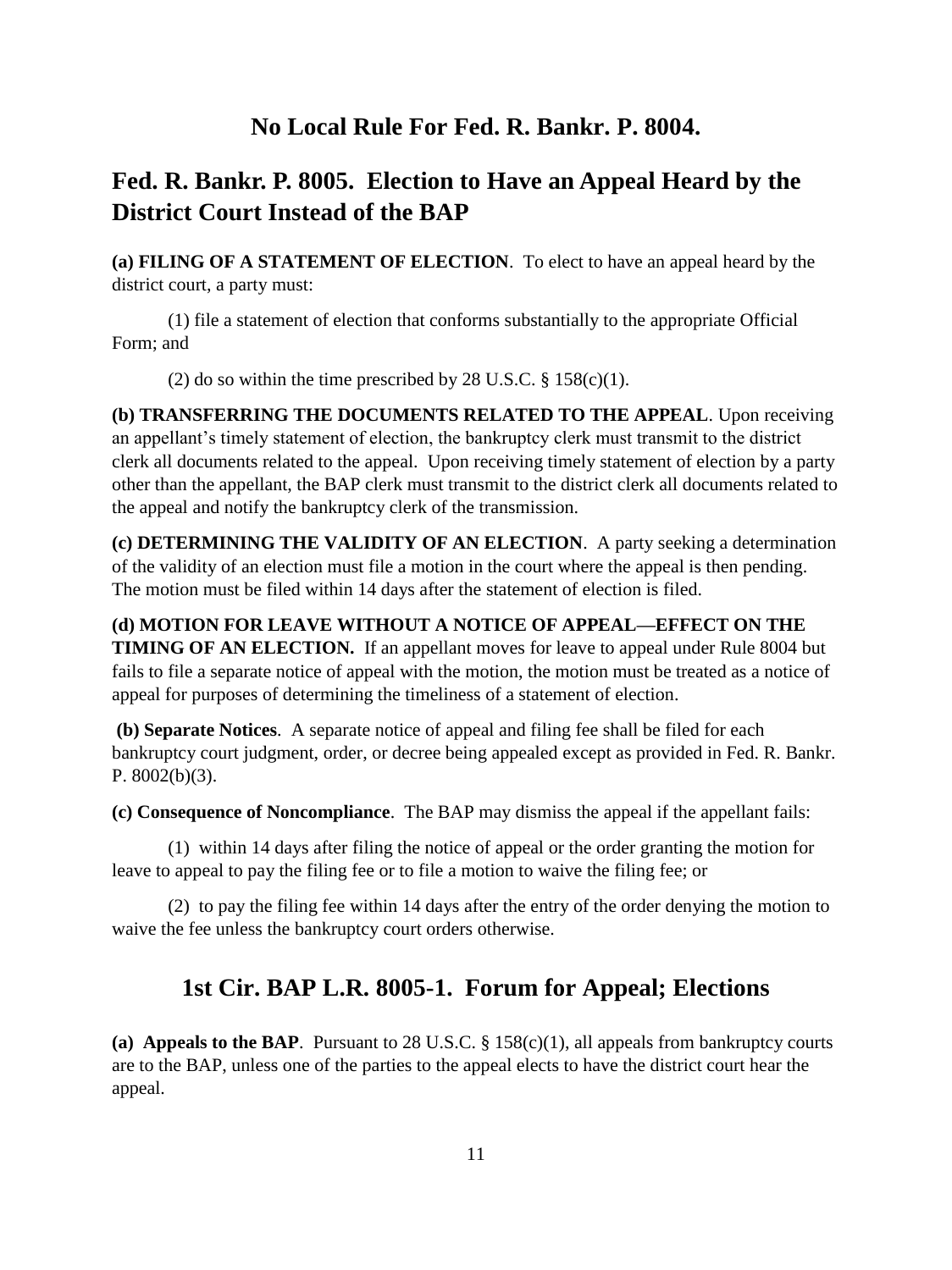## No Local Rule For Fed. R. Bankr. P. 8004.

## Fed. R. Bankr. P. 8005. Election to Have an Appeal Heard by the District Court Instead of the BAP

**(a) FILING OF A STATEMENT OF ELECTION**. To elect to have an appeal heard by the district court, a party must:

(1) file a statement of election that conforms substantially to the appropriate Official Form; and

(2) do so within the time prescribed by 28 U.S.C. § 158(c)(1).

**(b) TRANSFERRING THE DOCUMENTS RELATED TO THE APPEAL**. Upon receiving an appellant's timely statement of election, the bankruptcy clerk must transmit to the district clerk all documents related to the appeal. Upon receiving timely statement of election by a party other than the appellant, the BAP clerk must transmit to the district clerk all documents related to the appeal and notify the bankruptcy clerk of the transmission.

**(c) DETERMINING THE VALIDITY OF AN ELECTION**. A party seeking a determination of the validity of an election must file a motion in the court where the appeal is then pending. The motion must be filed within 14 days after the statement of election is filed.

**(d) MOTION FOR LEAVE WITHOUT A NOTICE OF APPEAL—EFFECT ON THE TIMING OF AN ELECTION.** If an appellant moves for leave to appeal under Rule 8004 but fails to file a separate notice of appeal with the motion, the motion must be treated as a notice of appeal for purposes of determining the timeliness of a statement of election.

**(b) Separate Notices**. A separate notice of appeal and filing fee shall be filed for each bankruptcy court judgment, order, or decree being appealed except as provided in Fed. R. Bankr. P. 8002(b)(3).

**(c) Consequence of Noncompliance**. The BAP may dismiss the appeal if the appellant fails:

(1) within 14 days after filing the notice of appeal or the order granting the motion for leave to appeal to pay the filing fee or to file a motion to waive the filing fee; or

(2) to pay the filing fee within 14 days after the entry of the order denying the motion to waive the fee unless the bankruptcy court orders otherwise.

## 1st Cir. BAP L.R. 8005-1. Forum for Appeal; Elections

**(a) Appeals to the BAP**. Pursuant to 28 U.S.C. § 158(c)(1), all appeals from bankruptcy courts are to the BAP, unless one of the parties to the appeal elects to have the district court hear the appeal.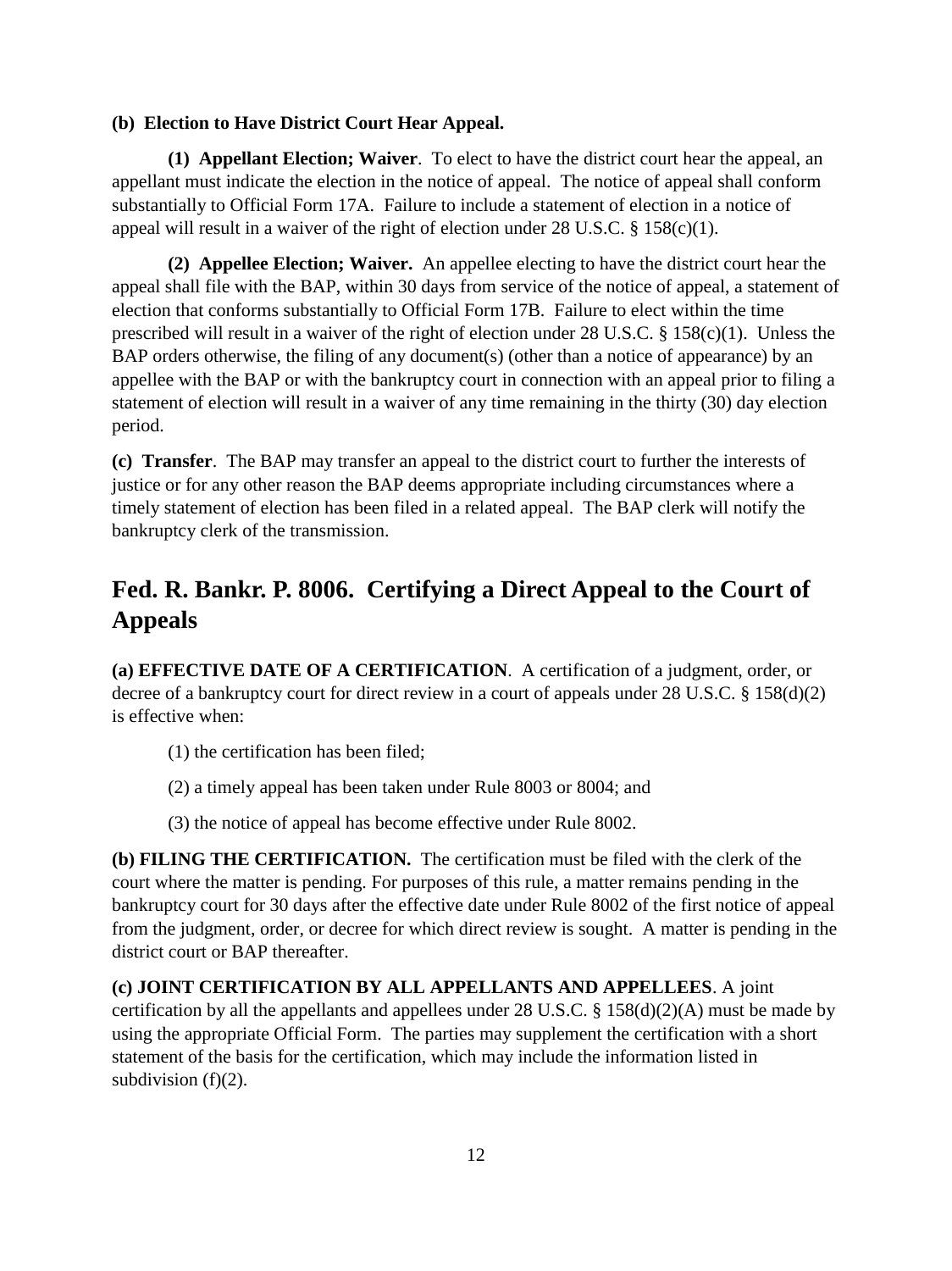**(b) Election to Have District Court Hear Appeal.**

**(1) Appellant Election; Waiver**. To elect to have the district court hear the appeal, an appellant must indicate the election in the notice of appeal. The notice of appeal shall conform substantially to Official Form 17A. Failure to include a statement of election in a notice of appeal will result in a waiver of the right of election under 28 U.S.C. § 158(c)(1).

**(2) Appellee Election; Waiver.** An appellee electing to have the district court hear the appeal shall file with the BAP, within 30 days from service of the notice of appeal, a statement of election that conforms substantially to Official Form 17B. Failure to elect within the time prescribed will result in a waiver of the right of election under 28 U.S.C. § 158(c)(1). Unless the BAP orders otherwise, the filing of any document(s) (other than a notice of appearance) by an appellee with the BAP or with the bankruptcy court in connection with an appeal prior to filing a statement of election will result in a waiver of any time remaining in the thirty (30) day election period.

**(c) Transfer**. The BAP may transfer an appeal to the district court to further the interests of justice or for any other reason the BAP deems appropriate including circumstances where a timely statement of election has been filed in a related appeal. The BAP clerk will notify the bankruptcy clerk of the transmission.

## Fed. R. Bankr. P. 8006. Certifying a Direct Appeal to the Court of Appeals

**(a) EFFECTIVE DATE OF A CERTIFICATION**. A certification of a judgment, order, or decree of a bankruptcy court for direct review in a court of appeals under 28 U.S.C. § 158(d)(2) is effective when:

(1) the certification has been filed;

(2) a timely appeal has been taken under Rule 8003 or 8004; and

(3) the notice of appeal has become effective under Rule 8002.

**(b) FILING THE CERTIFICATION.** The certification must be filed with the clerk of the court where the matter is pending. For purposes of this rule, a matter remains pending in the bankruptcy court for 30 days after the effective date under Rule 8002 of the first notice of appeal from the judgment, order, or decree for which direct review is sought. A matter is pending in the district court or BAP thereafter.

**(c) JOINT CERTIFICATION BY ALL APPELLANTS AND APPELLEES**. A joint certification by all the appellants and appellees under 28 U.S.C. § 158(d)(2)(A) must be made by using the appropriate Official Form. The parties may supplement the certification with a short statement of the basis for the certification, which may include the information listed in subdivision (f)(2).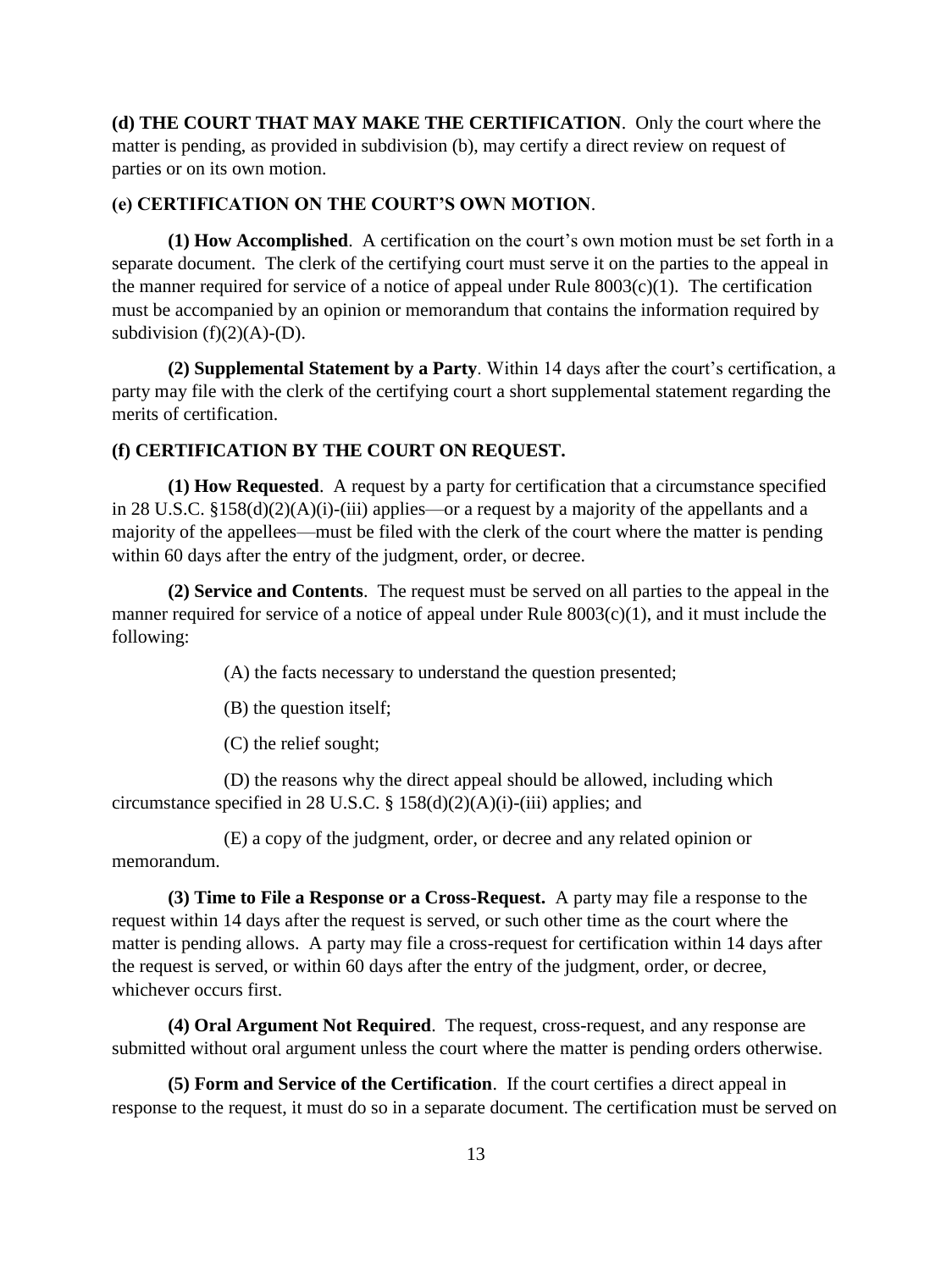**(d) THE COURT THAT MAY MAKE THE CERTIFICATION**. Only the court where the matter is pending, as provided in subdivision (b), may certify a direct review on request of parties or on its own motion.

**(e) CERTIFICATION ON THE COURT'S OWN MOTION**.

**(1) How Accomplished**. A certification on the court's own motion must be set forth in a separate document. The clerk of the certifying court must serve it on the parties to the appeal in the manner required for service of a notice of appeal under Rule 8003(c)(1). The certification must be accompanied by an opinion or memorandum that contains the information required by subdivision (f)(2)(A)-(D).

**(2) Supplemental Statement by a Party**. Within 14 days after the court's certification, a party may file with the clerk of the certifying court a short supplemental statement regarding the merits of certification.

**(f) CERTIFICATION BY THE COURT ON REQUEST.**

**(1) How Requested**. A request by a party for certification that a circumstance specified in 28 U.S.C. §158(d)(2)(A)(i)-(iii) applies—or a request by a majority of the appellants and a majority of the appellees—must be filed with the clerk of the court where the matter is pending within 60 days after the entry of the judgment, order, or decree.

**(2) Service and Contents**. The request must be served on all parties to the appeal in the manner required for service of a notice of appeal under Rule 8003(c)(1), and it must include the following:

(A) the facts necessary to understand the question presented;

(B) the question itself;

(C) the relief sought;

(D) the reasons why the direct appeal should be allowed, including which circumstance specified in 28 U.S.C. § 158(d)(2)(A)(i)-(iii) applies; and

(E) a copy of the judgment, order, or decree and any related opinion or memorandum.

**(3) Time to File a Response or a Cross-Request.** A party may file a response to the request within 14 days after the request is served, or such other time as the court where the matter is pending allows. A party may file a cross-request for certification within 14 days after the request is served, or within 60 days after the entry of the judgment, order, or decree, whichever occurs first.

**(4) Oral Argument Not Required**. The request, cross-request, and any response are submitted without oral argument unless the court where the matter is pending orders otherwise.

**(5) Form and Service of the Certification**. If the court certifies a direct appeal in response to the request, it must do so in a separate document. The certification must be served on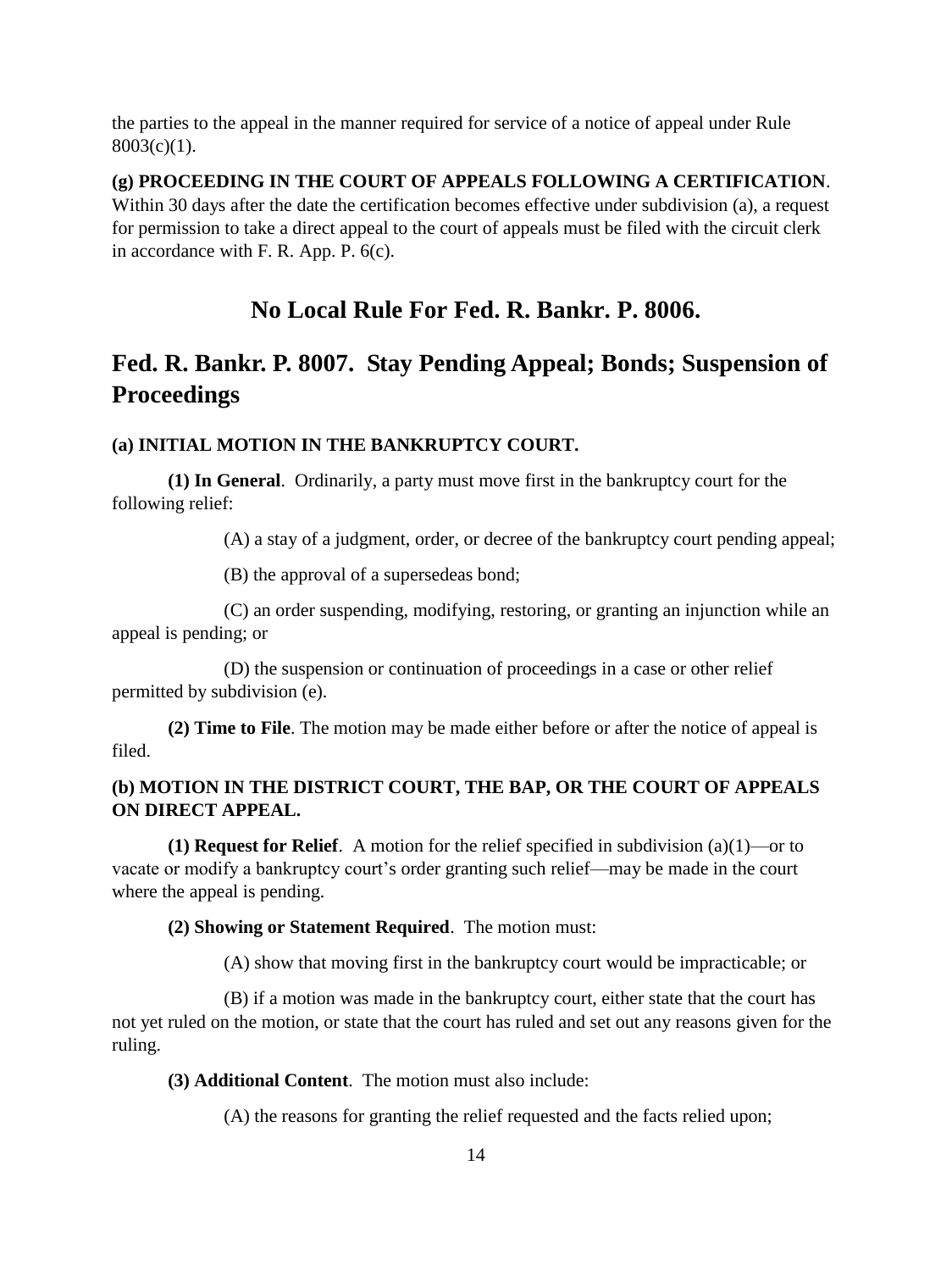the parties to the appeal in the manner required for service of a notice of appeal under Rule 8003(c)(1).

**(g) PROCEEDING IN THE COURT OF APPEALS FOLLOWING A CERTIFICATION**. Within 30 days after the date the certification becomes effective under subdivision (a), a request for permission to take a direct appeal to the court of appeals must be filed with the circuit clerk in accordance with F. R. App. P. 6(c).

## No Local Rule For Fed. R. Bankr. P. 8006.

## Fed. R. Bankr. P. 8007. Stay Pending Appeal; Bonds; Suspension of Proceedings

**(a) INITIAL MOTION IN THE BANKRUPTCY COURT.**

**(1) In General**. Ordinarily, a party must move first in the bankruptcy court for the following relief:

(A) a stay of a judgment, order, or decree of the bankruptcy court pending appeal;

(B) the approval of a supersedeas bond;

(C) an order suspending, modifying, restoring, or granting an injunction while an appeal is pending; or

(D) the suspension or continuation of proceedings in a case or other relief permitted by subdivision (e).

**(2) Time to File**. The motion may be made either before or after the notice of appeal is filed.

**(b) MOTION IN THE DISTRICT COURT, THE BAP, OR THE COURT OF APPEALS ON DIRECT APPEAL.**

**(1) Request for Relief**. A motion for the relief specified in subdivision (a)(1)—or to vacate or modify a bankruptcy court's order granting such relief—may be made in the court where the appeal is pending.

**(2) Showing or Statement Required**. The motion must:

(A) show that moving first in the bankruptcy court would be impracticable; or

(B) if a motion was made in the bankruptcy court, either state that the court has not yet ruled on the motion, or state that the court has ruled and set out any reasons given for the ruling.

**(3) Additional Content**. The motion must also include:

(A) the reasons for granting the relief requested and the facts relied upon;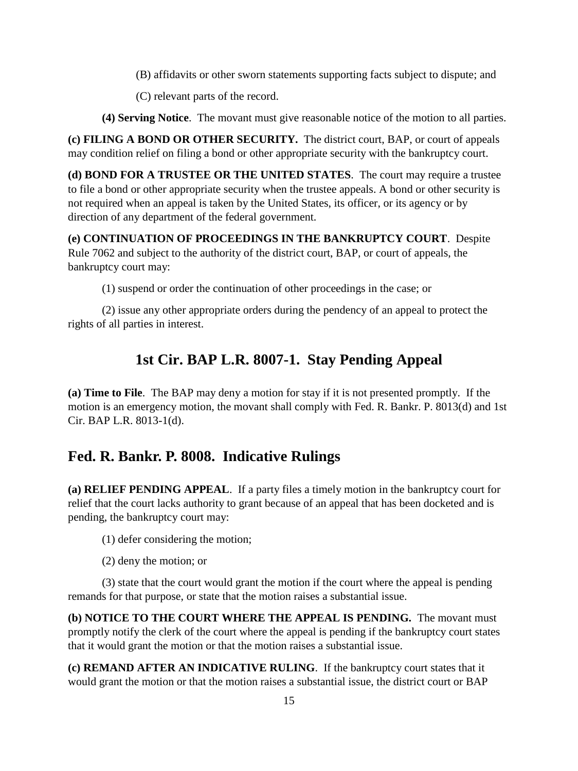(B) affidavits or other sworn statements supporting facts subject to dispute; and

(C) relevant parts of the record.

**(4) Serving Notice**. The movant must give reasonable notice of the motion to all parties.

**(c) FILING A BOND OR OTHER SECURITY.** The district court, BAP, or court of appeals may condition relief on filing a bond or other appropriate security with the bankruptcy court.

**(d) BOND FOR A TRUSTEE OR THE UNITED STATES**. The court may require a trustee to file a bond or other appropriate security when the trustee appeals. A bond or other security is not required when an appeal is taken by the United States, its officer, or its agency or by direction of any department of the federal government.

**(e) CONTINUATION OF PROCEEDINGS IN THE BANKRUPTCY COURT**. Despite Rule 7062 and subject to the authority of the district court, BAP, or court of appeals, the bankruptcy court may:

(1) suspend or order the continuation of other proceedings in the case; or

(2) issue any other appropriate orders during the pendency of an appeal to protect the rights of all parties in interest.

## 1st Cir. BAP L.R. 8007-1. Stay Pending Appeal

**(a) Time to File**. The BAP may deny a motion for stay if it is not presented promptly. If the motion is an emergency motion, the movant shall comply with Fed. R. Bankr. P. 8013(d) and 1st Cir. BAP L.R. 8013-1(d).

## Fed. R. Bankr. P. 8008. Indicative Rulings

**(a) RELIEF PENDING APPEAL**. If a party files a timely motion in the bankruptcy court for relief that the court lacks authority to grant because of an appeal that has been docketed and is pending, the bankruptcy court may:

(1) defer considering the motion;

(2) deny the motion; or

(3) state that the court would grant the motion if the court where the appeal is pending remands for that purpose, or state that the motion raises a substantial issue.

**(b) NOTICE TO THE COURT WHERE THE APPEAL IS PENDING.** The movant must promptly notify the clerk of the court where the appeal is pending if the bankruptcy court states that it would grant the motion or that the motion raises a substantial issue.

**(c) REMAND AFTER AN INDICATIVE RULING**. If the bankruptcy court states that it would grant the motion or that the motion raises a substantial issue, the district court or BAP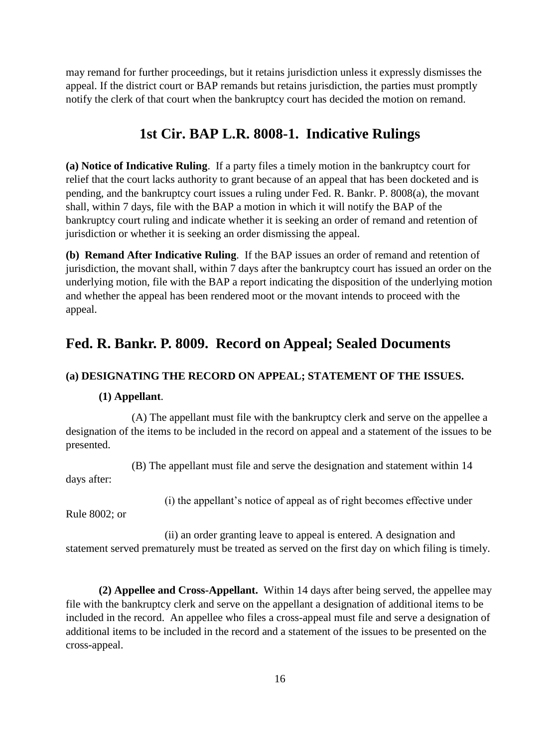may remand for further proceedings, but it retains jurisdiction unless it expressly dismisses the appeal. If the district court or BAP remands but retains jurisdiction, the parties must promptly notify the clerk of that court when the bankruptcy court has decided the motion on remand.

## 1st Cir. BAP L.R. 8008-1. Indicative Rulings

**(a) Notice of Indicative Ruling**. If a party files a timely motion in the bankruptcy court for relief that the court lacks authority to grant because of an appeal that has been docketed and is pending, and the bankruptcy court issues a ruling under Fed. R. Bankr. P. 8008(a), the movant shall, within 7 days, file with the BAP a motion in which it will notify the BAP of the bankruptcy court ruling and indicate whether it is seeking an order of remand and retention of jurisdiction or whether it is seeking an order dismissing the appeal.

**(b) Remand After Indicative Ruling**. If the BAP issues an order of remand and retention of jurisdiction, the movant shall, within 7 days after the bankruptcy court has issued an order on the underlying motion, file with the BAP a report indicating the disposition of the underlying motion and whether the appeal has been rendered moot or the movant intends to proceed with the appeal.

## Fed. R. Bankr. P. 8009. Record on Appeal; Sealed Documents

**(a) DESIGNATING THE RECORD ON APPEAL; STATEMENT OF THE ISSUES.**

**(1) Appellant**.

(A) The appellant must file with the bankruptcy clerk and serve on the appellee a designation of the items to be included in the record on appeal and a statement of the issues to be presented.

(B) The appellant must file and serve the designation and statement within 14 days after:

(i) the appellant's notice of appeal as of right becomes effective under Rule 8002; or

(ii) an order granting leave to appeal is entered. A designation and statement served prematurely must be treated as served on the first day on which filing is timely.

**(2) Appellee and Cross-Appellant.** Within 14 days after being served, the appellee may file with the bankruptcy clerk and serve on the appellant a designation of additional items to be included in the record. An appellee who files a cross-appeal must file and serve a designation of additional items to be included in the record and a statement of the issues to be presented on the cross-appeal.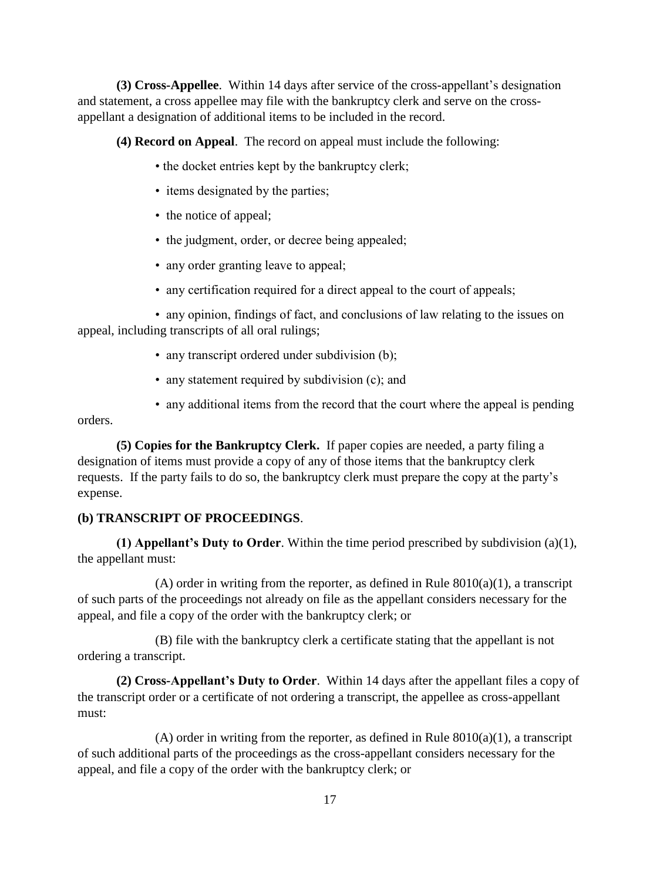**(3) Cross-Appellee**. Within 14 days after service of the cross-appellant's designation and statement, a cross appellee may file with the bankruptcy clerk and serve on the cross-appellant a designation of additional items to be included in the record.

**(4) Record on Appeal**. The record on appeal must include the following:

- the docket entries kept by the bankruptcy clerk;
- items designated by the parties;
- the notice of appeal;
- the judgment, order, or decree being appealed;
- any order granting leave to appeal;
- any certification required for a direct appeal to the court of appeals;
- any opinion, findings of fact, and conclusions of law relating to the issues on appeal, including transcripts of all oral rulings;
- any transcript ordered under subdivision (b);
- any statement required by subdivision (c); and
- any additional items from the record that the court where the appeal is pending orders.

**(5) Copies for the Bankruptcy Clerk.** If paper copies are needed, a party filing a designation of items must provide a copy of any of those items that the bankruptcy clerk requests. If the party fails to do so, the bankruptcy clerk must prepare the copy at the party's expense.

**(b) TRANSCRIPT OF PROCEEDINGS**.

**(1) Appellant's Duty to Order**. Within the time period prescribed by subdivision (a)(1), the appellant must:

(A) order in writing from the reporter, as defined in Rule 8010(a)(1), a transcript of such parts of the proceedings not already on file as the appellant considers necessary for the appeal, and file a copy of the order with the bankruptcy clerk; or

(B) file with the bankruptcy clerk a certificate stating that the appellant is not ordering a transcript.

**(2) Cross-Appellant's Duty to Order**. Within 14 days after the appellant files a copy of the transcript order or a certificate of not ordering a transcript, the appellee as cross-appellant must:

(A) order in writing from the reporter, as defined in Rule 8010(a)(1), a transcript of such additional parts of the proceedings as the cross-appellant considers necessary for the appeal, and file a copy of the order with the bankruptcy clerk; or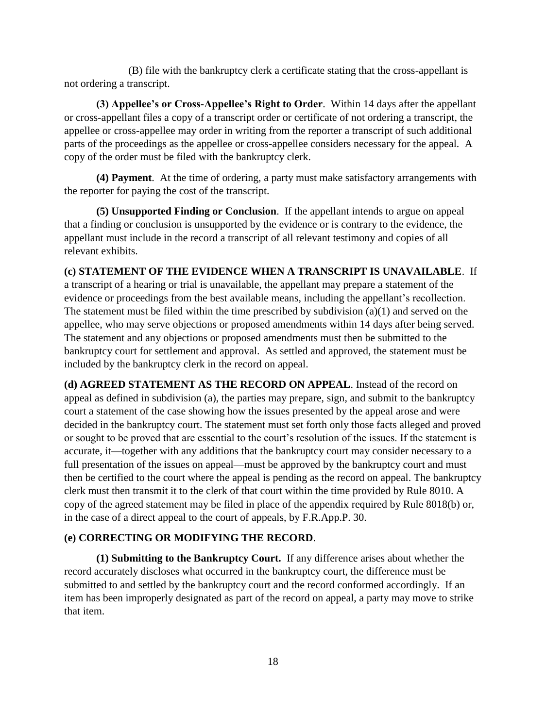(B) file with the bankruptcy clerk a certificate stating that the cross-appellant is not ordering a transcript.

**(3) Appellee's or Cross-Appellee's Right to Order**. Within 14 days after the appellant or cross-appellant files a copy of a transcript order or certificate of not ordering a transcript, the appellee or cross-appellee may order in writing from the reporter a transcript of such additional parts of the proceedings as the appellee or cross-appellee considers necessary for the appeal. A copy of the order must be filed with the bankruptcy clerk.

**(4) Payment**. At the time of ordering, a party must make satisfactory arrangements with the reporter for paying the cost of the transcript.

**(5) Unsupported Finding or Conclusion**. If the appellant intends to argue on appeal that a finding or conclusion is unsupported by the evidence or is contrary to the evidence, the appellant must include in the record a transcript of all relevant testimony and copies of all relevant exhibits.

**(c) STATEMENT OF THE EVIDENCE WHEN A TRANSCRIPT IS UNAVAILABLE**. If a transcript of a hearing or trial is unavailable, the appellant may prepare a statement of the evidence or proceedings from the best available means, including the appellant's recollection. The statement must be filed within the time prescribed by subdivision (a)(1) and served on the appellee, who may serve objections or proposed amendments within 14 days after being served. The statement and any objections or proposed amendments must then be submitted to the bankruptcy court for settlement and approval. As settled and approved, the statement must be included by the bankruptcy clerk in the record on appeal.

**(d) AGREED STATEMENT AS THE RECORD ON APPEAL**. Instead of the record on appeal as defined in subdivision (a), the parties may prepare, sign, and submit to the bankruptcy court a statement of the case showing how the issues presented by the appeal arose and were decided in the bankruptcy court. The statement must set forth only those facts alleged and proved or sought to be proved that are essential to the court's resolution of the issues. If the statement is accurate, it—together with any additions that the bankruptcy court may consider necessary to a full presentation of the issues on appeal—must be approved by the bankruptcy court and must then be certified to the court where the appeal is pending as the record on appeal. The bankruptcy clerk must then transmit it to the clerk of that court within the time provided by Rule 8010. A copy of the agreed statement may be filed in place of the appendix required by Rule 8018(b) or, in the case of a direct appeal to the court of appeals, by F.R.App.P. 30.

**(e) CORRECTING OR MODIFYING THE RECORD**.

**(1) Submitting to the Bankruptcy Court.** If any difference arises about whether the record accurately discloses what occurred in the bankruptcy court, the difference must be submitted to and settled by the bankruptcy court and the record conformed accordingly. If an item has been improperly designated as part of the record on appeal, a party may move to strike that item.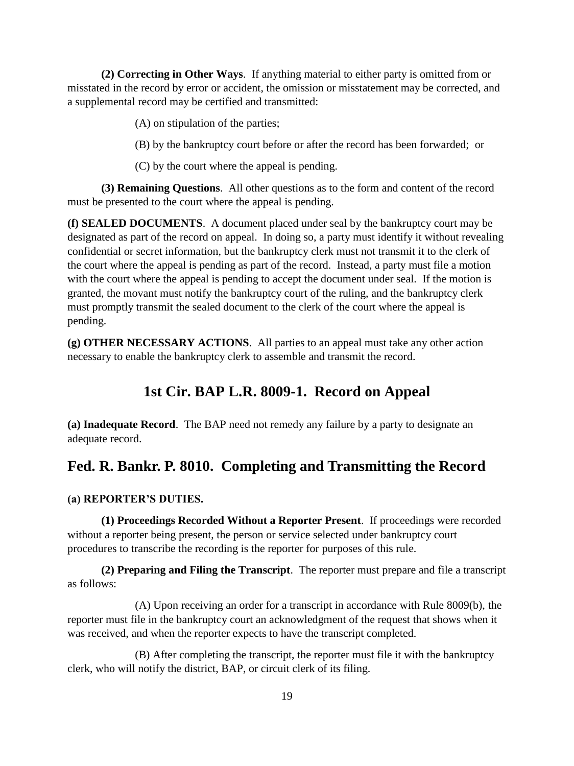**(2) Correcting in Other Ways**. If anything material to either party is omitted from or misstated in the record by error or accident, the omission or misstatement may be corrected, and a supplemental record may be certified and transmitted:

(A) on stipulation of the parties;

(B) by the bankruptcy court before or after the record has been forwarded; or

(C) by the court where the appeal is pending.

**(3) Remaining Questions**. All other questions as to the form and content of the record must be presented to the court where the appeal is pending.

**(f) SEALED DOCUMENTS**. A document placed under seal by the bankruptcy court may be designated as part of the record on appeal. In doing so, a party must identify it without revealing confidential or secret information, but the bankruptcy clerk must not transmit it to the clerk of the court where the appeal is pending as part of the record. Instead, a party must file a motion with the court where the appeal is pending to accept the document under seal. If the motion is granted, the movant must notify the bankruptcy court of the ruling, and the bankruptcy clerk must promptly transmit the sealed document to the clerk of the court where the appeal is pending.

**(g) OTHER NECESSARY ACTIONS**. All parties to an appeal must take any other action necessary to enable the bankruptcy clerk to assemble and transmit the record.

## 1st Cir. BAP L.R. 8009-1. Record on Appeal

**(a) Inadequate Record**. The BAP need not remedy any failure by a party to designate an adequate record.

## Fed. R. Bankr. P. 8010. Completing and Transmitting the Record

**(a) REPORTER'S DUTIES.**

**(1) Proceedings Recorded Without a Reporter Present**. If proceedings were recorded without a reporter being present, the person or service selected under bankruptcy court procedures to transcribe the recording is the reporter for purposes of this rule.

**(2) Preparing and Filing the Transcript**. The reporter must prepare and file a transcript as follows:

(A) Upon receiving an order for a transcript in accordance with Rule 8009(b), the reporter must file in the bankruptcy court an acknowledgment of the request that shows when it was received, and when the reporter expects to have the transcript completed.

(B) After completing the transcript, the reporter must file it with the bankruptcy clerk, who will notify the district, BAP, or circuit clerk of its filing.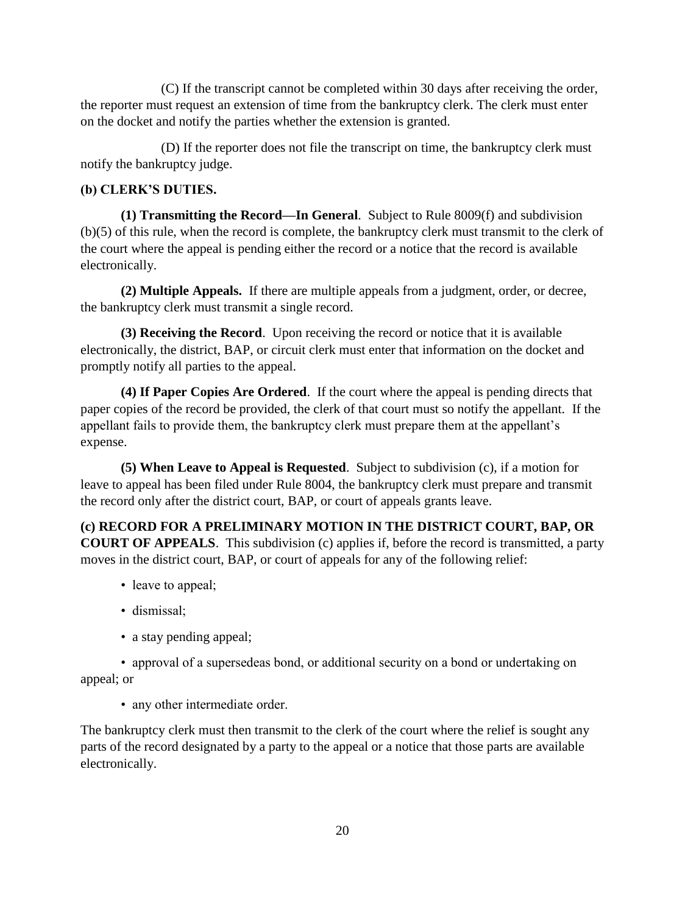(C) If the transcript cannot be completed within 30 days after receiving the order, the reporter must request an extension of time from the bankruptcy clerk. The clerk must enter on the docket and notify the parties whether the extension is granted.

(D) If the reporter does not file the transcript on time, the bankruptcy clerk must notify the bankruptcy judge.

**(b) CLERK'S DUTIES.**

**(1) Transmitting the Record—In General**. Subject to Rule 8009(f) and subdivision (b)(5) of this rule, when the record is complete, the bankruptcy clerk must transmit to the clerk of the court where the appeal is pending either the record or a notice that the record is available electronically.

**(2) Multiple Appeals.** If there are multiple appeals from a judgment, order, or decree, the bankruptcy clerk must transmit a single record.

**(3) Receiving the Record**. Upon receiving the record or notice that it is available electronically, the district, BAP, or circuit clerk must enter that information on the docket and promptly notify all parties to the appeal.

**(4) If Paper Copies Are Ordered**. If the court where the appeal is pending directs that paper copies of the record be provided, the clerk of that court must so notify the appellant. If the appellant fails to provide them, the bankruptcy clerk must prepare them at the appellant's expense.

**(5) When Leave to Appeal is Requested**. Subject to subdivision (c), if a motion for leave to appeal has been filed under Rule 8004, the bankruptcy clerk must prepare and transmit the record only after the district court, BAP, or court of appeals grants leave.

**(c) RECORD FOR A PRELIMINARY MOTION IN THE DISTRICT COURT, BAP, OR COURT OF APPEALS**. This subdivision (c) applies if, before the record is transmitted, a party moves in the district court, BAP, or court of appeals for any of the following relief:

- leave to appeal;
- dismissal;
- a stay pending appeal;
- approval of a supersedeas bond, or additional security on a bond or undertaking on appeal; or
- any other intermediate order.

The bankruptcy clerk must then transmit to the clerk of the court where the relief is sought any parts of the record designated by a party to the appeal or a notice that those parts are available electronically.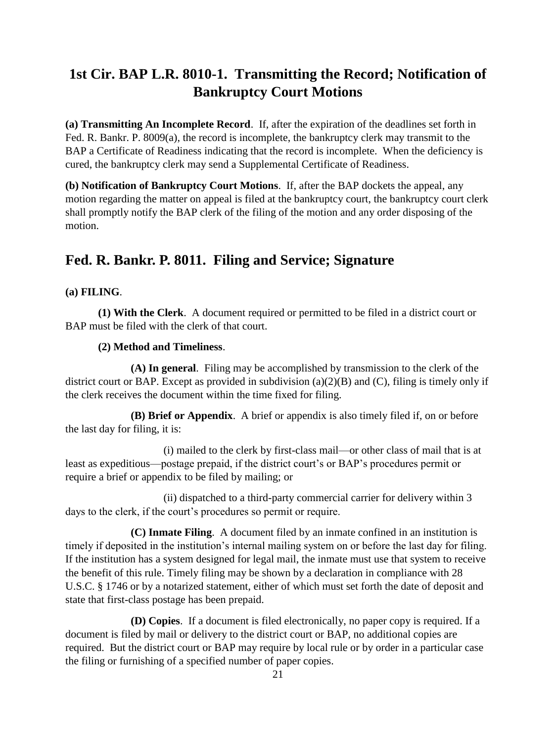## 1st Cir. BAP L.R. 8010-1. Transmitting the Record; Notification of Bankruptcy Court Motions

**(a) Transmitting An Incomplete Record**. If, after the expiration of the deadlines set forth in Fed. R. Bankr. P. 8009(a), the record is incomplete, the bankruptcy clerk may transmit to the BAP a Certificate of Readiness indicating that the record is incomplete. When the deficiency is cured, the bankruptcy clerk may send a Supplemental Certificate of Readiness.

**(b) Notification of Bankruptcy Court Motions**. If, after the BAP dockets the appeal, any motion regarding the matter on appeal is filed at the bankruptcy court, the bankruptcy court clerk shall promptly notify the BAP clerk of the filing of the motion and any order disposing of the motion.

## Fed. R. Bankr. P. 8011. Filing and Service; Signature

**(a) FILING**.

**(1) With the Clerk**. A document required or permitted to be filed in a district court or BAP must be filed with the clerk of that court.

**(2) Method and Timeliness**.

**(A) In general**. Filing may be accomplished by transmission to the clerk of the district court or BAP. Except as provided in subdivision (a)(2)(B) and (C), filing is timely only if the clerk receives the document within the time fixed for filing.

**(B) Brief or Appendix**. A brief or appendix is also timely filed if, on or before the last day for filing, it is:

(i) mailed to the clerk by first-class mail—or other class of mail that is at least as expeditious—postage prepaid, if the district court's or BAP's procedures permit or require a brief or appendix to be filed by mailing; or

(ii) dispatched to a third-party commercial carrier for delivery within 3 days to the clerk, if the court's procedures so permit or require.

**(C) Inmate Filing**. A document filed by an inmate confined in an institution is timely if deposited in the institution's internal mailing system on or before the last day for filing. If the institution has a system designed for legal mail, the inmate must use that system to receive the benefit of this rule. Timely filing may be shown by a declaration in compliance with 28 U.S.C. § 1746 or by a notarized statement, either of which must set forth the date of deposit and state that first-class postage has been prepaid.

**(D) Copies**. If a document is filed electronically, no paper copy is required. If a document is filed by mail or delivery to the district court or BAP, no additional copies are required. But the district court or BAP may require by local rule or by order in a particular case the filing or furnishing of a specified number of paper copies.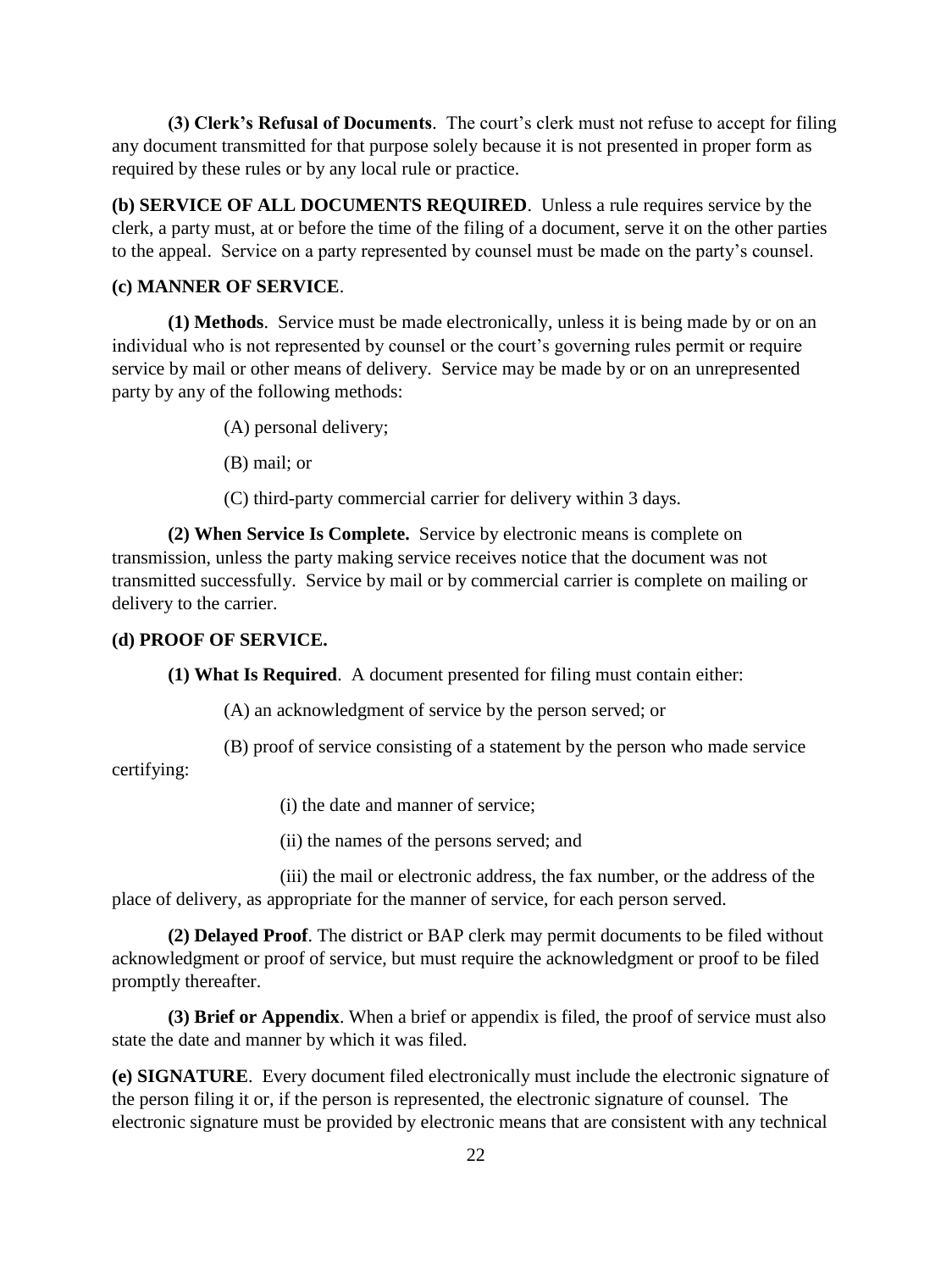**(3) Clerk's Refusal of Documents**. The court's clerk must not refuse to accept for filing any document transmitted for that purpose solely because it is not presented in proper form as required by these rules or by any local rule or practice.

**(b) SERVICE OF ALL DOCUMENTS REQUIRED**. Unless a rule requires service by the clerk, a party must, at or before the time of the filing of a document, serve it on the other parties to the appeal. Service on a party represented by counsel must be made on the party's counsel.

**(c) MANNER OF SERVICE**.

**(1) Methods**. Service must be made electronically, unless it is being made by or on an individual who is not represented by counsel or the court's governing rules permit or require service by mail or other means of delivery. Service may be made by or on an unrepresented party by any of the following methods:

(A) personal delivery;

(B) mail; or

(C) third-party commercial carrier for delivery within 3 days.

**(2) When Service Is Complete.** Service by electronic means is complete on transmission, unless the party making service receives notice that the document was not transmitted successfully. Service by mail or by commercial carrier is complete on mailing or delivery to the carrier.

**(d) PROOF OF SERVICE.**

**(1) What Is Required**. A document presented for filing must contain either:

(A) an acknowledgment of service by the person served; or

(B) proof of service consisting of a statement by the person who made service certifying:

(i) the date and manner of service;

(ii) the names of the persons served; and

(iii) the mail or electronic address, the fax number, or the address of the place of delivery, as appropriate for the manner of service, for each person served.

**(2) Delayed Proof**. The district or BAP clerk may permit documents to be filed without acknowledgment or proof of service, but must require the acknowledgment or proof to be filed promptly thereafter.

**(3) Brief or Appendix**. When a brief or appendix is filed, the proof of service must also state the date and manner by which it was filed.

**(e) SIGNATURE**. Every document filed electronically must include the electronic signature of the person filing it or, if the person is represented, the electronic signature of counsel. The electronic signature must be provided by electronic means that are consistent with any technical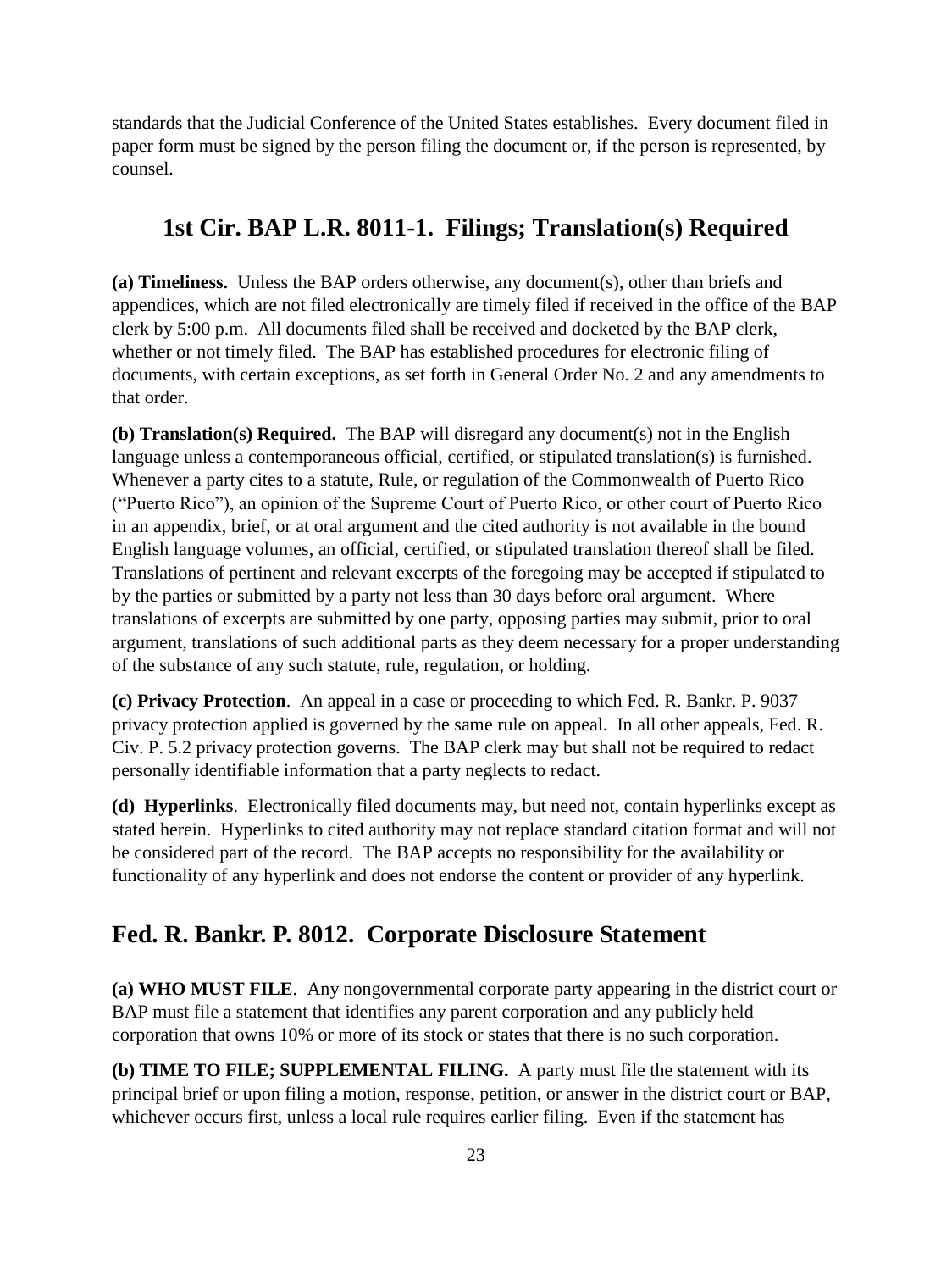standards that the Judicial Conference of the United States establishes. Every document filed in paper form must be signed by the person filing the document or, if the person is represented, by counsel.

## 1st Cir. BAP L.R. 8011-1. Filings; Translation(s) Required

**(a) Timeliness.** Unless the BAP orders otherwise, any document(s), other than briefs and appendices, which are not filed electronically are timely filed if received in the office of the BAP clerk by 5:00 p.m. All documents filed shall be received and docketed by the BAP clerk, whether or not timely filed. The BAP has established procedures for electronic filing of documents, with certain exceptions, as set forth in General Order No. 2 and any amendments to that order.

**(b) Translation(s) Required.** The BAP will disregard any document(s) not in the English language unless a contemporaneous official, certified, or stipulated translation(s) is furnished. Whenever a party cites to a statute, Rule, or regulation of the Commonwealth of Puerto Rico ("Puerto Rico"), an opinion of the Supreme Court of Puerto Rico, or other court of Puerto Rico in an appendix, brief, or at oral argument and the cited authority is not available in the bound English language volumes, an official, certified, or stipulated translation thereof shall be filed. Translations of pertinent and relevant excerpts of the foregoing may be accepted if stipulated to by the parties or submitted by a party not less than 30 days before oral argument. Where translations of excerpts are submitted by one party, opposing parties may submit, prior to oral argument, translations of such additional parts as they deem necessary for a proper understanding of the substance of any such statute, rule, regulation, or holding.

**(c) Privacy Protection**. An appeal in a case or proceeding to which Fed. R. Bankr. P. 9037 privacy protection applied is governed by the same rule on appeal. In all other appeals, Fed. R. Civ. P. 5.2 privacy protection governs. The BAP clerk may but shall not be required to redact personally identifiable information that a party neglects to redact.

**(d) Hyperlinks**. Electronically filed documents may, but need not, contain hyperlinks except as stated herein. Hyperlinks to cited authority may not replace standard citation format and will not be considered part of the record. The BAP accepts no responsibility for the availability or functionality of any hyperlink and does not endorse the content or provider of any hyperlink.

## Fed. R. Bankr. P. 8012. Corporate Disclosure Statement

**(a) WHO MUST FILE**. Any nongovernmental corporate party appearing in the district court or BAP must file a statement that identifies any parent corporation and any publicly held corporation that owns 10% or more of its stock or states that there is no such corporation.

**(b) TIME TO FILE; SUPPLEMENTAL FILING.** A party must file the statement with its principal brief or upon filing a motion, response, petition, or answer in the district court or BAP, whichever occurs first, unless a local rule requires earlier filing. Even if the statement has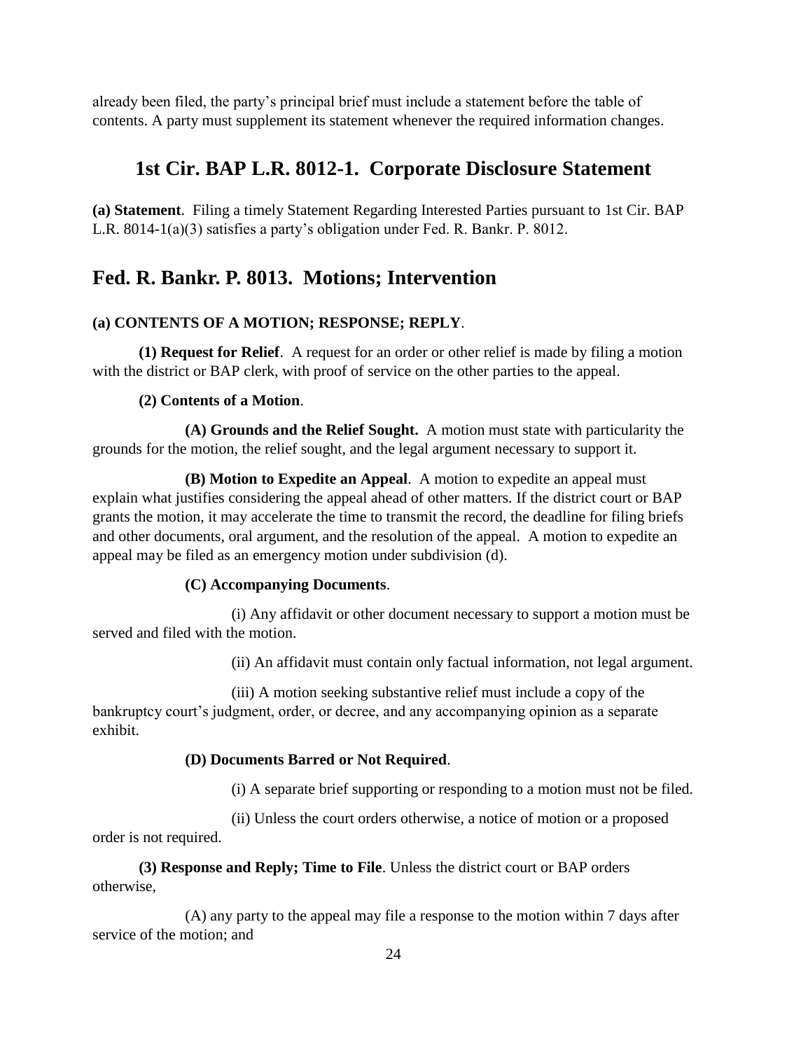already been filed, the party's principal brief must include a statement before the table of contents. A party must supplement its statement whenever the required information changes.

## 1st Cir. BAP L.R. 8012-1. Corporate Disclosure Statement

**(a) Statement**. Filing a timely Statement Regarding Interested Parties pursuant to 1st Cir. BAP L.R. 8014-1(a)(3) satisfies a party's obligation under Fed. R. Bankr. P. 8012.

## Fed. R. Bankr. P. 8013. Motions; Intervention

**(a) CONTENTS OF A MOTION; RESPONSE; REPLY**.

**(1) Request for Relief**. A request for an order or other relief is made by filing a motion with the district or BAP clerk, with proof of service on the other parties to the appeal.

**(2) Contents of a Motion**.

**(A) Grounds and the Relief Sought.** A motion must state with particularity the grounds for the motion, the relief sought, and the legal argument necessary to support it.

**(B) Motion to Expedite an Appeal**. A motion to expedite an appeal must explain what justifies considering the appeal ahead of other matters. If the district court or BAP grants the motion, it may accelerate the time to transmit the record, the deadline for filing briefs and other documents, oral argument, and the resolution of the appeal. A motion to expedite an appeal may be filed as an emergency motion under subdivision (d).

**(C) Accompanying Documents**.

(i) Any affidavit or other document necessary to support a motion must be served and filed with the motion.

(ii) An affidavit must contain only factual information, not legal argument.

(iii) A motion seeking substantive relief must include a copy of the bankruptcy court's judgment, order, or decree, and any accompanying opinion as a separate exhibit.

**(D) Documents Barred or Not Required**.

(i) A separate brief supporting or responding to a motion must not be filed.

(ii) Unless the court orders otherwise, a notice of motion or a proposed order is not required.

**(3) Response and Reply; Time to File**. Unless the district court or BAP orders otherwise,

(A) any party to the appeal may file a response to the motion within 7 days after service of the motion; and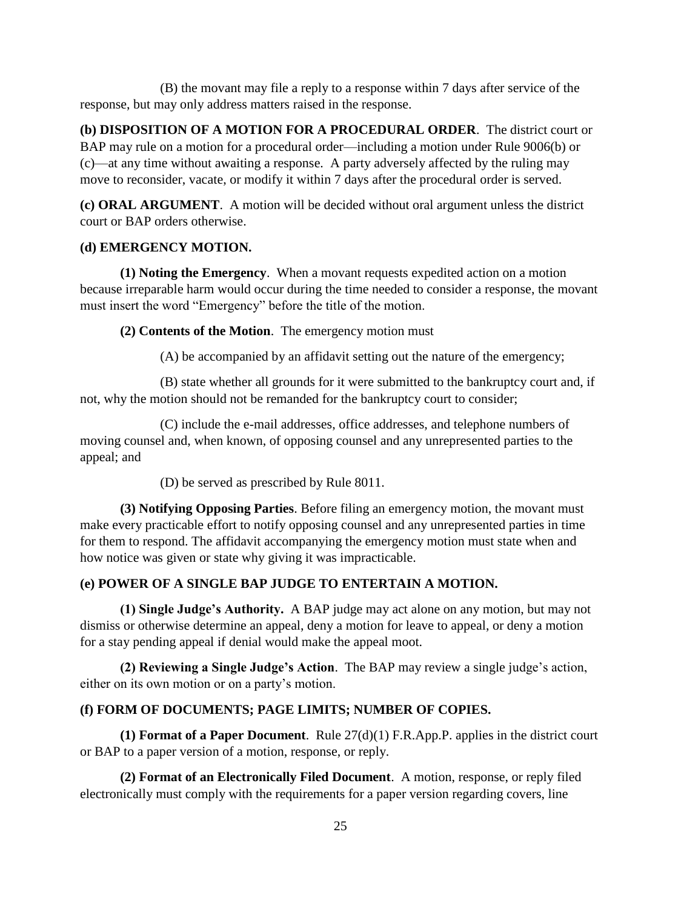(B) the movant may file a reply to a response within 7 days after service of the response, but may only address matters raised in the response.

**(b) DISPOSITION OF A MOTION FOR A PROCEDURAL ORDER**. The district court or BAP may rule on a motion for a procedural order—including a motion under Rule 9006(b) or (c)—at any time without awaiting a response. A party adversely affected by the ruling may move to reconsider, vacate, or modify it within 7 days after the procedural order is served.

**(c) ORAL ARGUMENT**. A motion will be decided without oral argument unless the district court or BAP orders otherwise.

**(d) EMERGENCY MOTION.**

**(1) Noting the Emergency**. When a movant requests expedited action on a motion because irreparable harm would occur during the time needed to consider a response, the movant must insert the word "Emergency" before the title of the motion.

**(2) Contents of the Motion**. The emergency motion must

(A) be accompanied by an affidavit setting out the nature of the emergency;

(B) state whether all grounds for it were submitted to the bankruptcy court and, if not, why the motion should not be remanded for the bankruptcy court to consider;

(C) include the e-mail addresses, office addresses, and telephone numbers of moving counsel and, when known, of opposing counsel and any unrepresented parties to the appeal; and

(D) be served as prescribed by Rule 8011.

**(3) Notifying Opposing Parties**. Before filing an emergency motion, the movant must make every practicable effort to notify opposing counsel and any unrepresented parties in time for them to respond. The affidavit accompanying the emergency motion must state when and how notice was given or state why giving it was impracticable.

**(e) POWER OF A SINGLE BAP JUDGE TO ENTERTAIN A MOTION.**

**(1) Single Judge's Authority.** A BAP judge may act alone on any motion, but may not dismiss or otherwise determine an appeal, deny a motion for leave to appeal, or deny a motion for a stay pending appeal if denial would make the appeal moot.

**(2) Reviewing a Single Judge's Action**. The BAP may review a single judge's action, either on its own motion or on a party's motion.

**(f) FORM OF DOCUMENTS; PAGE LIMITS; NUMBER OF COPIES.**

**(1) Format of a Paper Document**. Rule 27(d)(1) F.R.App.P. applies in the district court or BAP to a paper version of a motion, response, or reply.

**(2) Format of an Electronically Filed Document**. A motion, response, or reply filed electronically must comply with the requirements for a paper version regarding covers, line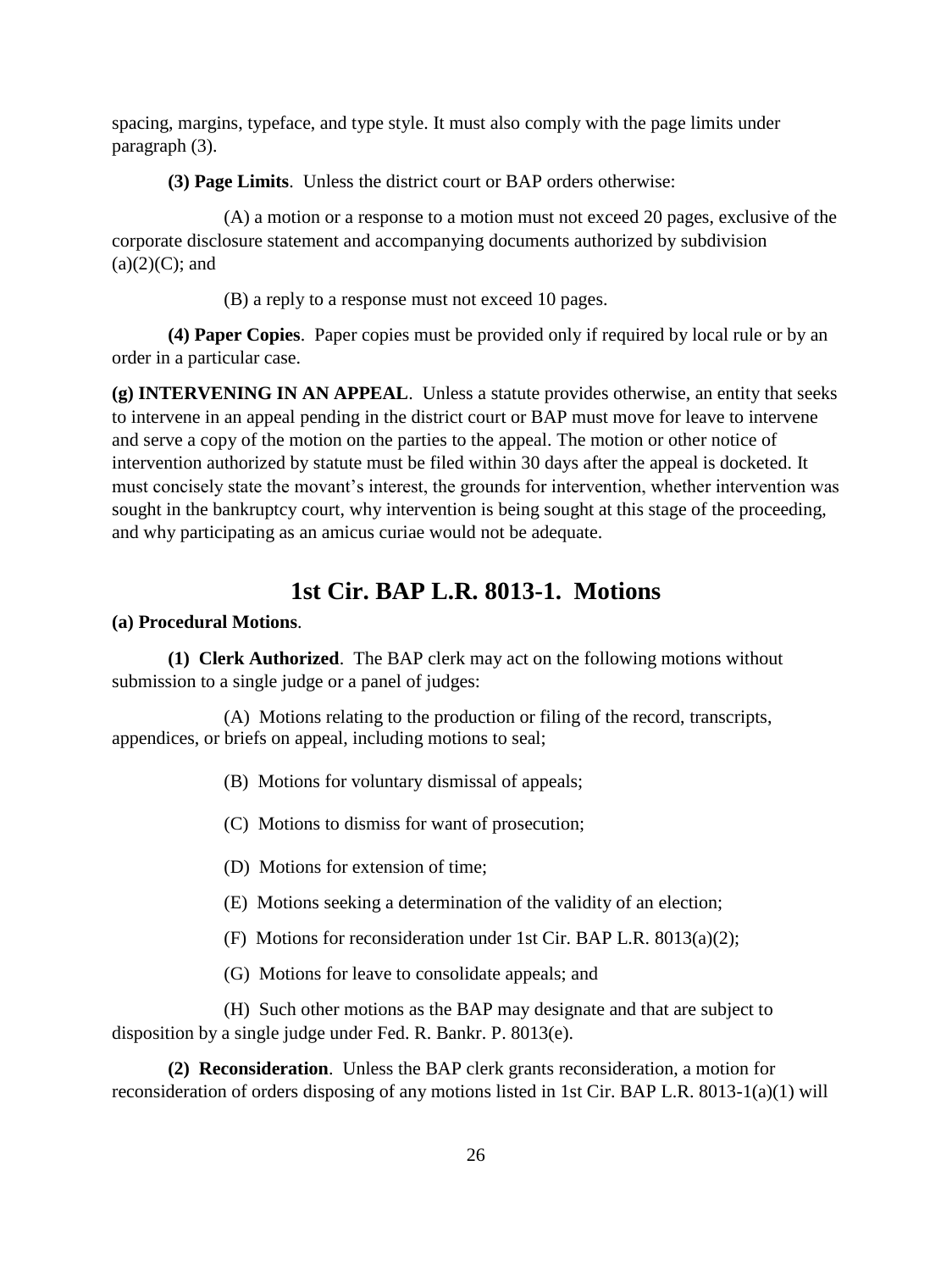spacing, margins, typeface, and type style. It must also comply with the page limits under paragraph (3).

**(3) Page Limits**. Unless the district court or BAP orders otherwise:

(A) a motion or a response to a motion must not exceed 20 pages, exclusive of the corporate disclosure statement and accompanying documents authorized by subdivision (a)(2)(C); and

(B) a reply to a response must not exceed 10 pages.

**(4) Paper Copies**. Paper copies must be provided only if required by local rule or by an order in a particular case.

**(g) INTERVENING IN AN APPEAL**. Unless a statute provides otherwise, an entity that seeks to intervene in an appeal pending in the district court or BAP must move for leave to intervene and serve a copy of the motion on the parties to the appeal. The motion or other notice of intervention authorized by statute must be filed within 30 days after the appeal is docketed. It must concisely state the movant's interest, the grounds for intervention, whether intervention was sought in the bankruptcy court, why intervention is being sought at this stage of the proceeding, and why participating as an amicus curiae would not be adequate.

## 1st Cir. BAP L.R. 8013-1. Motions

**(a) Procedural Motions**.

**(1) Clerk Authorized**. The BAP clerk may act on the following motions without submission to a single judge or a panel of judges:

(A) Motions relating to the production or filing of the record, transcripts, appendices, or briefs on appeal, including motions to seal;

(B) Motions for voluntary dismissal of appeals;

(C) Motions to dismiss for want of prosecution;

(D) Motions for extension of time;

(E) Motions seeking a determination of the validity of an election;

(F) Motions for reconsideration under 1st Cir. BAP L.R. 8013(a)(2);

(G) Motions for leave to consolidate appeals; and

(H) Such other motions as the BAP may designate and that are subject to disposition by a single judge under Fed. R. Bankr. P. 8013(e).

**(2) Reconsideration**. Unless the BAP clerk grants reconsideration, a motion for reconsideration of orders disposing of any motions listed in 1st Cir. BAP L.R. 8013-1(a)(1) will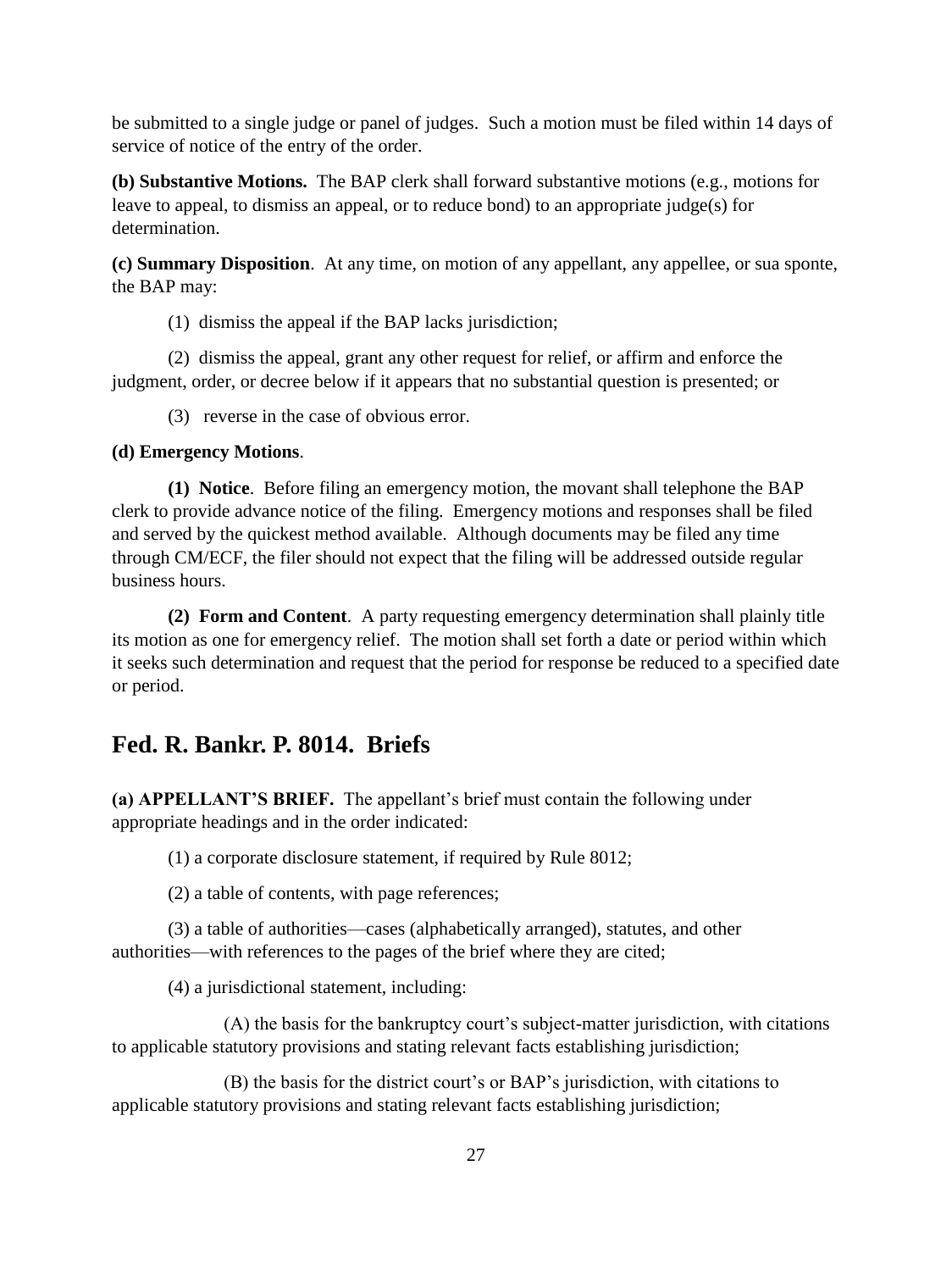be submitted to a single judge or panel of judges. Such a motion must be filed within 14 days of service of notice of the entry of the order.

**(b) Substantive Motions.** The BAP clerk shall forward substantive motions (e.g., motions for leave to appeal, to dismiss an appeal, or to reduce bond) to an appropriate judge(s) for determination.

**(c) Summary Disposition**. At any time, on motion of any appellant, any appellee, or sua sponte, the BAP may:

(1) dismiss the appeal if the BAP lacks jurisdiction;

(2) dismiss the appeal, grant any other request for relief, or affirm and enforce the judgment, order, or decree below if it appears that no substantial question is presented; or

(3) reverse in the case of obvious error.

**(d) Emergency Motions**.

**(1) Notice**. Before filing an emergency motion, the movant shall telephone the BAP clerk to provide advance notice of the filing. Emergency motions and responses shall be filed and served by the quickest method available. Although documents may be filed any time through CM/ECF, the filer should not expect that the filing will be addressed outside regular business hours.

**(2) Form and Content**. A party requesting emergency determination shall plainly title its motion as one for emergency relief. The motion shall set forth a date or period within which it seeks such determination and request that the period for response be reduced to a specified date or period.

## Fed. R. Bankr. P. 8014. Briefs

**(a) APPELLANT'S BRIEF.** The appellant's brief must contain the following under appropriate headings and in the order indicated:

(1) a corporate disclosure statement, if required by Rule 8012;

(2) a table of contents, with page references;

(3) a table of authorities—cases (alphabetically arranged), statutes, and other authorities—with references to the pages of the brief where they are cited;

(4) a jurisdictional statement, including:

(A) the basis for the bankruptcy court's subject-matter jurisdiction, with citations to applicable statutory provisions and stating relevant facts establishing jurisdiction;

(B) the basis for the district court's or BAP's jurisdiction, with citations to applicable statutory provisions and stating relevant facts establishing jurisdiction;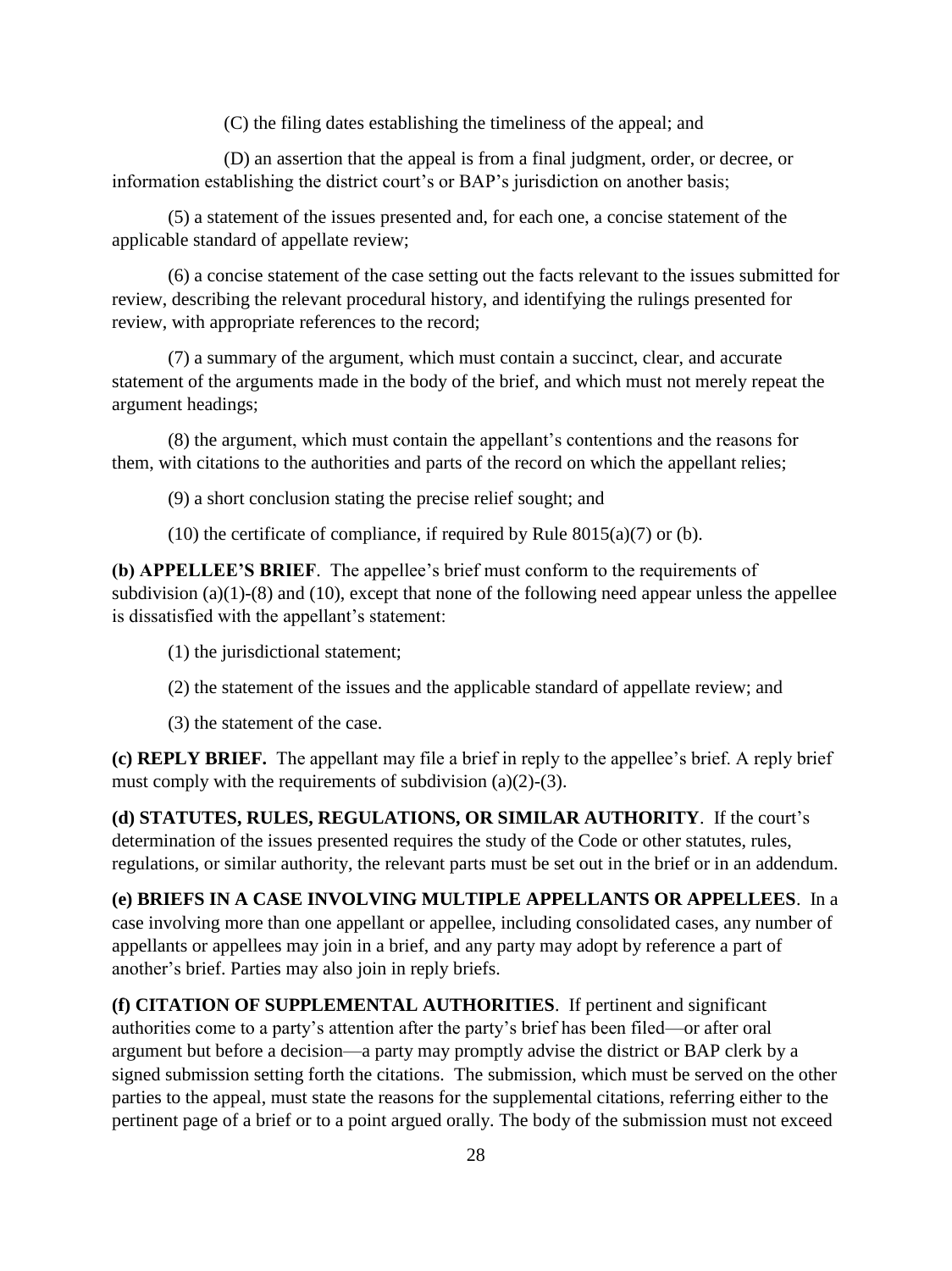(C) the filing dates establishing the timeliness of the appeal; and

(D) an assertion that the appeal is from a final judgment, order, or decree, or information establishing the district court's or BAP's jurisdiction on another basis;

(5) a statement of the issues presented and, for each one, a concise statement of the applicable standard of appellate review;

(6) a concise statement of the case setting out the facts relevant to the issues submitted for review, describing the relevant procedural history, and identifying the rulings presented for review, with appropriate references to the record;

(7) a summary of the argument, which must contain a succinct, clear, and accurate statement of the arguments made in the body of the brief, and which must not merely repeat the argument headings;

(8) the argument, which must contain the appellant's contentions and the reasons for them, with citations to the authorities and parts of the record on which the appellant relies;

(9) a short conclusion stating the precise relief sought; and

(10) the certificate of compliance, if required by Rule 8015(a)(7) or (b).

**(b) APPELLEE'S BRIEF**. The appellee's brief must conform to the requirements of subdivision (a)(1)-(8) and (10), except that none of the following need appear unless the appellee is dissatisfied with the appellant's statement:

(1) the jurisdictional statement;

(2) the statement of the issues and the applicable standard of appellate review; and

(3) the statement of the case.

**(c) REPLY BRIEF.** The appellant may file a brief in reply to the appellee's brief. A reply brief must comply with the requirements of subdivision (a)(2)-(3).

**(d) STATUTES, RULES, REGULATIONS, OR SIMILAR AUTHORITY**. If the court's determination of the issues presented requires the study of the Code or other statutes, rules, regulations, or similar authority, the relevant parts must be set out in the brief or in an addendum.

**(e) BRIEFS IN A CASE INVOLVING MULTIPLE APPELLANTS OR APPELLEES**. In a case involving more than one appellant or appellee, including consolidated cases, any number of appellants or appellees may join in a brief, and any party may adopt by reference a part of another's brief. Parties may also join in reply briefs.

**(f) CITATION OF SUPPLEMENTAL AUTHORITIES**. If pertinent and significant authorities come to a party's attention after the party's brief has been filed—or after oral argument but before a decision—a party may promptly advise the district or BAP clerk by a signed submission setting forth the citations. The submission, which must be served on the other parties to the appeal, must state the reasons for the supplemental citations, referring either to the pertinent page of a brief or to a point argued orally. The body of the submission must not exceed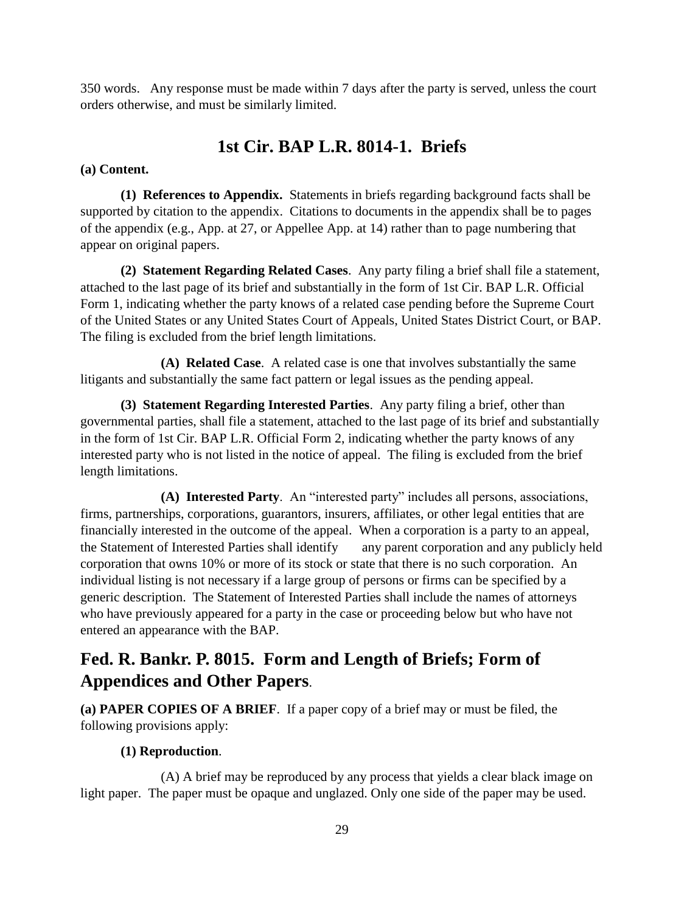350 words. Any response must be made within 7 days after the party is served, unless the court orders otherwise, and must be similarly limited.

## 1st Cir. BAP L.R. 8014-1. Briefs

**(a) Content.**

**(1) References to Appendix.** Statements in briefs regarding background facts shall be supported by citation to the appendix. Citations to documents in the appendix shall be to pages of the appendix (e.g., App. at 27, or Appellee App. at 14) rather than to page numbering that appear on original papers.

**(2) Statement Regarding Related Cases**. Any party filing a brief shall file a statement, attached to the last page of its brief and substantially in the form of 1st Cir. BAP L.R. Official Form 1, indicating whether the party knows of a related case pending before the Supreme Court of the United States or any United States Court of Appeals, United States District Court, or BAP. The filing is excluded from the brief length limitations.

**(A) Related Case**. A related case is one that involves substantially the same litigants and substantially the same fact pattern or legal issues as the pending appeal.

**(3) Statement Regarding Interested Parties**. Any party filing a brief, other than governmental parties, shall file a statement, attached to the last page of its brief and substantially in the form of 1st Cir. BAP L.R. Official Form 2, indicating whether the party knows of any interested party who is not listed in the notice of appeal. The filing is excluded from the brief length limitations.

**(A) Interested Party**. An "interested party" includes all persons, associations, firms, partnerships, corporations, guarantors, insurers, affiliates, or other legal entities that are financially interested in the outcome of the appeal. When a corporation is a party to an appeal, the Statement of Interested Parties shall identify any parent corporation and any publicly held corporation that owns 10% or more of its stock or state that there is no such corporation. An individual listing is not necessary if a large group of persons or firms can be specified by a generic description. The Statement of Interested Parties shall include the names of attorneys who have previously appeared for a party in the case or proceeding below but who have not entered an appearance with the BAP.

# Fed. R. Bankr. P. 8015. Form and Length of Briefs; Form of Appendices and Other Papers.

**(a) PAPER COPIES OF A BRIEF**. If a paper copy of a brief may or must be filed, the following provisions apply:

**(1) Reproduction**.

(A) A brief may be reproduced by any process that yields a clear black image on light paper. The paper must be opaque and unglazed. Only one side of the paper may be used.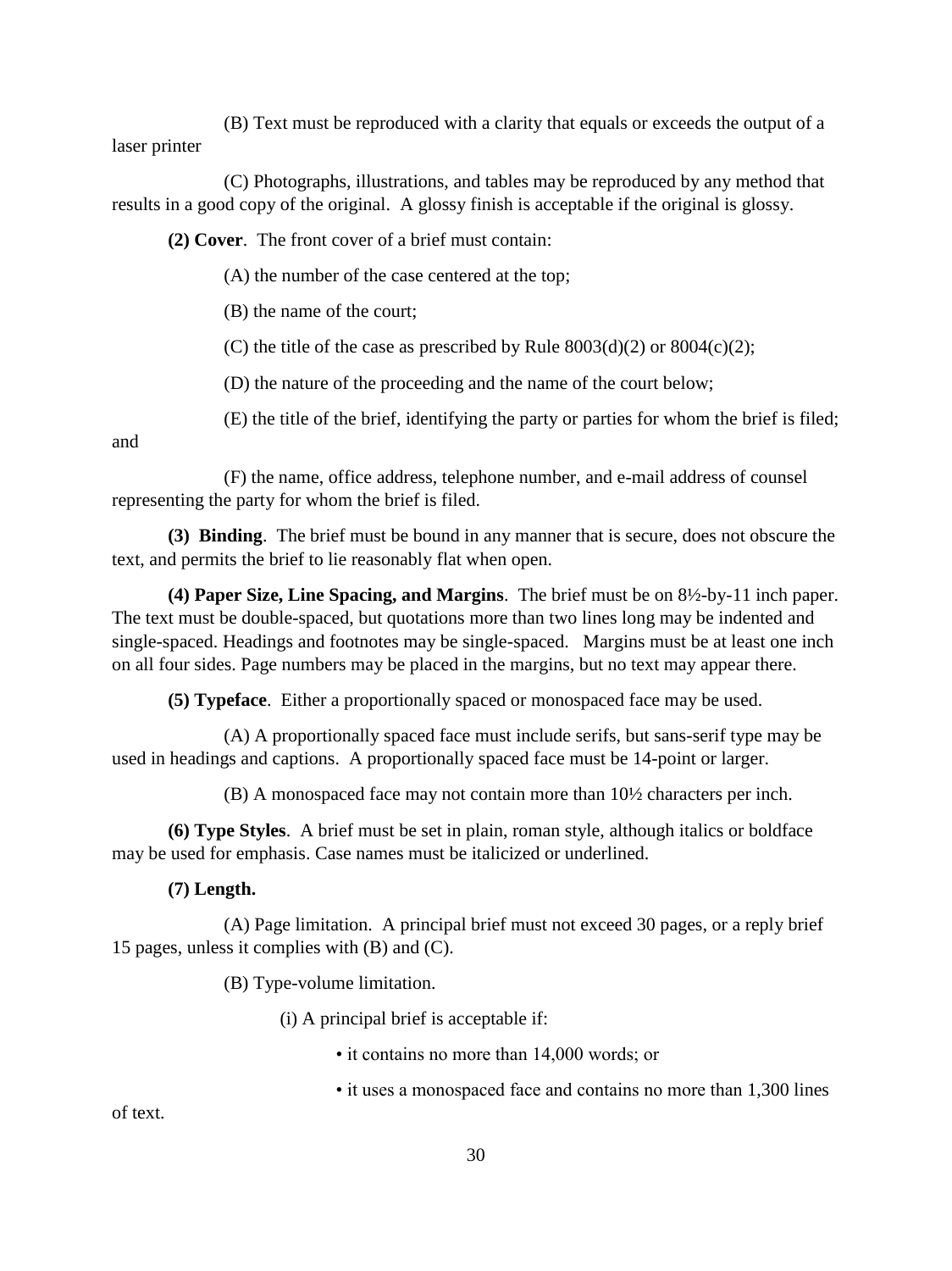(B) Text must be reproduced with a clarity that equals or exceeds the output of a laser printer

(C) Photographs, illustrations, and tables may be reproduced by any method that results in a good copy of the original. A glossy finish is acceptable if the original is glossy.

**(2) Cover**. The front cover of a brief must contain:

(A) the number of the case centered at the top;

(B) the name of the court;

(C) the title of the case as prescribed by Rule 8003(d)(2) or 8004(c)(2);

(D) the nature of the proceeding and the name of the court below;

(E) the title of the brief, identifying the party or parties for whom the brief is filed; and

(F) the name, office address, telephone number, and e-mail address of counsel representing the party for whom the brief is filed.

**(3) Binding**. The brief must be bound in any manner that is secure, does not obscure the text, and permits the brief to lie reasonably flat when open.

**(4) Paper Size, Line Spacing, and Margins**. The brief must be on 8½-by-11 inch paper. The text must be double-spaced, but quotations more than two lines long may be indented and single-spaced. Headings and footnotes may be single-spaced. Margins must be at least one inch on all four sides. Page numbers may be placed in the margins, but no text may appear there.

**(5) Typeface**. Either a proportionally spaced or monospaced face may be used.

(A) A proportionally spaced face must include serifs, but sans-serif type may be used in headings and captions. A proportionally spaced face must be 14-point or larger.

(B) A monospaced face may not contain more than 10½ characters per inch.

**(6) Type Styles**. A brief must be set in plain, roman style, although italics or boldface may be used for emphasis. Case names must be italicized or underlined.

**(7) Length.**

(A) Page limitation. A principal brief must not exceed 30 pages, or a reply brief 15 pages, unless it complies with (B) and (C).

(B) Type-volume limitation.

(i) A principal brief is acceptable if:

- it contains no more than 14,000 words; or
- it uses a monospaced face and contains no more than 1,300 lines of text.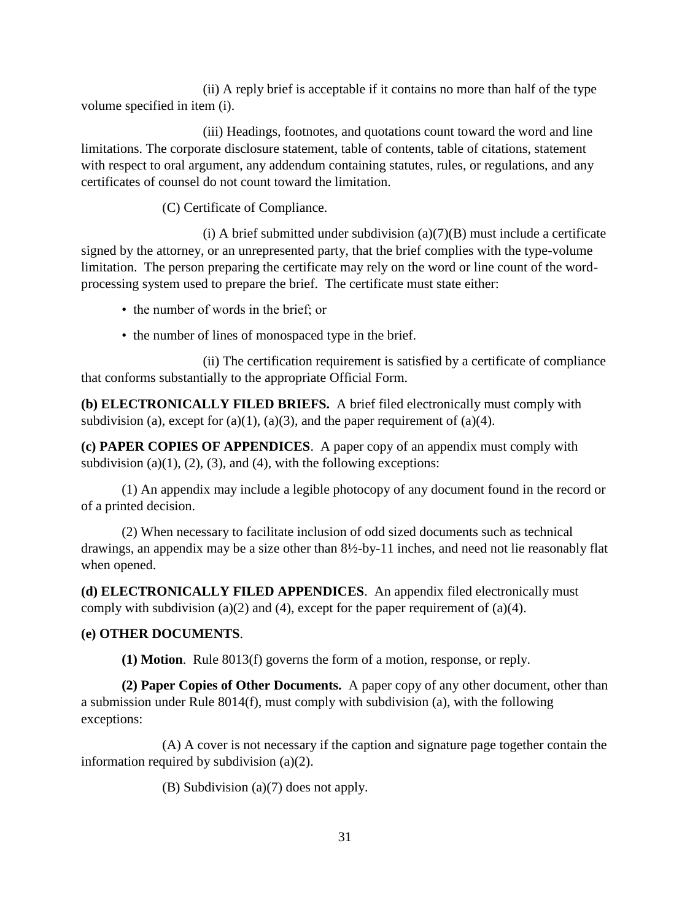(ii) A reply brief is acceptable if it contains no more than half of the type volume specified in item (i).

(iii) Headings, footnotes, and quotations count toward the word and line limitations. The corporate disclosure statement, table of contents, table of citations, statement with respect to oral argument, any addendum containing statutes, rules, or regulations, and any certificates of counsel do not count toward the limitation.

(C) Certificate of Compliance.

(i) A brief submitted under subdivision (a)(7)(B) must include a certificate signed by the attorney, or an unrepresented party, that the brief complies with the type-volume limitation. The person preparing the certificate may rely on the word or line count of the word-processing system used to prepare the brief. The certificate must state either:

- the number of words in the brief; or
- the number of lines of monospaced type in the brief.

(ii) The certification requirement is satisfied by a certificate of compliance that conforms substantially to the appropriate Official Form.

**(b) ELECTRONICALLY FILED BRIEFS.** A brief filed electronically must comply with subdivision (a), except for (a)(1), (a)(3), and the paper requirement of (a)(4).

**(c) PAPER COPIES OF APPENDICES**. A paper copy of an appendix must comply with subdivision (a)(1), (2), (3), and (4), with the following exceptions:

(1) An appendix may include a legible photocopy of any document found in the record or of a printed decision.

(2) When necessary to facilitate inclusion of odd sized documents such as technical drawings, an appendix may be a size other than 8½-by-11 inches, and need not lie reasonably flat when opened.

**(d) ELECTRONICALLY FILED APPENDICES**. An appendix filed electronically must comply with subdivision (a)(2) and (4), except for the paper requirement of (a)(4).

**(e) OTHER DOCUMENTS**.

**(1) Motion**. Rule 8013(f) governs the form of a motion, response, or reply.

**(2) Paper Copies of Other Documents.** A paper copy of any other document, other than a submission under Rule 8014(f), must comply with subdivision (a), with the following exceptions:

(A) A cover is not necessary if the caption and signature page together contain the information required by subdivision (a)(2).

(B) Subdivision (a)(7) does not apply.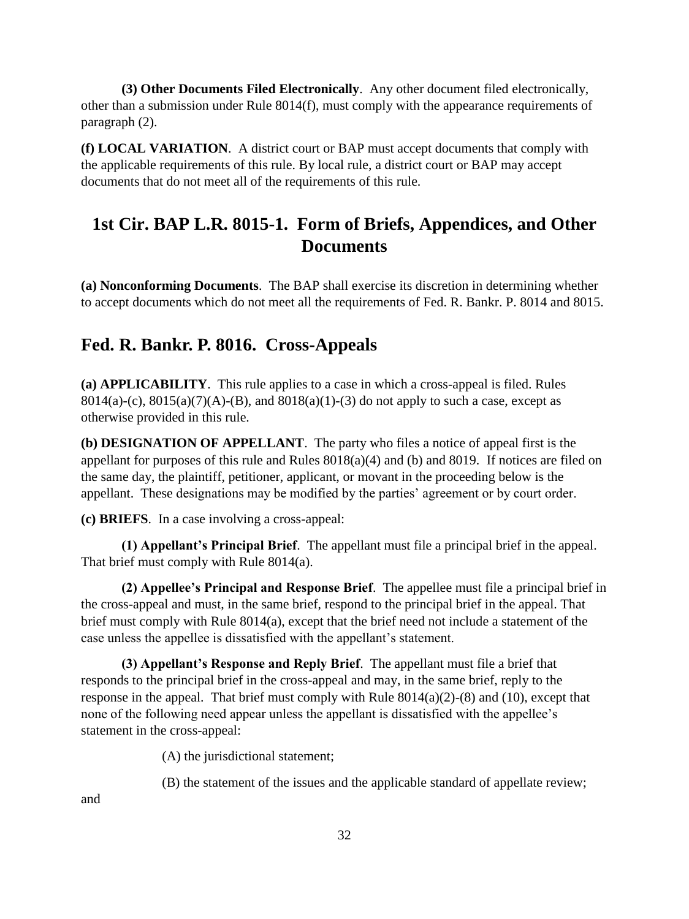**(3) Other Documents Filed Electronically**. Any other document filed electronically, other than a submission under Rule 8014(f), must comply with the appearance requirements of paragraph (2).

**(f) LOCAL VARIATION**. A district court or BAP must accept documents that comply with the applicable requirements of this rule. By local rule, a district court or BAP may accept documents that do not meet all of the requirements of this rule.

## 1st Cir. BAP L.R. 8015-1. Form of Briefs, Appendices, and Other Documents

**(a) Nonconforming Documents**. The BAP shall exercise its discretion in determining whether to accept documents which do not meet all the requirements of Fed. R. Bankr. P. 8014 and 8015.

## Fed. R. Bankr. P. 8016. Cross-Appeals

**(a) APPLICABILITY**. This rule applies to a case in which a cross-appeal is filed. Rules 8014(a)-(c), 8015(a)(7)(A)-(B), and 8018(a)(1)-(3) do not apply to such a case, except as otherwise provided in this rule.

**(b) DESIGNATION OF APPELLANT**. The party who files a notice of appeal first is the appellant for purposes of this rule and Rules 8018(a)(4) and (b) and 8019. If notices are filed on the same day, the plaintiff, petitioner, applicant, or movant in the proceeding below is the appellant. These designations may be modified by the parties' agreement or by court order.

**(c) BRIEFS**. In a case involving a cross-appeal:

**(1) Appellant's Principal Brief**. The appellant must file a principal brief in the appeal. That brief must comply with Rule 8014(a).

**(2) Appellee's Principal and Response Brief**. The appellee must file a principal brief in the cross-appeal and must, in the same brief, respond to the principal brief in the appeal. That brief must comply with Rule 8014(a), except that the brief need not include a statement of the case unless the appellee is dissatisfied with the appellant's statement.

**(3) Appellant's Response and Reply Brief**. The appellant must file a brief that responds to the principal brief in the cross-appeal and may, in the same brief, reply to the response in the appeal. That brief must comply with Rule 8014(a)(2)-(8) and (10), except that none of the following need appear unless the appellant is dissatisfied with the appellee's statement in the cross-appeal:

(A) the jurisdictional statement;

(B) the statement of the issues and the applicable standard of appellate review; and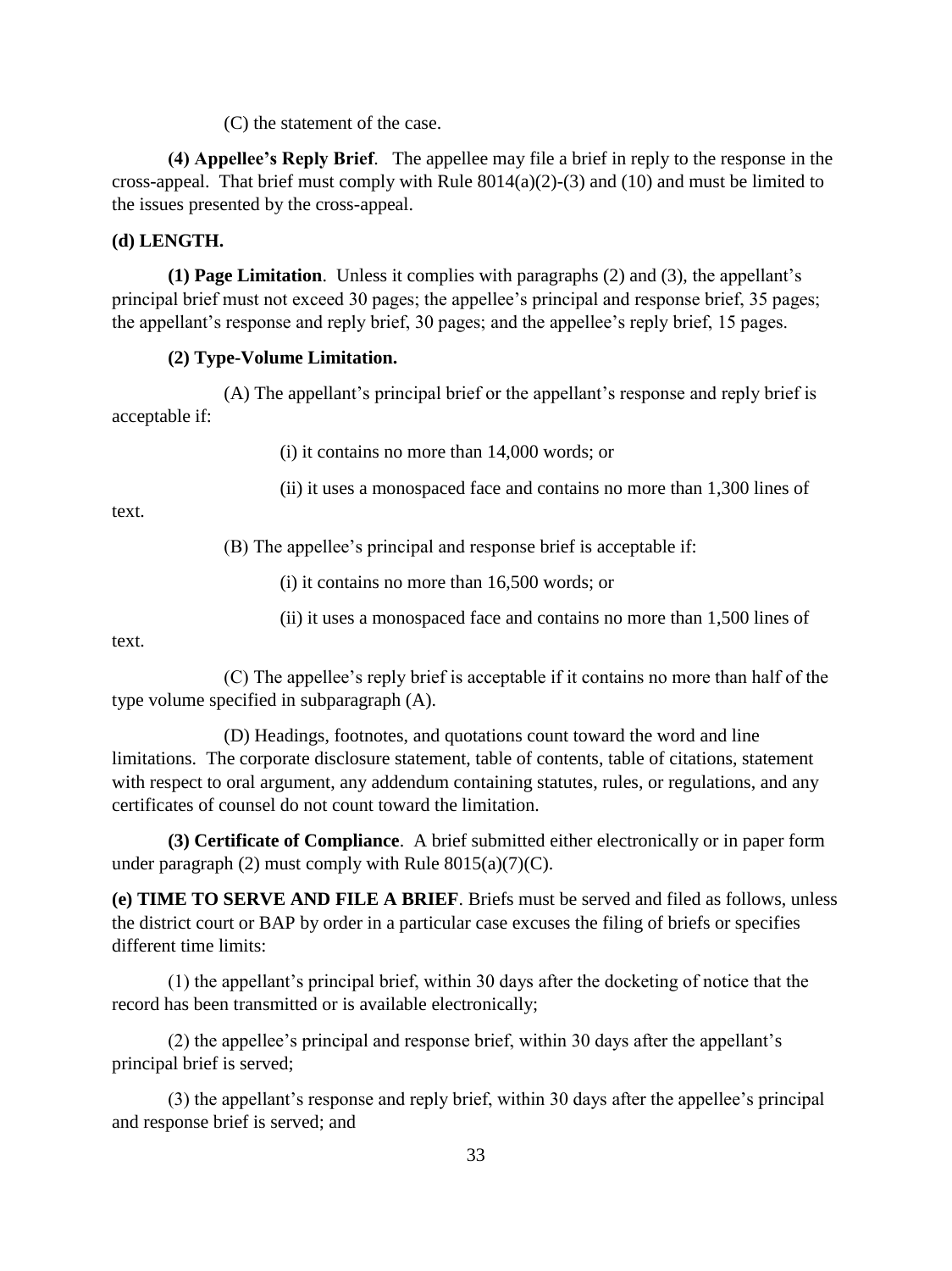(C) the statement of the case.

**(4) Appellee's Reply Brief**. The appellee may file a brief in reply to the response in the cross-appeal. That brief must comply with Rule 8014(a)(2)-(3) and (10) and must be limited to the issues presented by the cross-appeal.

**(d) LENGTH.**

**(1) Page Limitation**. Unless it complies with paragraphs (2) and (3), the appellant's principal brief must not exceed 30 pages; the appellee's principal and response brief, 35 pages; the appellant's response and reply brief, 30 pages; and the appellee's reply brief, 15 pages.

**(2) Type-Volume Limitation.**

(A) The appellant's principal brief or the appellant's response and reply brief is acceptable if:

(i) it contains no more than 14,000 words; or

(ii) it uses a monospaced face and contains no more than 1,300 lines of text.

(B) The appellee's principal and response brief is acceptable if:

(i) it contains no more than 16,500 words; or

(ii) it uses a monospaced face and contains no more than 1,500 lines of text.

(C) The appellee's reply brief is acceptable if it contains no more than half of the type volume specified in subparagraph (A).

(D) Headings, footnotes, and quotations count toward the word and line limitations. The corporate disclosure statement, table of contents, table of citations, statement with respect to oral argument, any addendum containing statutes, rules, or regulations, and any certificates of counsel do not count toward the limitation.

**(3) Certificate of Compliance**. A brief submitted either electronically or in paper form under paragraph (2) must comply with Rule 8015(a)(7)(C).

**(e) TIME TO SERVE AND FILE A BRIEF**. Briefs must be served and filed as follows, unless the district court or BAP by order in a particular case excuses the filing of briefs or specifies different time limits:

(1) the appellant's principal brief, within 30 days after the docketing of notice that the record has been transmitted or is available electronically;

(2) the appellee's principal and response brief, within 30 days after the appellant's principal brief is served;

(3) the appellant's response and reply brief, within 30 days after the appellee's principal and response brief is served; and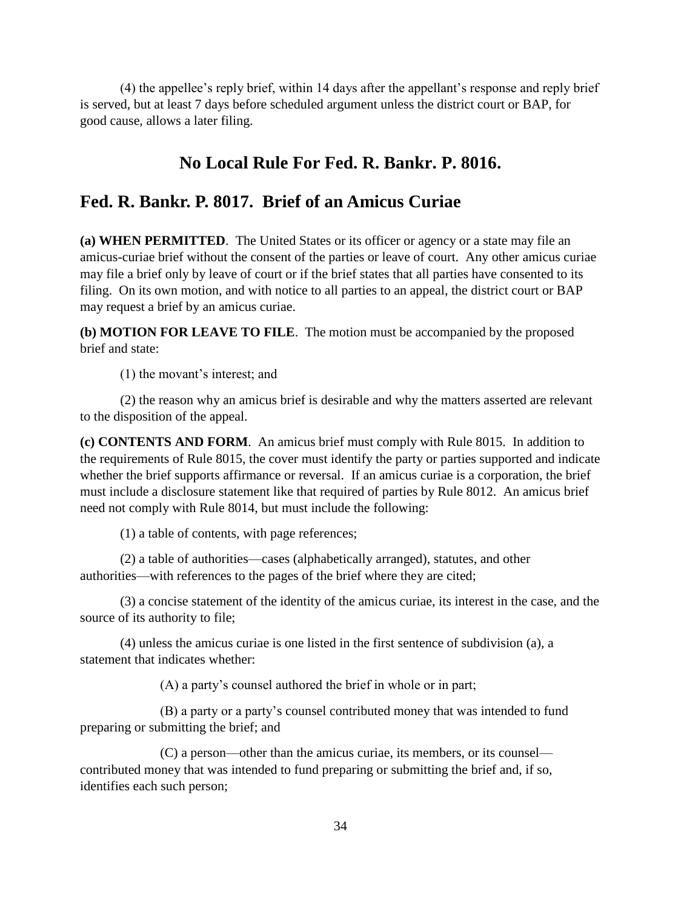(4) the appellee's reply brief, within 14 days after the appellant's response and reply brief is served, but at least 7 days before scheduled argument unless the district court or BAP, for good cause, allows a later filing.

## No Local Rule For Fed. R. Bankr. P. 8016.

## Fed. R. Bankr. P. 8017. Brief of an Amicus Curiae

**(a) WHEN PERMITTED**. The United States or its officer or agency or a state may file an amicus-curiae brief without the consent of the parties or leave of court. Any other amicus curiae may file a brief only by leave of court or if the brief states that all parties have consented to its filing. On its own motion, and with notice to all parties to an appeal, the district court or BAP may request a brief by an amicus curiae.

**(b) MOTION FOR LEAVE TO FILE**. The motion must be accompanied by the proposed brief and state:

(1) the movant's interest; and

(2) the reason why an amicus brief is desirable and why the matters asserted are relevant to the disposition of the appeal.

**(c) CONTENTS AND FORM**. An amicus brief must comply with Rule 8015. In addition to the requirements of Rule 8015, the cover must identify the party or parties supported and indicate whether the brief supports affirmance or reversal. If an amicus curiae is a corporation, the brief must include a disclosure statement like that required of parties by Rule 8012. An amicus brief need not comply with Rule 8014, but must include the following:

(1) a table of contents, with page references;

(2) a table of authorities—cases (alphabetically arranged), statutes, and other authorities—with references to the pages of the brief where they are cited;

(3) a concise statement of the identity of the amicus curiae, its interest in the case, and the source of its authority to file;

(4) unless the amicus curiae is one listed in the first sentence of subdivision (a), a statement that indicates whether:

(A) a party's counsel authored the brief in whole or in part;

(B) a party or a party's counsel contributed money that was intended to fund preparing or submitting the brief; and

(C) a person—other than the amicus curiae, its members, or its counsel—contributed money that was intended to fund preparing or submitting the brief and, if so, identifies each such person;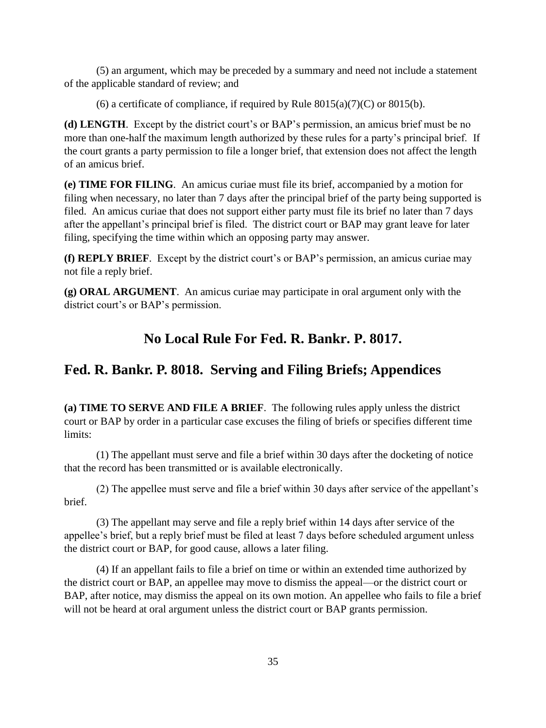(5) an argument, which may be preceded by a summary and need not include a statement of the applicable standard of review; and

(6) a certificate of compliance, if required by Rule 8015(a)(7)(C) or 8015(b).

**(d) LENGTH**. Except by the district court's or BAP's permission, an amicus brief must be no more than one-half the maximum length authorized by these rules for a party's principal brief. If the court grants a party permission to file a longer brief, that extension does not affect the length of an amicus brief.

**(e) TIME FOR FILING**. An amicus curiae must file its brief, accompanied by a motion for filing when necessary, no later than 7 days after the principal brief of the party being supported is filed. An amicus curiae that does not support either party must file its brief no later than 7 days after the appellant's principal brief is filed. The district court or BAP may grant leave for later filing, specifying the time within which an opposing party may answer.

**(f) REPLY BRIEF**. Except by the district court's or BAP's permission, an amicus curiae may not file a reply brief.

**(g) ORAL ARGUMENT**. An amicus curiae may participate in oral argument only with the district court's or BAP's permission.

## No Local Rule For Fed. R. Bankr. P. 8017.

## Fed. R. Bankr. P. 8018. Serving and Filing Briefs; Appendices

**(a) TIME TO SERVE AND FILE A BRIEF**. The following rules apply unless the district court or BAP by order in a particular case excuses the filing of briefs or specifies different time limits:

(1) The appellant must serve and file a brief within 30 days after the docketing of notice that the record has been transmitted or is available electronically.

(2) The appellee must serve and file a brief within 30 days after service of the appellant's brief.

(3) The appellant may serve and file a reply brief within 14 days after service of the appellee's brief, but a reply brief must be filed at least 7 days before scheduled argument unless the district court or BAP, for good cause, allows a later filing.

(4) If an appellant fails to file a brief on time or within an extended time authorized by the district court or BAP, an appellee may move to dismiss the appeal—or the district court or BAP, after notice, may dismiss the appeal on its own motion. An appellee who fails to file a brief will not be heard at oral argument unless the district court or BAP grants permission.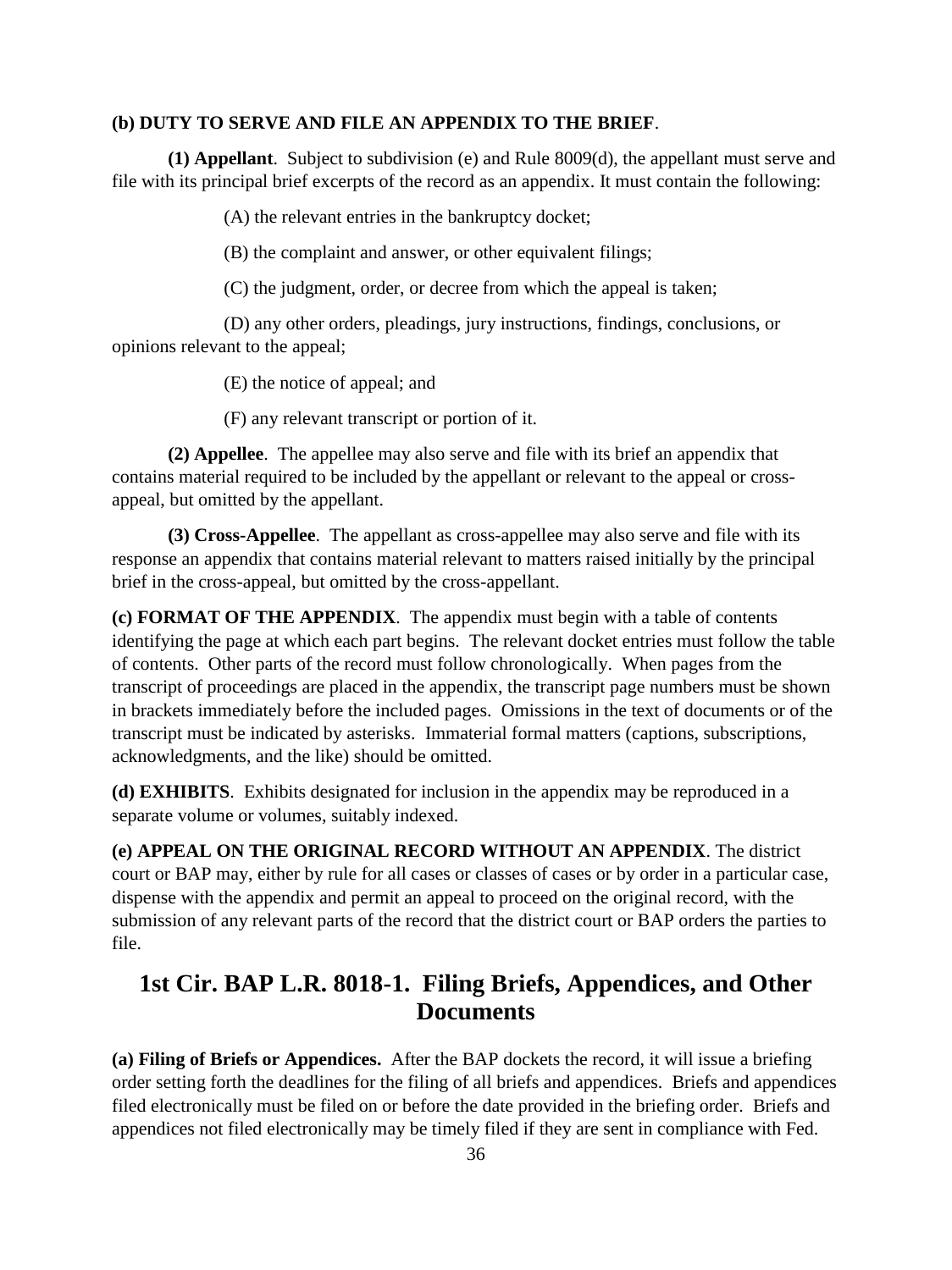**(b) DUTY TO SERVE AND FILE AN APPENDIX TO THE BRIEF**.

**(1) Appellant**. Subject to subdivision (e) and Rule 8009(d), the appellant must serve and file with its principal brief excerpts of the record as an appendix. It must contain the following:

(A) the relevant entries in the bankruptcy docket;

(B) the complaint and answer, or other equivalent filings;

(C) the judgment, order, or decree from which the appeal is taken;

(D) any other orders, pleadings, jury instructions, findings, conclusions, or opinions relevant to the appeal;

(E) the notice of appeal; and

(F) any relevant transcript or portion of it.

**(2) Appellee**. The appellee may also serve and file with its brief an appendix that contains material required to be included by the appellant or relevant to the appeal or cross-appeal, but omitted by the appellant.

**(3) Cross-Appellee**. The appellant as cross-appellee may also serve and file with its response an appendix that contains material relevant to matters raised initially by the principal brief in the cross-appeal, but omitted by the cross-appellant.

**(c) FORMAT OF THE APPENDIX**. The appendix must begin with a table of contents identifying the page at which each part begins. The relevant docket entries must follow the table of contents. Other parts of the record must follow chronologically. When pages from the transcript of proceedings are placed in the appendix, the transcript page numbers must be shown in brackets immediately before the included pages. Omissions in the text of documents or of the transcript must be indicated by asterisks. Immaterial formal matters (captions, subscriptions, acknowledgments, and the like) should be omitted.

**(d) EXHIBITS**. Exhibits designated for inclusion in the appendix may be reproduced in a separate volume or volumes, suitably indexed.

**(e) APPEAL ON THE ORIGINAL RECORD WITHOUT AN APPENDIX**. The district court or BAP may, either by rule for all cases or classes of cases or by order in a particular case, dispense with the appendix and permit an appeal to proceed on the original record, with the submission of any relevant parts of the record that the district court or BAP orders the parties to file.

## 1st Cir. BAP L.R. 8018-1. Filing Briefs, Appendices, and Other Documents

**(a) Filing of Briefs or Appendices.** After the BAP dockets the record, it will issue a briefing order setting forth the deadlines for the filing of all briefs and appendices. Briefs and appendices filed electronically must be filed on or before the date provided in the briefing order. Briefs and appendices not filed electronically may be timely filed if they are sent in compliance with Fed.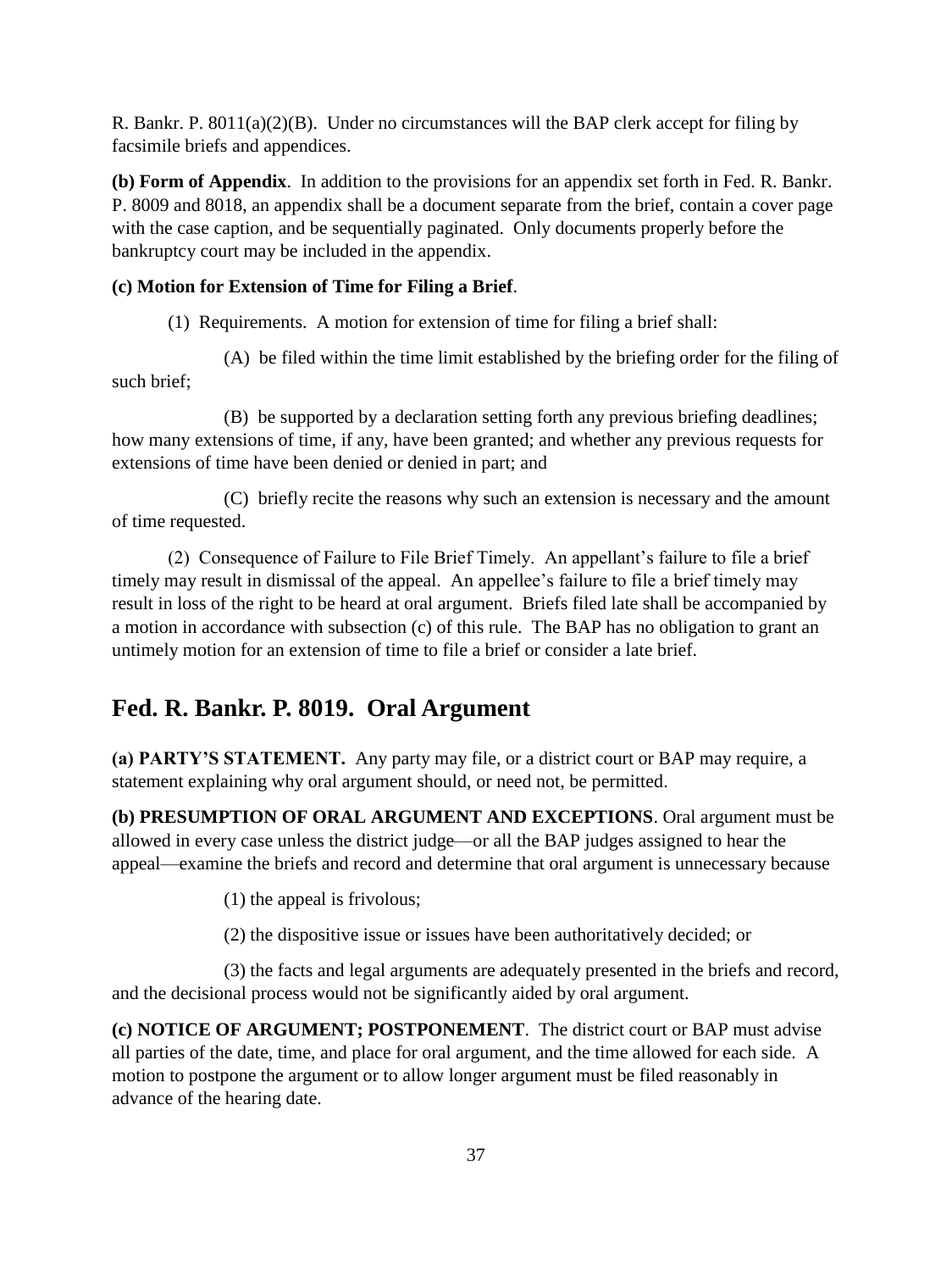R. Bankr. P. 8011(a)(2)(B). Under no circumstances will the BAP clerk accept for filing by facsimile briefs and appendices.

**(b) Form of Appendix**. In addition to the provisions for an appendix set forth in Fed. R. Bankr. P. 8009 and 8018, an appendix shall be a document separate from the brief, contain a cover page with the case caption, and be sequentially paginated. Only documents properly before the bankruptcy court may be included in the appendix.

**(c) Motion for Extension of Time for Filing a Brief**.

(1) Requirements. A motion for extension of time for filing a brief shall:

(A) be filed within the time limit established by the briefing order for the filing of such brief;

(B) be supported by a declaration setting forth any previous briefing deadlines; how many extensions of time, if any, have been granted; and whether any previous requests for extensions of time have been denied or denied in part; and

(C) briefly recite the reasons why such an extension is necessary and the amount of time requested.

(2) Consequence of Failure to File Brief Timely. An appellant's failure to file a brief timely may result in dismissal of the appeal. An appellee's failure to file a brief timely may result in loss of the right to be heard at oral argument. Briefs filed late shall be accompanied by a motion in accordance with subsection (c) of this rule. The BAP has no obligation to grant an untimely motion for an extension of time to file a brief or consider a late brief.

## Fed. R. Bankr. P. 8019. Oral Argument

**(a) PARTY'S STATEMENT.** Any party may file, or a district court or BAP may require, a statement explaining why oral argument should, or need not, be permitted.

**(b) PRESUMPTION OF ORAL ARGUMENT AND EXCEPTIONS**. Oral argument must be allowed in every case unless the district judge—or all the BAP judges assigned to hear the appeal—examine the briefs and record and determine that oral argument is unnecessary because

(1) the appeal is frivolous;

(2) the dispositive issue or issues have been authoritatively decided; or

(3) the facts and legal arguments are adequately presented in the briefs and record, and the decisional process would not be significantly aided by oral argument.

**(c) NOTICE OF ARGUMENT; POSTPONEMENT**. The district court or BAP must advise all parties of the date, time, and place for oral argument, and the time allowed for each side. A motion to postpone the argument or to allow longer argument must be filed reasonably in advance of the hearing date.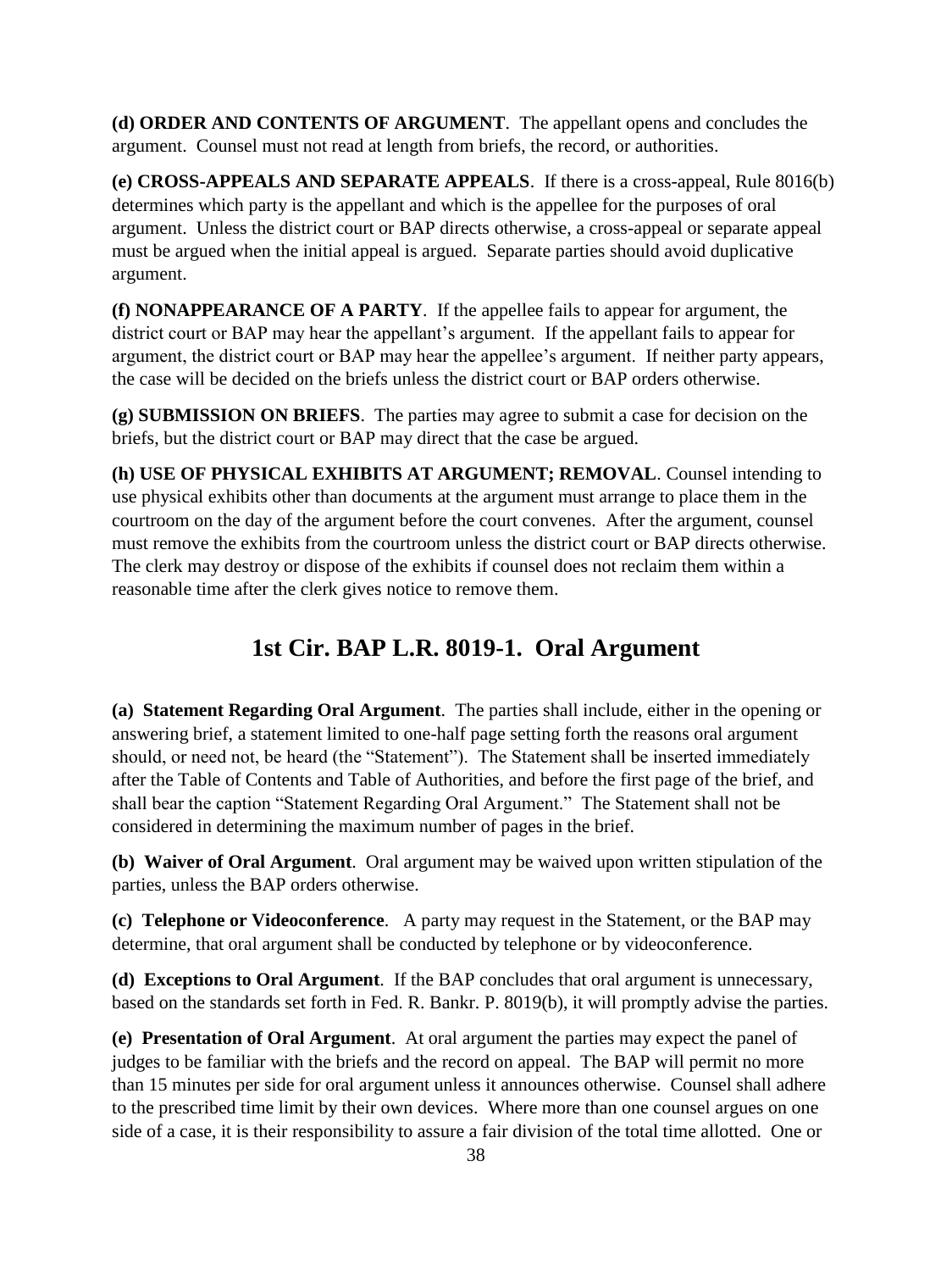**(d) ORDER AND CONTENTS OF ARGUMENT**. The appellant opens and concludes the argument. Counsel must not read at length from briefs, the record, or authorities.

**(e) CROSS-APPEALS AND SEPARATE APPEALS**. If there is a cross-appeal, Rule 8016(b) determines which party is the appellant and which is the appellee for the purposes of oral argument. Unless the district court or BAP directs otherwise, a cross-appeal or separate appeal must be argued when the initial appeal is argued. Separate parties should avoid duplicative argument.

**(f) NONAPPEARANCE OF A PARTY**. If the appellee fails to appear for argument, the district court or BAP may hear the appellant's argument. If the appellant fails to appear for argument, the district court or BAP may hear the appellee's argument. If neither party appears, the case will be decided on the briefs unless the district court or BAP orders otherwise.

**(g) SUBMISSION ON BRIEFS**. The parties may agree to submit a case for decision on the briefs, but the district court or BAP may direct that the case be argued.

**(h) USE OF PHYSICAL EXHIBITS AT ARGUMENT; REMOVAL**. Counsel intending to use physical exhibits other than documents at the argument must arrange to place them in the courtroom on the day of the argument before the court convenes. After the argument, counsel must remove the exhibits from the courtroom unless the district court or BAP directs otherwise. The clerk may destroy or dispose of the exhibits if counsel does not reclaim them within a reasonable time after the clerk gives notice to remove them.

## 1st Cir. BAP L.R. 8019-1. Oral Argument

**(a) Statement Regarding Oral Argument**. The parties shall include, either in the opening or answering brief, a statement limited to one-half page setting forth the reasons oral argument should, or need not, be heard (the "Statement"). The Statement shall be inserted immediately after the Table of Contents and Table of Authorities, and before the first page of the brief, and shall bear the caption "Statement Regarding Oral Argument." The Statement shall not be considered in determining the maximum number of pages in the brief.

**(b) Waiver of Oral Argument**. Oral argument may be waived upon written stipulation of the parties, unless the BAP orders otherwise.

**(c) Telephone or Videoconference**. A party may request in the Statement, or the BAP may determine, that oral argument shall be conducted by telephone or by videoconference.

**(d) Exceptions to Oral Argument**. If the BAP concludes that oral argument is unnecessary, based on the standards set forth in Fed. R. Bankr. P. 8019(b), it will promptly advise the parties.

**(e) Presentation of Oral Argument**. At oral argument the parties may expect the panel of judges to be familiar with the briefs and the record on appeal. The BAP will permit no more than 15 minutes per side for oral argument unless it announces otherwise. Counsel shall adhere to the prescribed time limit by their own devices. Where more than one counsel argues on one side of a case, it is their responsibility to assure a fair division of the total time allotted. One or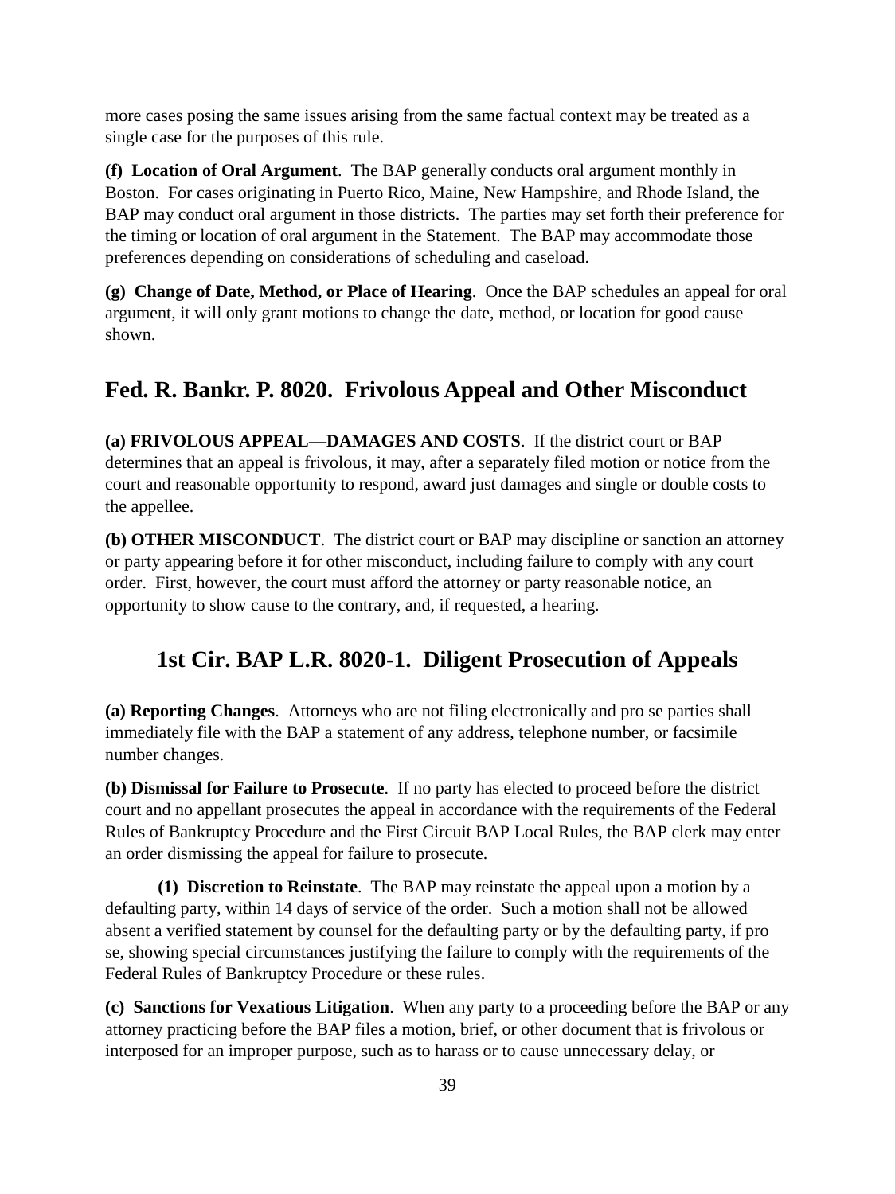more cases posing the same issues arising from the same factual context may be treated as a single case for the purposes of this rule.

**(f) Location of Oral Argument**. The BAP generally conducts oral argument monthly in Boston. For cases originating in Puerto Rico, Maine, New Hampshire, and Rhode Island, the BAP may conduct oral argument in those districts. The parties may set forth their preference for the timing or location of oral argument in the Statement. The BAP may accommodate those preferences depending on considerations of scheduling and caseload.

**(g) Change of Date, Method, or Place of Hearing**. Once the BAP schedules an appeal for oral argument, it will only grant motions to change the date, method, or location for good cause shown.

## Fed. R. Bankr. P. 8020. Frivolous Appeal and Other Misconduct

**(a) FRIVOLOUS APPEAL—DAMAGES AND COSTS**. If the district court or BAP determines that an appeal is frivolous, it may, after a separately filed motion or notice from the court and reasonable opportunity to respond, award just damages and single or double costs to the appellee.

**(b) OTHER MISCONDUCT**. The district court or BAP may discipline or sanction an attorney or party appearing before it for other misconduct, including failure to comply with any court order. First, however, the court must afford the attorney or party reasonable notice, an opportunity to show cause to the contrary, and, if requested, a hearing.

## 1st Cir. BAP L.R. 8020-1. Diligent Prosecution of Appeals

**(a) Reporting Changes**. Attorneys who are not filing electronically and pro se parties shall immediately file with the BAP a statement of any address, telephone number, or facsimile number changes.

**(b) Dismissal for Failure to Prosecute**. If no party has elected to proceed before the district court and no appellant prosecutes the appeal in accordance with the requirements of the Federal Rules of Bankruptcy Procedure and the First Circuit BAP Local Rules, the BAP clerk may enter an order dismissing the appeal for failure to prosecute.

**(1) Discretion to Reinstate**. The BAP may reinstate the appeal upon a motion by a defaulting party, within 14 days of service of the order. Such a motion shall not be allowed absent a verified statement by counsel for the defaulting party or by the defaulting party, if pro se, showing special circumstances justifying the failure to comply with the requirements of the Federal Rules of Bankruptcy Procedure or these rules.

**(c) Sanctions for Vexatious Litigation**. When any party to a proceeding before the BAP or any attorney practicing before the BAP files a motion, brief, or other document that is frivolous or interposed for an improper purpose, such as to harass or to cause unnecessary delay, or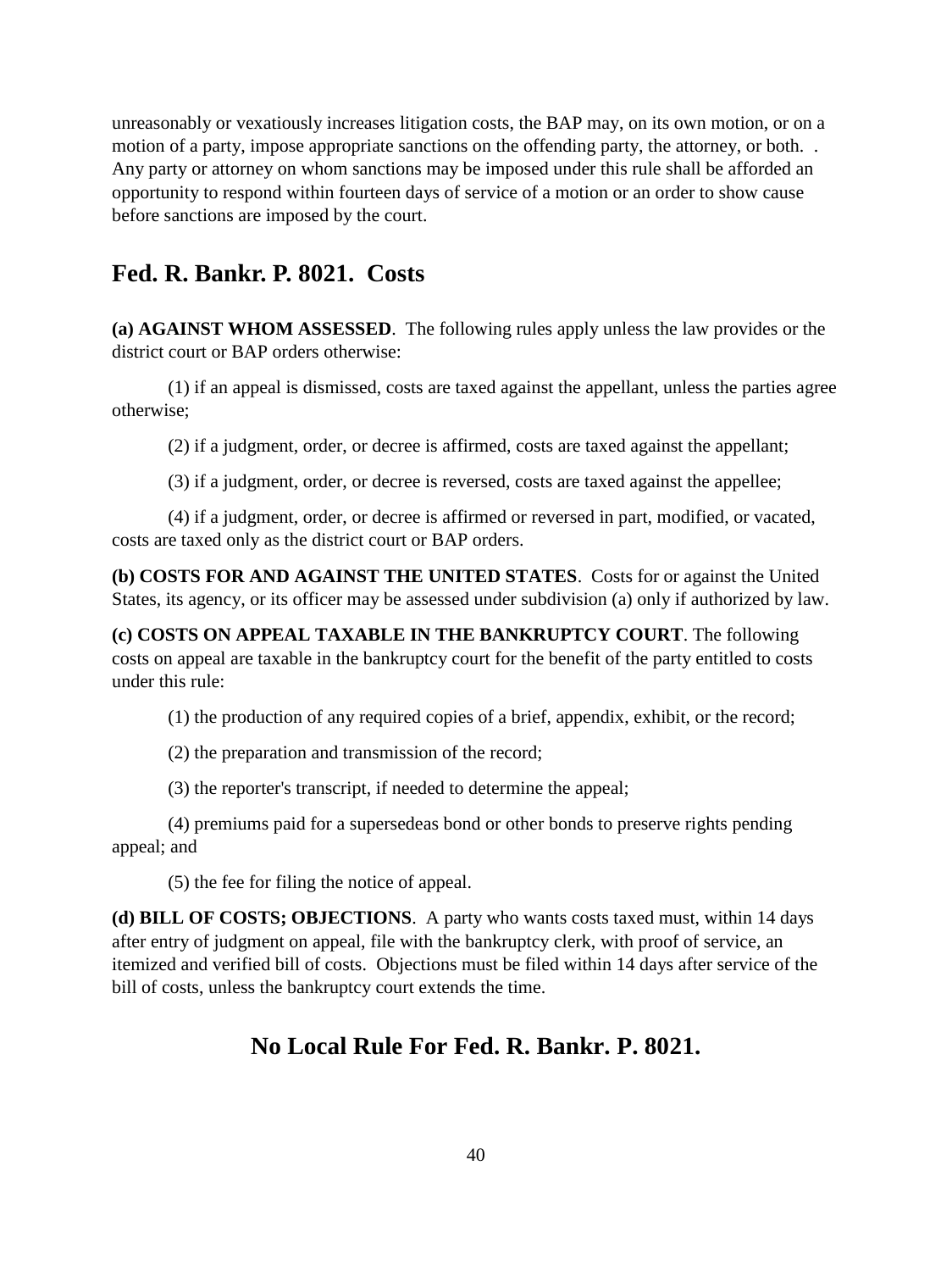unreasonably or vexatiously increases litigation costs, the BAP may, on its own motion, or on a motion of a party, impose appropriate sanctions on the offending party, the attorney, or both. . Any party or attorney on whom sanctions may be imposed under this rule shall be afforded an opportunity to respond within fourteen days of service of a motion or an order to show cause before sanctions are imposed by the court.

## Fed. R. Bankr. P. 8021. Costs

**(a) AGAINST WHOM ASSESSED**. The following rules apply unless the law provides or the district court or BAP orders otherwise:

(1) if an appeal is dismissed, costs are taxed against the appellant, unless the parties agree otherwise;

(2) if a judgment, order, or decree is affirmed, costs are taxed against the appellant;

(3) if a judgment, order, or decree is reversed, costs are taxed against the appellee;

(4) if a judgment, order, or decree is affirmed or reversed in part, modified, or vacated, costs are taxed only as the district court or BAP orders.

**(b) COSTS FOR AND AGAINST THE UNITED STATES**. Costs for or against the United States, its agency, or its officer may be assessed under subdivision (a) only if authorized by law.

**(c) COSTS ON APPEAL TAXABLE IN THE BANKRUPTCY COURT**. The following costs on appeal are taxable in the bankruptcy court for the benefit of the party entitled to costs under this rule:

(1) the production of any required copies of a brief, appendix, exhibit, or the record;

(2) the preparation and transmission of the record;

(3) the reporter's transcript, if needed to determine the appeal;

(4) premiums paid for a supersedeas bond or other bonds to preserve rights pending appeal; and

(5) the fee for filing the notice of appeal.

**(d) BILL OF COSTS; OBJECTIONS**. A party who wants costs taxed must, within 14 days after entry of judgment on appeal, file with the bankruptcy clerk, with proof of service, an itemized and verified bill of costs. Objections must be filed within 14 days after service of the bill of costs, unless the bankruptcy court extends the time.

## No Local Rule For Fed. R. Bankr. P. 8021.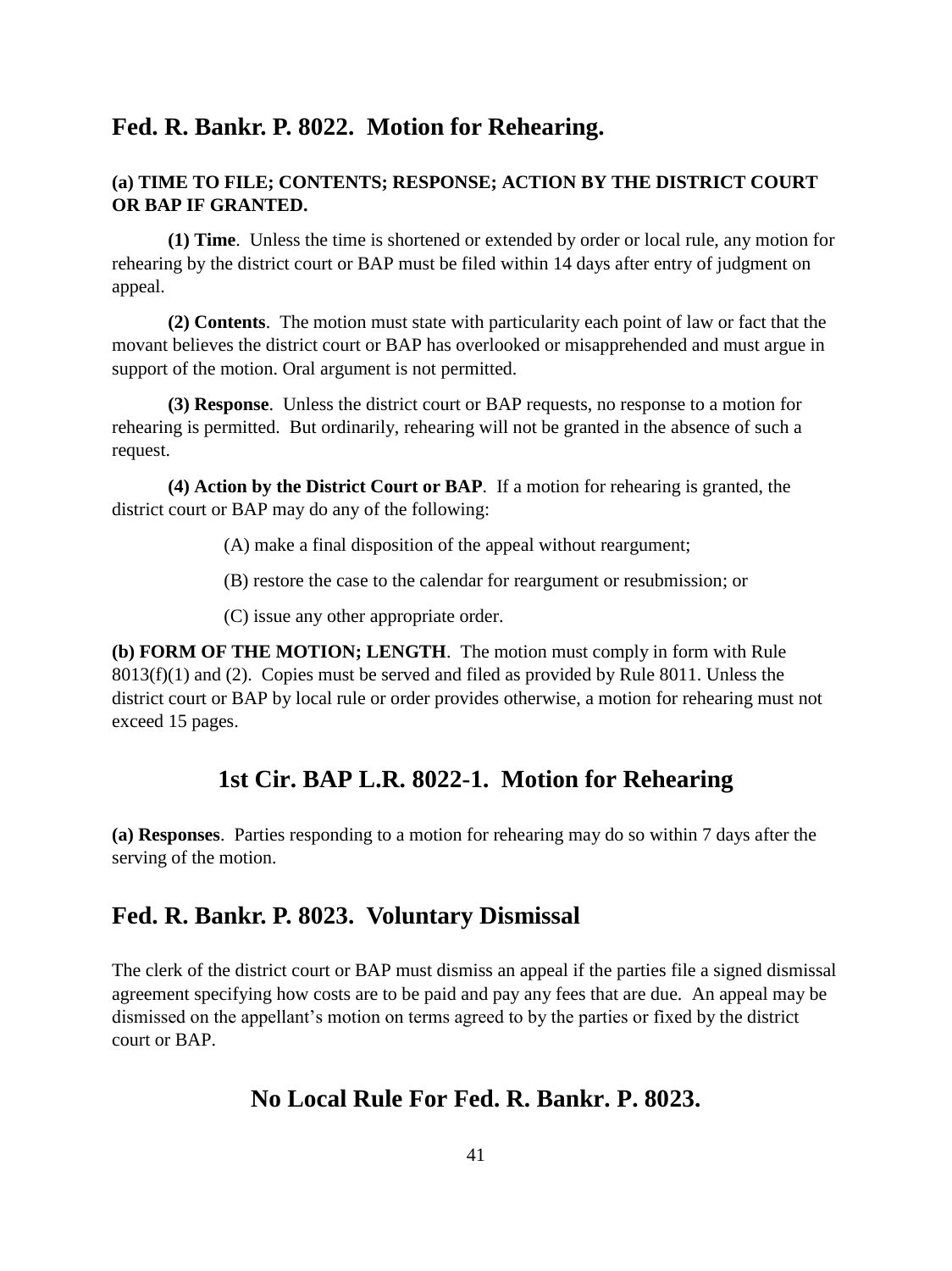## Fed. R. Bankr. P. 8022. Motion for Rehearing.

**(a) TIME TO FILE; CONTENTS; RESPONSE; ACTION BY THE DISTRICT COURT OR BAP IF GRANTED.**

**(1) Time**. Unless the time is shortened or extended by order or local rule, any motion for rehearing by the district court or BAP must be filed within 14 days after entry of judgment on appeal.

**(2) Contents**. The motion must state with particularity each point of law or fact that the movant believes the district court or BAP has overlooked or misapprehended and must argue in support of the motion. Oral argument is not permitted.

**(3) Response**. Unless the district court or BAP requests, no response to a motion for rehearing is permitted. But ordinarily, rehearing will not be granted in the absence of such a request.

**(4) Action by the District Court or BAP**. If a motion for rehearing is granted, the district court or BAP may do any of the following:

(A) make a final disposition of the appeal without reargument;

(B) restore the case to the calendar for reargument or resubmission; or

(C) issue any other appropriate order.

**(b) FORM OF THE MOTION; LENGTH**. The motion must comply in form with Rule 8013(f)(1) and (2). Copies must be served and filed as provided by Rule 8011. Unless the district court or BAP by local rule or order provides otherwise, a motion for rehearing must not exceed 15 pages.

## 1st Cir. BAP L.R. 8022-1. Motion for Rehearing

**(a) Responses**. Parties responding to a motion for rehearing may do so within 7 days after the serving of the motion.

## Fed. R. Bankr. P. 8023. Voluntary Dismissal

The clerk of the district court or BAP must dismiss an appeal if the parties file a signed dismissal agreement specifying how costs are to be paid and pay any fees that are due. An appeal may be dismissed on the appellant's motion on terms agreed to by the parties or fixed by the district court or BAP.

## No Local Rule For Fed. R. Bankr. P. 8023.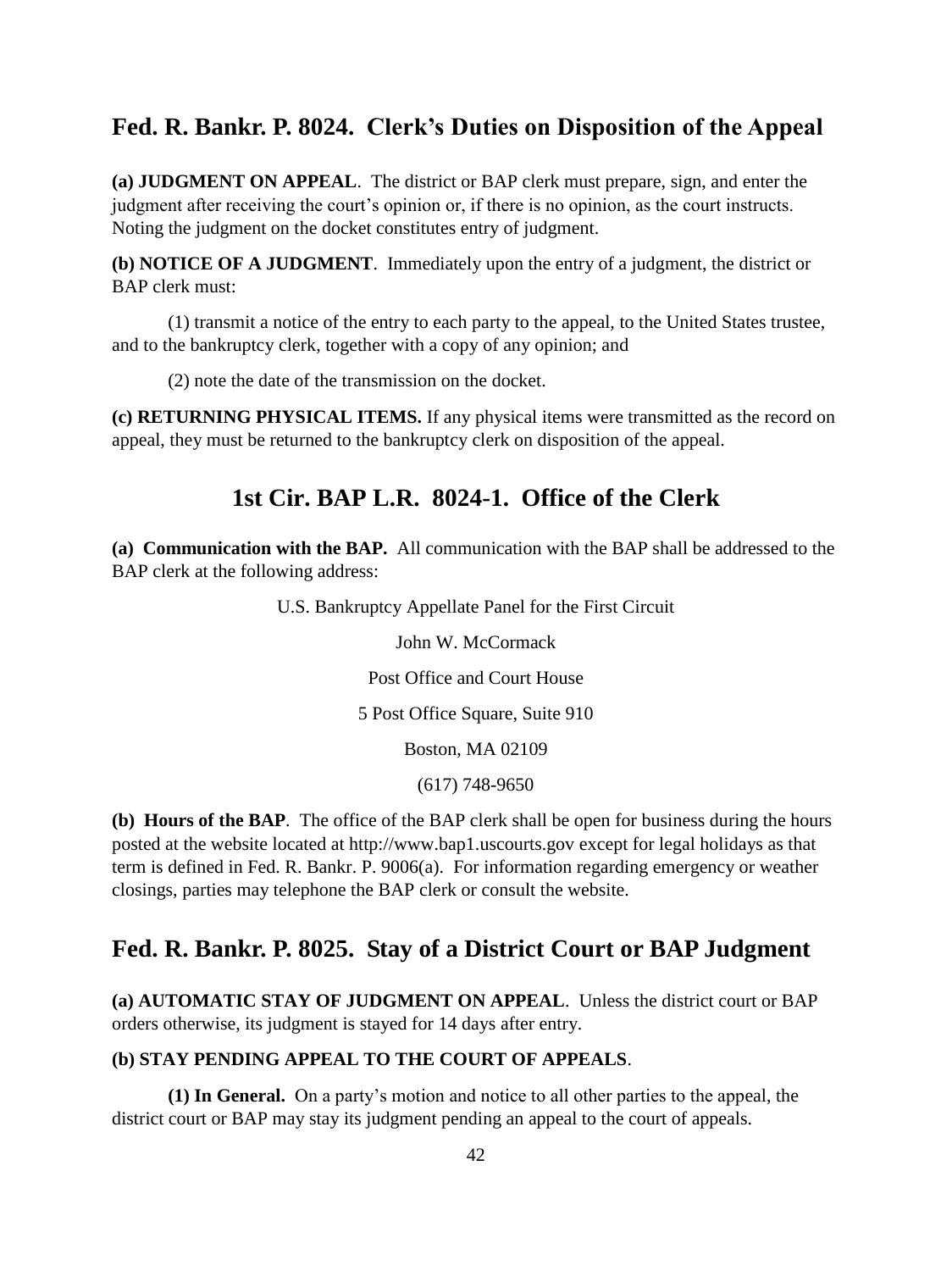## Fed. R. Bankr. P. 8024. Clerk's Duties on Disposition of the Appeal

**(a) JUDGMENT ON APPEAL**. The district or BAP clerk must prepare, sign, and enter the judgment after receiving the court's opinion or, if there is no opinion, as the court instructs. Noting the judgment on the docket constitutes entry of judgment.

**(b) NOTICE OF A JUDGMENT**. Immediately upon the entry of a judgment, the district or BAP clerk must:

(1) transmit a notice of the entry to each party to the appeal, to the United States trustee, and to the bankruptcy clerk, together with a copy of any opinion; and

(2) note the date of the transmission on the docket.

**(c) RETURNING PHYSICAL ITEMS.** If any physical items were transmitted as the record on appeal, they must be returned to the bankruptcy clerk on disposition of the appeal.

## 1st Cir. BAP L.R. 8024-1. Office of the Clerk

**(a) Communication with the BAP.** All communication with the BAP shall be addressed to the BAP clerk at the following address:

U.S. Bankruptcy Appellate Panel for the First Circuit

John W. McCormack

Post Office and Court House

5 Post Office Square, Suite 910

Boston, MA 02109

(617) 748-9650

**(b) Hours of the BAP**. The office of the BAP clerk shall be open for business during the hours posted at the website located at http://www.bap1.uscourts.gov except for legal holidays as that term is defined in Fed. R. Bankr. P. 9006(a). For information regarding emergency or weather closings, parties may telephone the BAP clerk or consult the website.

## Fed. R. Bankr. P. 8025. Stay of a District Court or BAP Judgment

**(a) AUTOMATIC STAY OF JUDGMENT ON APPEAL**. Unless the district court or BAP orders otherwise, its judgment is stayed for 14 days after entry.

**(b) STAY PENDING APPEAL TO THE COURT OF APPEALS**.

**(1) In General.** On a party's motion and notice to all other parties to the appeal, the district court or BAP may stay its judgment pending an appeal to the court of appeals.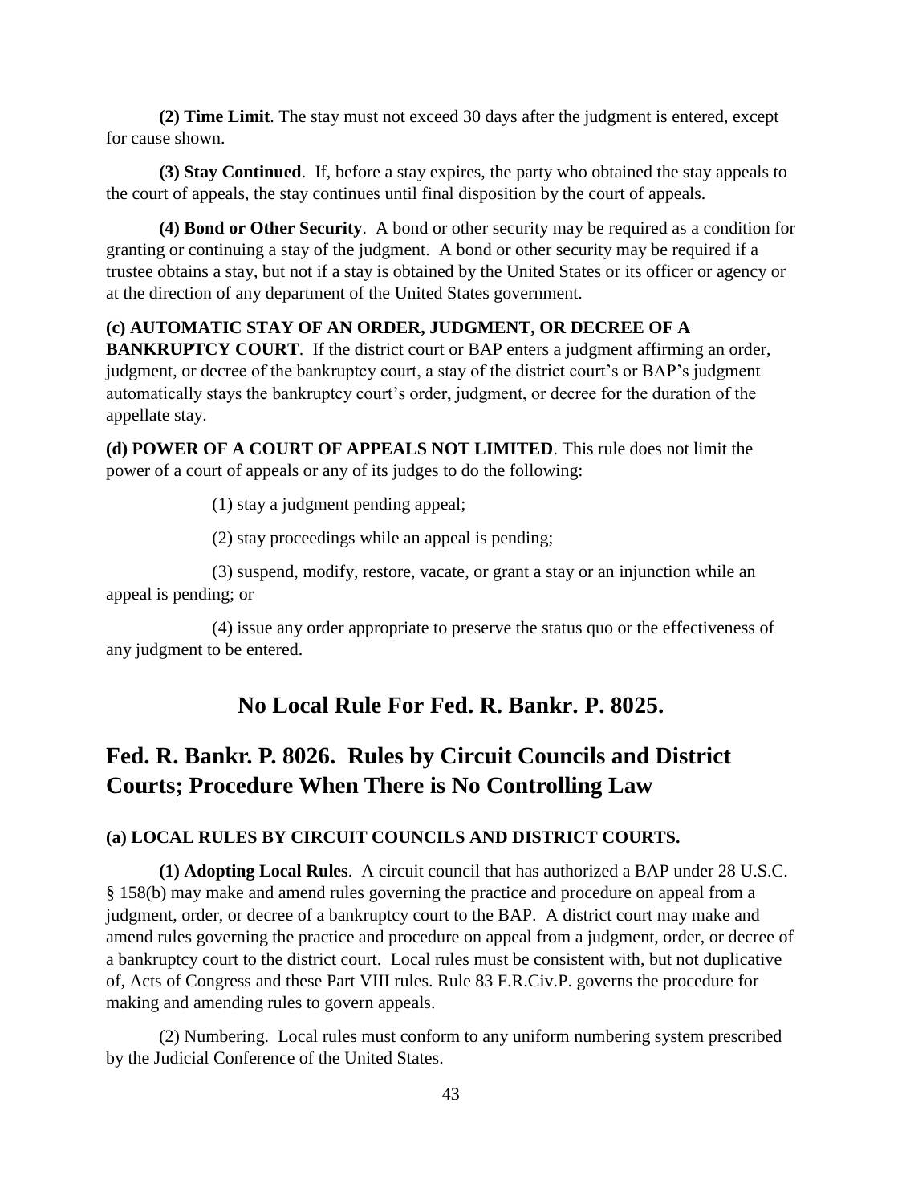**(2) Time Limit**. The stay must not exceed 30 days after the judgment is entered, except for cause shown.

**(3) Stay Continued**. If, before a stay expires, the party who obtained the stay appeals to the court of appeals, the stay continues until final disposition by the court of appeals.

**(4) Bond or Other Security**. A bond or other security may be required as a condition for granting or continuing a stay of the judgment. A bond or other security may be required if a trustee obtains a stay, but not if a stay is obtained by the United States or its officer or agency or at the direction of any department of the United States government.

**(c) AUTOMATIC STAY OF AN ORDER, JUDGMENT, OR DECREE OF A BANKRUPTCY COURT**. If the district court or BAP enters a judgment affirming an order, judgment, or decree of the bankruptcy court, a stay of the district court's or BAP's judgment automatically stays the bankruptcy court's order, judgment, or decree for the duration of the appellate stay.

**(d) POWER OF A COURT OF APPEALS NOT LIMITED**. This rule does not limit the power of a court of appeals or any of its judges to do the following:

(1) stay a judgment pending appeal;

(2) stay proceedings while an appeal is pending;

(3) suspend, modify, restore, vacate, or grant a stay or an injunction while an appeal is pending; or

(4) issue any order appropriate to preserve the status quo or the effectiveness of any judgment to be entered.

## No Local Rule For Fed. R. Bankr. P. 8025.

# Fed. R. Bankr. P. 8026. Rules by Circuit Councils and District Courts; Procedure When There is No Controlling Law

### (a) LOCAL RULES BY CIRCUIT COUNCILS AND DISTRICT COURTS.

**(1) Adopting Local Rules**. A circuit council that has authorized a BAP under 28 U.S.C. § 158(b) may make and amend rules governing the practice and procedure on appeal from a judgment, order, or decree of a bankruptcy court to the BAP. A district court may make and amend rules governing the practice and procedure on appeal from a judgment, order, or decree of a bankruptcy court to the district court. Local rules must be consistent with, but not duplicative of, Acts of Congress and these Part VIII rules. Rule 83 F.R.Civ.P. governs the procedure for making and amending rules to govern appeals.

(2) Numbering. Local rules must conform to any uniform numbering system prescribed by the Judicial Conference of the United States.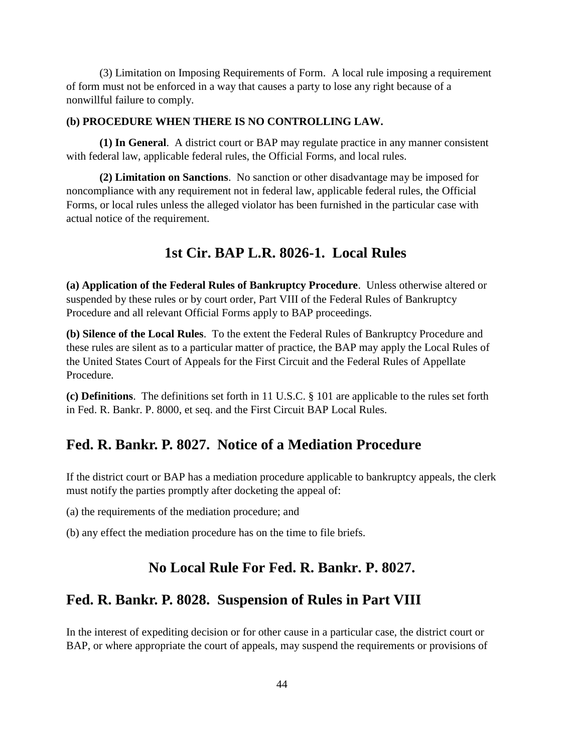(3) Limitation on Imposing Requirements of Form. A local rule imposing a requirement of form must not be enforced in a way that causes a party to lose any right because of a nonwillful failure to comply.

**(b) PROCEDURE WHEN THERE IS NO CONTROLLING LAW.**

**(1) In General**. A district court or BAP may regulate practice in any manner consistent with federal law, applicable federal rules, the Official Forms, and local rules.

**(2) Limitation on Sanctions**. No sanction or other disadvantage may be imposed for noncompliance with any requirement not in federal law, applicable federal rules, the Official Forms, or local rules unless the alleged violator has been furnished in the particular case with actual notice of the requirement.

## 1st Cir. BAP L.R. 8026-1. Local Rules

**(a) Application of the Federal Rules of Bankruptcy Procedure**. Unless otherwise altered or suspended by these rules or by court order, Part VIII of the Federal Rules of Bankruptcy Procedure and all relevant Official Forms apply to BAP proceedings.

**(b) Silence of the Local Rules**. To the extent the Federal Rules of Bankruptcy Procedure and these rules are silent as to a particular matter of practice, the BAP may apply the Local Rules of the United States Court of Appeals for the First Circuit and the Federal Rules of Appellate Procedure.

**(c) Definitions**. The definitions set forth in 11 U.S.C. § 101 are applicable to the rules set forth in Fed. R. Bankr. P. 8000, et seq. and the First Circuit BAP Local Rules.

## Fed. R. Bankr. P. 8027. Notice of a Mediation Procedure

If the district court or BAP has a mediation procedure applicable to bankruptcy appeals, the clerk must notify the parties promptly after docketing the appeal of:

(a) the requirements of the mediation procedure; and

(b) any effect the mediation procedure has on the time to file briefs.

## No Local Rule For Fed. R. Bankr. P. 8027.

## Fed. R. Bankr. P. 8028. Suspension of Rules in Part VIII

In the interest of expediting decision or for other cause in a particular case, the district court or BAP, or where appropriate the court of appeals, may suspend the requirements or provisions of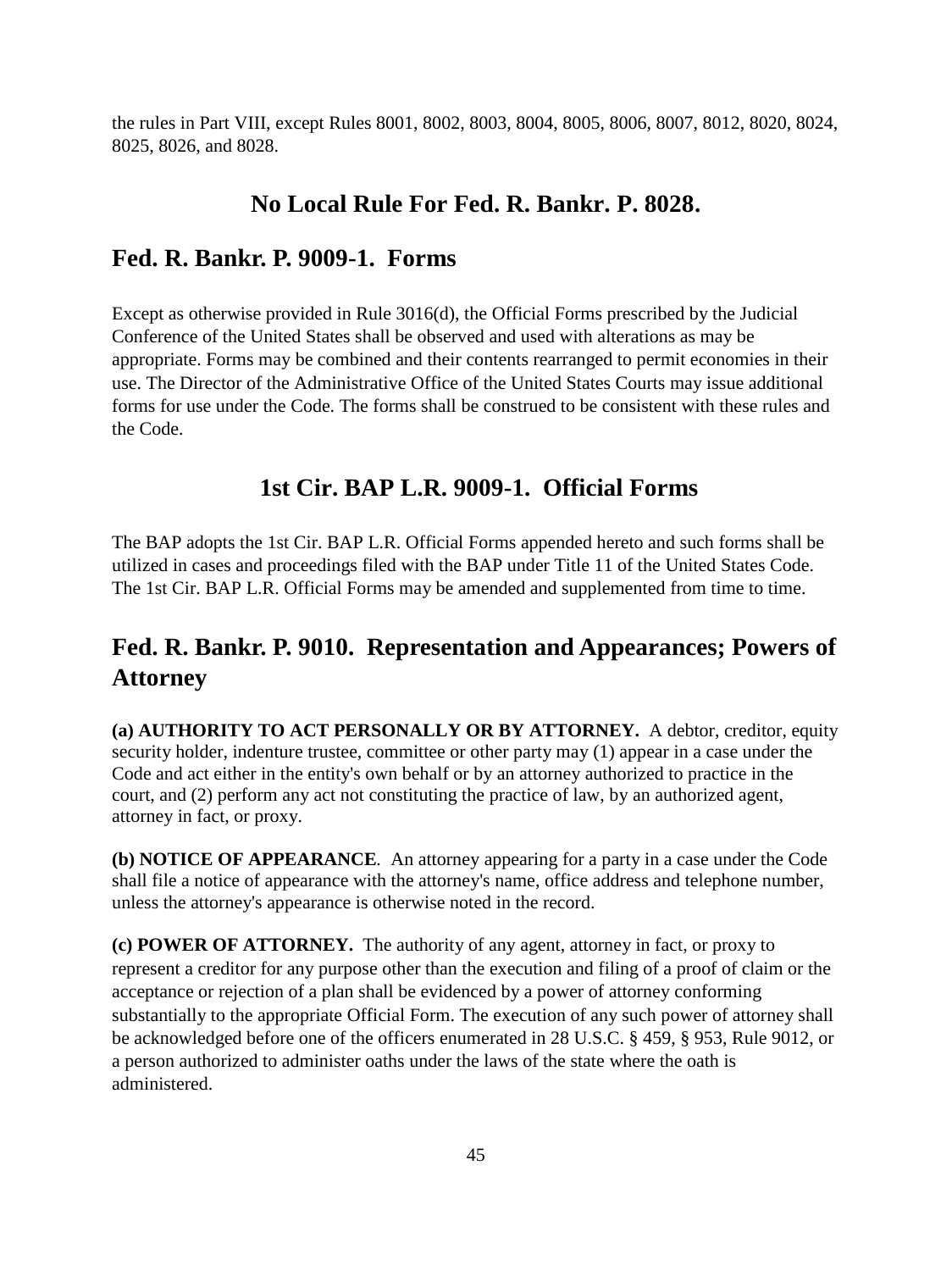the rules in Part VIII, except Rules 8001, 8002, 8003, 8004, 8005, 8006, 8007, 8012, 8020, 8024, 8025, 8026, and 8028.

## No Local Rule For Fed. R. Bankr. P. 8028.

## Fed. R. Bankr. P. 9009-1. Forms

Except as otherwise provided in Rule 3016(d), the Official Forms prescribed by the Judicial Conference of the United States shall be observed and used with alterations as may be appropriate. Forms may be combined and their contents rearranged to permit economies in their use. The Director of the Administrative Office of the United States Courts may issue additional forms for use under the Code. The forms shall be construed to be consistent with these rules and the Code.

## 1st Cir. BAP L.R. 9009-1. Official Forms

The BAP adopts the 1st Cir. BAP L.R. Official Forms appended hereto and such forms shall be utilized in cases and proceedings filed with the BAP under Title 11 of the United States Code. The 1st Cir. BAP L.R. Official Forms may be amended and supplemented from time to time.

## Fed. R. Bankr. P. 9010. Representation and Appearances; Powers of Attorney

**(a) AUTHORITY TO ACT PERSONALLY OR BY ATTORNEY.** A debtor, creditor, equity security holder, indenture trustee, committee or other party may (1) appear in a case under the Code and act either in the entity's own behalf or by an attorney authorized to practice in the court, and (2) perform any act not constituting the practice of law, by an authorized agent, attorney in fact, or proxy.

**(b) NOTICE OF APPEARANCE**. An attorney appearing for a party in a case under the Code shall file a notice of appearance with the attorney's name, office address and telephone number, unless the attorney's appearance is otherwise noted in the record.

**(c) POWER OF ATTORNEY.** The authority of any agent, attorney in fact, or proxy to represent a creditor for any purpose other than the execution and filing of a proof of claim or the acceptance or rejection of a plan shall be evidenced by a power of attorney conforming substantially to the appropriate Official Form. The execution of any such power of attorney shall be acknowledged before one of the officers enumerated in 28 U.S.C. § 459, § 953, Rule 9012, or a person authorized to administer oaths under the laws of the state where the oath is administered.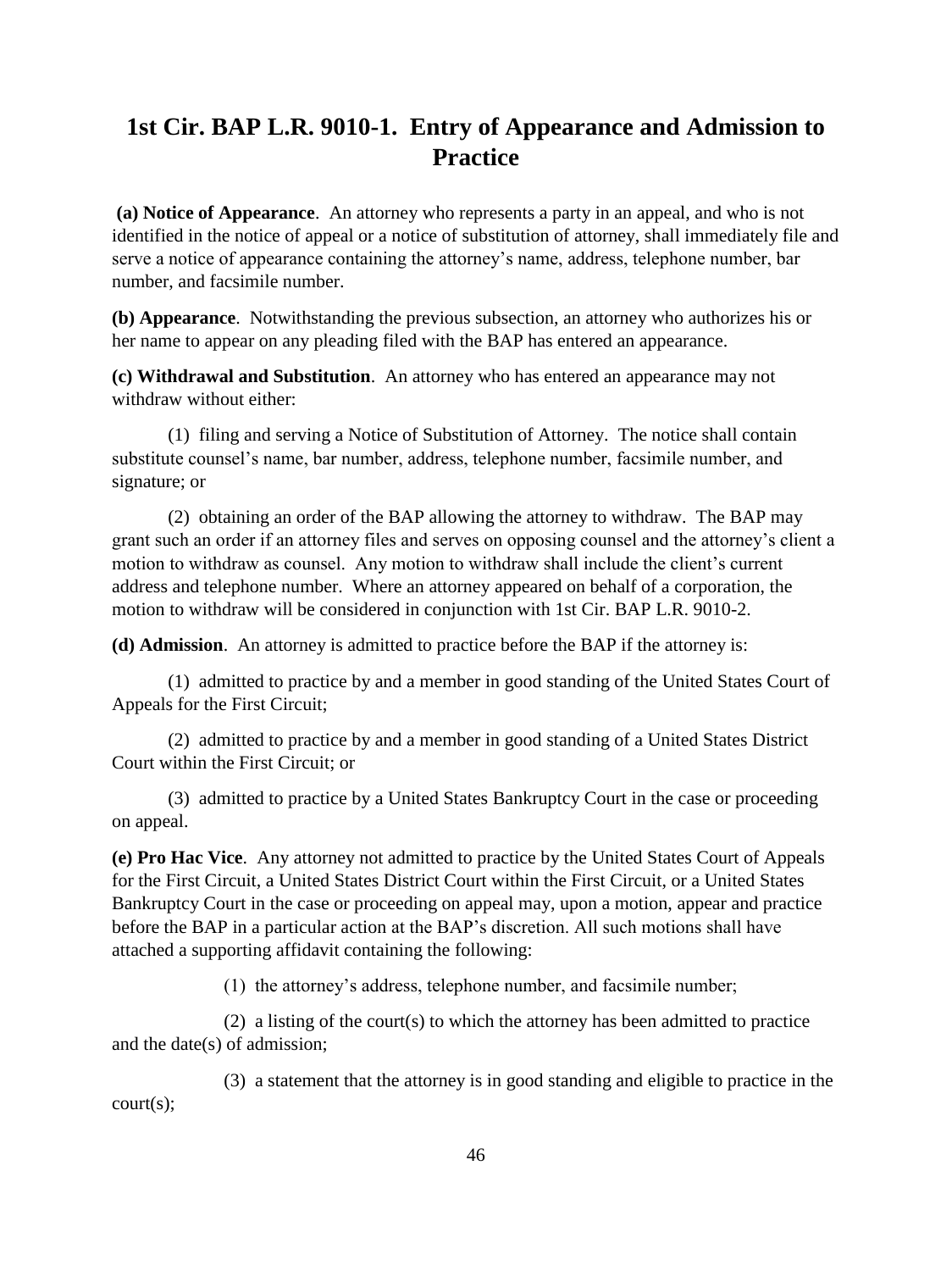# 1st Cir. BAP L.R. 9010-1. Entry of Appearance and Admission to Practice

**(a) Notice of Appearance**. An attorney who represents a party in an appeal, and who is not identified in the notice of appeal or a notice of substitution of attorney, shall immediately file and serve a notice of appearance containing the attorney's name, address, telephone number, bar number, and facsimile number.

**(b) Appearance**. Notwithstanding the previous subsection, an attorney who authorizes his or her name to appear on any pleading filed with the BAP has entered an appearance.

**(c) Withdrawal and Substitution**. An attorney who has entered an appearance may not withdraw without either:

(1) filing and serving a Notice of Substitution of Attorney. The notice shall contain substitute counsel's name, bar number, address, telephone number, facsimile number, and signature; or

(2) obtaining an order of the BAP allowing the attorney to withdraw. The BAP may grant such an order if an attorney files and serves on opposing counsel and the attorney's client a motion to withdraw as counsel. Any motion to withdraw shall include the client's current address and telephone number. Where an attorney appeared on behalf of a corporation, the motion to withdraw will be considered in conjunction with 1st Cir. BAP L.R. 9010-2.

**(d) Admission**. An attorney is admitted to practice before the BAP if the attorney is:

(1) admitted to practice by and a member in good standing of the United States Court of Appeals for the First Circuit;

(2) admitted to practice by and a member in good standing of a United States District Court within the First Circuit; or

(3) admitted to practice by a United States Bankruptcy Court in the case or proceeding on appeal.

**(e) Pro Hac Vice**. Any attorney not admitted to practice by the United States Court of Appeals for the First Circuit, a United States District Court within the First Circuit, or a United States Bankruptcy Court in the case or proceeding on appeal may, upon a motion, appear and practice before the BAP in a particular action at the BAP's discretion. All such motions shall have attached a supporting affidavit containing the following:

(1) the attorney's address, telephone number, and facsimile number;

(2) a listing of the court(s) to which the attorney has been admitted to practice and the date(s) of admission;

(3) a statement that the attorney is in good standing and eligible to practice in the court(s);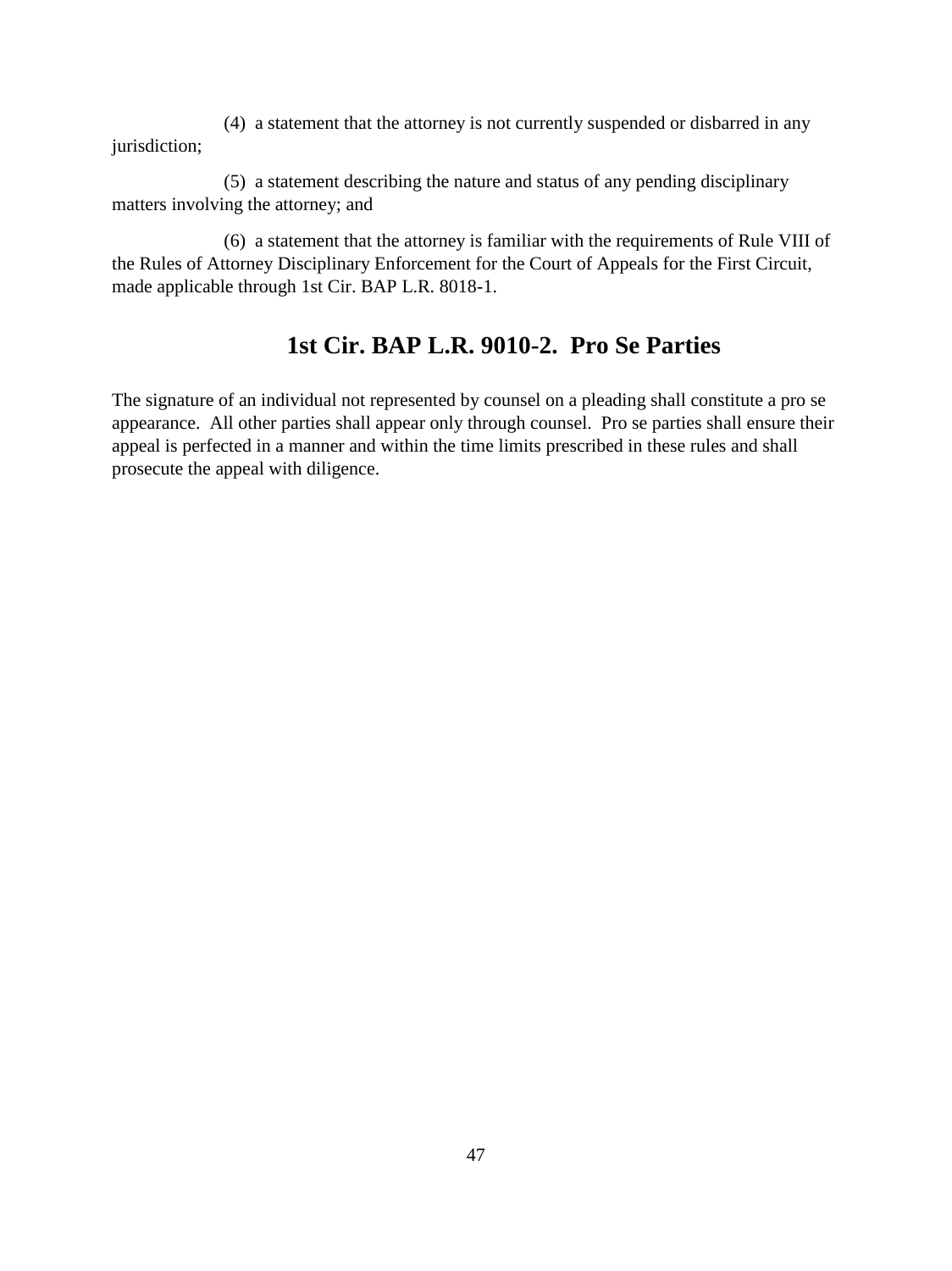(4) a statement that the attorney is not currently suspended or disbarred in any jurisdiction;

(5) a statement describing the nature and status of any pending disciplinary matters involving the attorney; and

(6) a statement that the attorney is familiar with the requirements of Rule VIII of the Rules of Attorney Disciplinary Enforcement for the Court of Appeals for the First Circuit, made applicable through 1st Cir. BAP L.R. 8018-1.

## 1st Cir. BAP L.R. 9010-2. Pro Se Parties

The signature of an individual not represented by counsel on a pleading shall constitute a pro se appearance. All other parties shall appear only through counsel. Pro se parties shall ensure their appeal is perfected in a manner and within the time limits prescribed in these rules and shall prosecute the appeal with diligence.